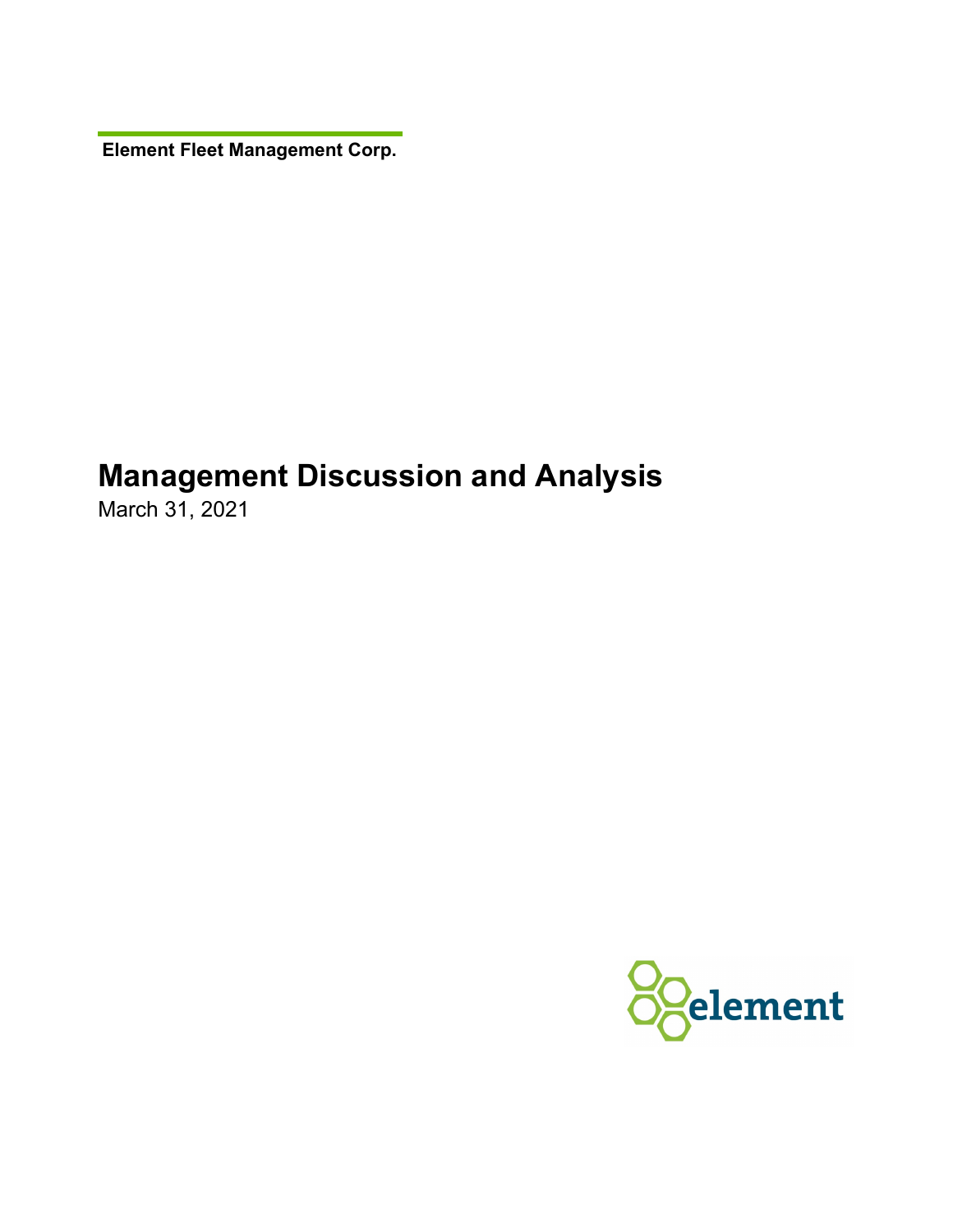**Element Fleet Management Corp.**

# Management Discussion and Analysis

March 31, 2021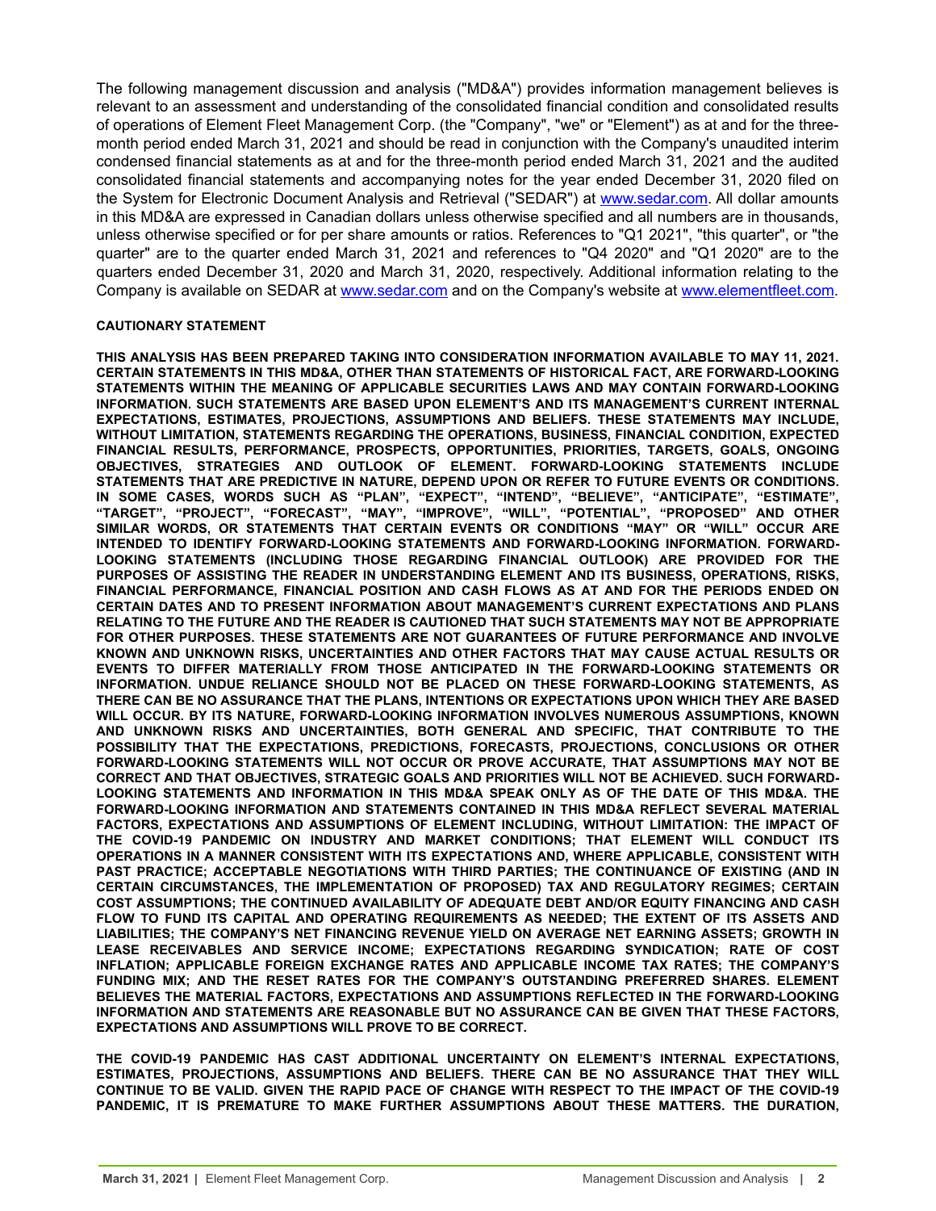The following management discussion and analysis ("MD&A") provides information management believes is relevant to an assessment and understanding of the consolidated financial condition and consolidated results of operations of Element Fleet Management Corp. (the "Company", "we" or "Element") as at and for the three-month period ended March 31, 2021 and should be read in conjunction with the Company's unaudited interim condensed financial statements as at and for the three-month period ended March 31, 2021 and the audited consolidated financial statements and accompanying notes for the year ended December 31, 2020 filed on the System for Electronic Document Analysis and Retrieval ("SEDAR") at www.sedar.com. All dollar amounts in this MD&A are expressed in Canadian dollars unless otherwise specified and all numbers are in thousands, unless otherwise specified or for per share amounts or ratios. References to "Q1 2021", "this quarter", or "the quarter" are to the quarter ended March 31, 2021 and references to "Q4 2020" and "Q1 2020" are to the quarters ended December 31, 2020 and March 31, 2020, respectively. Additional information relating to the Company is available on SEDAR at www.sedar.com and on the Company's website at www.elementfleet.com.

**CAUTIONARY STATEMENT**

**THIS ANALYSIS HAS BEEN PREPARED TAKING INTO CONSIDERATION INFORMATION AVAILABLE TO MAY 11, 2021. CERTAIN STATEMENTS IN THIS MD&A, OTHER THAN STATEMENTS OF HISTORICAL FACT, ARE FORWARD-LOOKING STATEMENTS WITHIN THE MEANING OF APPLICABLE SECURITIES LAWS AND MAY CONTAIN FORWARD-LOOKING INFORMATION. SUCH STATEMENTS ARE BASED UPON ELEMENT'S AND ITS MANAGEMENT'S CURRENT INTERNAL EXPECTATIONS, ESTIMATES, PROJECTIONS, ASSUMPTIONS AND BELIEFS. THESE STATEMENTS MAY INCLUDE, WITHOUT LIMITATION, STATEMENTS REGARDING THE OPERATIONS, BUSINESS, FINANCIAL CONDITION, EXPECTED FINANCIAL RESULTS, PERFORMANCE, PROSPECTS, OPPORTUNITIES, PRIORITIES, TARGETS, GOALS, ONGOING OBJECTIVES, STRATEGIES AND OUTLOOK OF ELEMENT. FORWARD-LOOKING STATEMENTS INCLUDE STATEMENTS THAT ARE PREDICTIVE IN NATURE, DEPEND UPON OR REFER TO FUTURE EVENTS OR CONDITIONS. IN SOME CASES, WORDS SUCH AS "PLAN", "EXPECT", "INTEND", "BELIEVE", "ANTICIPATE", "ESTIMATE", "TARGET", "PROJECT", "FORECAST", "MAY", "IMPROVE", "WILL", "POTENTIAL", "PROPOSED" AND OTHER SIMILAR WORDS, OR STATEMENTS THAT CERTAIN EVENTS OR CONDITIONS "MAY" OR "WILL" OCCUR ARE INTENDED TO IDENTIFY FORWARD-LOOKING STATEMENTS AND FORWARD-LOOKING INFORMATION. FORWARD-LOOKING STATEMENTS (INCLUDING THOSE REGARDING FINANCIAL OUTLOOK) ARE PROVIDED FOR THE PURPOSES OF ASSISTING THE READER IN UNDERSTANDING ELEMENT AND ITS BUSINESS, OPERATIONS, RISKS, FINANCIAL PERFORMANCE, FINANCIAL POSITION AND CASH FLOWS AS AT AND FOR THE PERIODS ENDED ON CERTAIN DATES AND TO PRESENT INFORMATION ABOUT MANAGEMENT'S CURRENT EXPECTATIONS AND PLANS RELATING TO THE FUTURE AND THE READER IS CAUTIONED THAT SUCH STATEMENTS MAY NOT BE APPROPRIATE FOR OTHER PURPOSES. THESE STATEMENTS ARE NOT GUARANTEES OF FUTURE PERFORMANCE AND INVOLVE KNOWN AND UNKNOWN RISKS, UNCERTAINTIES AND OTHER FACTORS THAT MAY CAUSE ACTUAL RESULTS OR EVENTS TO DIFFER MATERIALLY FROM THOSE ANTICIPATED IN THE FORWARD-LOOKING STATEMENTS OR INFORMATION. UNDUE RELIANCE SHOULD NOT BE PLACED ON THESE FORWARD-LOOKING STATEMENTS, AS THERE CAN BE NO ASSURANCE THAT THE PLANS, INTENTIONS OR EXPECTATIONS UPON WHICH THEY ARE BASED WILL OCCUR. BY ITS NATURE, FORWARD-LOOKING INFORMATION INVOLVES NUMEROUS ASSUMPTIONS, KNOWN AND UNKNOWN RISKS AND UNCERTAINTIES, BOTH GENERAL AND SPECIFIC, THAT CONTRIBUTE TO THE POSSIBILITY THAT THE EXPECTATIONS, PREDICTIONS, FORECASTS, PROJECTIONS, CONCLUSIONS OR OTHER FORWARD-LOOKING STATEMENTS WILL NOT OCCUR OR PROVE ACCURATE, THAT ASSUMPTIONS MAY NOT BE CORRECT AND THAT OBJECTIVES, STRATEGIC GOALS AND PRIORITIES WILL NOT BE ACHIEVED. SUCH FORWARD-LOOKING STATEMENTS AND INFORMATION IN THIS MD&A SPEAK ONLY AS OF THE DATE OF THIS MD&A. THE FORWARD-LOOKING INFORMATION AND STATEMENTS CONTAINED IN THIS MD&A REFLECT SEVERAL MATERIAL FACTORS, EXPECTATIONS AND ASSUMPTIONS OF ELEMENT INCLUDING, WITHOUT LIMITATION: THE IMPACT OF THE COVID-19 PANDEMIC ON INDUSTRY AND MARKET CONDITIONS; THAT ELEMENT WILL CONDUCT ITS OPERATIONS IN A MANNER CONSISTENT WITH ITS EXPECTATIONS AND, WHERE APPLICABLE, CONSISTENT WITH PAST PRACTICE; ACCEPTABLE NEGOTIATIONS WITH THIRD PARTIES; THE CONTINUANCE OF EXISTING (AND IN CERTAIN CIRCUMSTANCES, THE IMPLEMENTATION OF PROPOSED) TAX AND REGULATORY REGIMES; CERTAIN COST ASSUMPTIONS; THE CONTINUED AVAILABILITY OF ADEQUATE DEBT AND/OR EQUITY FINANCING AND CASH FLOW TO FUND ITS CAPITAL AND OPERATING REQUIREMENTS AS NEEDED; THE EXTENT OF ITS ASSETS AND LIABILITIES; THE COMPANY'S NET FINANCING REVENUE YIELD ON AVERAGE NET EARNING ASSETS; GROWTH IN LEASE RECEIVABLES AND SERVICE INCOME; EXPECTATIONS REGARDING SYNDICATION; RATE OF COST INFLATION; APPLICABLE FOREIGN EXCHANGE RATES AND APPLICABLE INCOME TAX RATES; THE COMPANY'S FUNDING MIX; AND THE RESET RATES FOR THE COMPANY'S OUTSTANDING PREFERRED SHARES. ELEMENT BELIEVES THE MATERIAL FACTORS, EXPECTATIONS AND ASSUMPTIONS REFLECTED IN THE FORWARD-LOOKING INFORMATION AND STATEMENTS ARE REASONABLE BUT NO ASSURANCE CAN BE GIVEN THAT THESE FACTORS, EXPECTATIONS AND ASSUMPTIONS WILL PROVE TO BE CORRECT.**

**THE COVID-19 PANDEMIC HAS CAST ADDITIONAL UNCERTAINTY ON ELEMENT'S INTERNAL EXPECTATIONS, ESTIMATES, PROJECTIONS, ASSUMPTIONS AND BELIEFS. THERE CAN BE NO ASSURANCE THAT THEY WILL CONTINUE TO BE VALID. GIVEN THE RAPID PACE OF CHANGE WITH RESPECT TO THE IMPACT OF THE COVID-19 PANDEMIC, IT IS PREMATURE TO MAKE FURTHER ASSUMPTIONS ABOUT THESE MATTERS. THE DURATION,**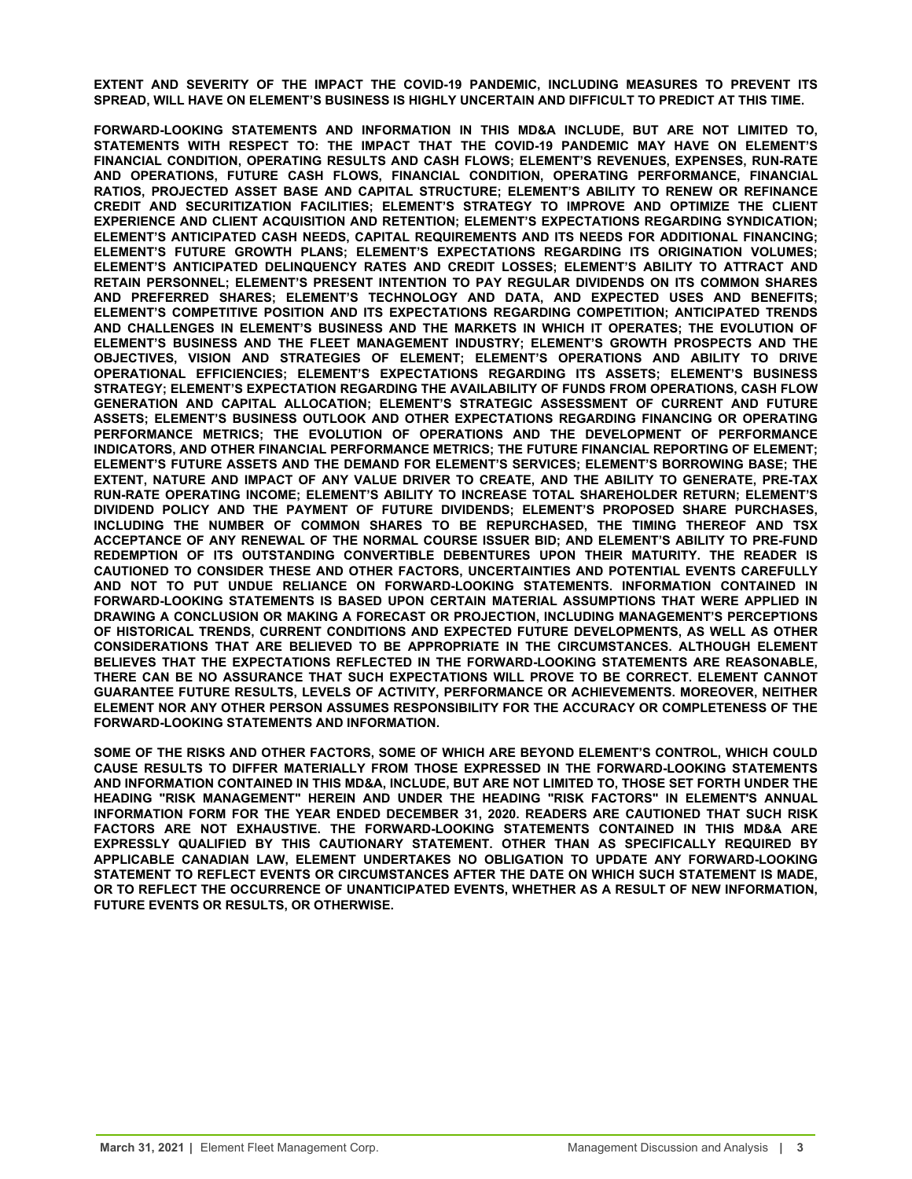**EXTENT AND SEVERITY OF THE IMPACT THE COVID-19 PANDEMIC, INCLUDING MEASURES TO PREVENT ITS SPREAD, WILL HAVE ON ELEMENT'S BUSINESS IS HIGHLY UNCERTAIN AND DIFFICULT TO PREDICT AT THIS TIME.**

**FORWARD-LOOKING STATEMENTS AND INFORMATION IN THIS MD&A INCLUDE, BUT ARE NOT LIMITED TO, STATEMENTS WITH RESPECT TO: THE IMPACT THAT THE COVID-19 PANDEMIC MAY HAVE ON ELEMENT'S FINANCIAL CONDITION, OPERATING RESULTS AND CASH FLOWS; ELEMENT'S REVENUES, EXPENSES, RUN-RATE AND OPERATIONS, FUTURE CASH FLOWS, FINANCIAL CONDITION, OPERATING PERFORMANCE, FINANCIAL RATIOS, PROJECTED ASSET BASE AND CAPITAL STRUCTURE; ELEMENT'S ABILITY TO RENEW OR REFINANCE CREDIT AND SECURITIZATION FACILITIES; ELEMENT'S STRATEGY TO IMPROVE AND OPTIMIZE THE CLIENT EXPERIENCE AND CLIENT ACQUISITION AND RETENTION; ELEMENT'S EXPECTATIONS REGARDING SYNDICATION; ELEMENT'S ANTICIPATED CASH NEEDS, CAPITAL REQUIREMENTS AND ITS NEEDS FOR ADDITIONAL FINANCING; ELEMENT'S FUTURE GROWTH PLANS; ELEMENT'S EXPECTATIONS REGARDING ITS ORIGINATION VOLUMES; ELEMENT'S ANTICIPATED DELINQUENCY RATES AND CREDIT LOSSES; ELEMENT'S ABILITY TO ATTRACT AND RETAIN PERSONNEL; ELEMENT'S PRESENT INTENTION TO PAY REGULAR DIVIDENDS ON ITS COMMON SHARES AND PREFERRED SHARES; ELEMENT'S TECHNOLOGY AND DATA, AND EXPECTED USES AND BENEFITS; ELEMENT'S COMPETITIVE POSITION AND ITS EXPECTATIONS REGARDING COMPETITION; ANTICIPATED TRENDS AND CHALLENGES IN ELEMENT'S BUSINESS AND THE MARKETS IN WHICH IT OPERATES; THE EVOLUTION OF ELEMENT'S BUSINESS AND THE FLEET MANAGEMENT INDUSTRY; ELEMENT'S GROWTH PROSPECTS AND THE OBJECTIVES, VISION AND STRATEGIES OF ELEMENT; ELEMENT'S OPERATIONS AND ABILITY TO DRIVE OPERATIONAL EFFICIENCIES; ELEMENT'S EXPECTATIONS REGARDING ITS ASSETS; ELEMENT'S BUSINESS STRATEGY; ELEMENT'S EXPECTATION REGARDING THE AVAILABILITY OF FUNDS FROM OPERATIONS, CASH FLOW GENERATION AND CAPITAL ALLOCATION; ELEMENT'S STRATEGIC ASSESSMENT OF CURRENT AND FUTURE ASSETS; ELEMENT'S BUSINESS OUTLOOK AND OTHER EXPECTATIONS REGARDING FINANCING OR OPERATING PERFORMANCE METRICS; THE EVOLUTION OF OPERATIONS AND THE DEVELOPMENT OF PERFORMANCE INDICATORS, AND OTHER FINANCIAL PERFORMANCE METRICS; THE FUTURE FINANCIAL REPORTING OF ELEMENT; ELEMENT'S FUTURE ASSETS AND THE DEMAND FOR ELEMENT'S SERVICES; ELEMENT'S BORROWING BASE; THE EXTENT, NATURE AND IMPACT OF ANY VALUE DRIVER TO CREATE, AND THE ABILITY TO GENERATE, PRE-TAX RUN-RATE OPERATING INCOME; ELEMENT'S ABILITY TO INCREASE TOTAL SHAREHOLDER RETURN; ELEMENT'S DIVIDEND POLICY AND THE PAYMENT OF FUTURE DIVIDENDS; ELEMENT'S PROPOSED SHARE PURCHASES, INCLUDING THE NUMBER OF COMMON SHARES TO BE REPURCHASED, THE TIMING THEREOF AND TSX ACCEPTANCE OF ANY RENEWAL OF THE NORMAL COURSE ISSUER BID; AND ELEMENT'S ABILITY TO PRE-FUND REDEMPTION OF ITS OUTSTANDING CONVERTIBLE DEBENTURES UPON THEIR MATURITY. THE READER IS CAUTIONED TO CONSIDER THESE AND OTHER FACTORS, UNCERTAINTIES AND POTENTIAL EVENTS CAREFULLY AND NOT TO PUT UNDUE RELIANCE ON FORWARD-LOOKING STATEMENTS. INFORMATION CONTAINED IN FORWARD-LOOKING STATEMENTS IS BASED UPON CERTAIN MATERIAL ASSUMPTIONS THAT WERE APPLIED IN DRAWING A CONCLUSION OR MAKING A FORECAST OR PROJECTION, INCLUDING MANAGEMENT'S PERCEPTIONS OF HISTORICAL TRENDS, CURRENT CONDITIONS AND EXPECTED FUTURE DEVELOPMENTS, AS WELL AS OTHER CONSIDERATIONS THAT ARE BELIEVED TO BE APPROPRIATE IN THE CIRCUMSTANCES. ALTHOUGH ELEMENT BELIEVES THAT THE EXPECTATIONS REFLECTED IN THE FORWARD-LOOKING STATEMENTS ARE REASONABLE, THERE CAN BE NO ASSURANCE THAT SUCH EXPECTATIONS WILL PROVE TO BE CORRECT. ELEMENT CANNOT GUARANTEE FUTURE RESULTS, LEVELS OF ACTIVITY, PERFORMANCE OR ACHIEVEMENTS. MOREOVER, NEITHER ELEMENT NOR ANY OTHER PERSON ASSUMES RESPONSIBILITY FOR THE ACCURACY OR COMPLETENESS OF THE FORWARD-LOOKING STATEMENTS AND INFORMATION.**

**SOME OF THE RISKS AND OTHER FACTORS, SOME OF WHICH ARE BEYOND ELEMENT'S CONTROL, WHICH COULD CAUSE RESULTS TO DIFFER MATERIALLY FROM THOSE EXPRESSED IN THE FORWARD-LOOKING STATEMENTS AND INFORMATION CONTAINED IN THIS MD&A, INCLUDE, BUT ARE NOT LIMITED TO, THOSE SET FORTH UNDER THE HEADING "RISK MANAGEMENT" HEREIN AND UNDER THE HEADING "RISK FACTORS" IN ELEMENT'S ANNUAL INFORMATION FORM FOR THE YEAR ENDED DECEMBER 31, 2020. READERS ARE CAUTIONED THAT SUCH RISK FACTORS ARE NOT EXHAUSTIVE. THE FORWARD-LOOKING STATEMENTS CONTAINED IN THIS MD&A ARE EXPRESSLY QUALIFIED BY THIS CAUTIONARY STATEMENT. OTHER THAN AS SPECIFICALLY REQUIRED BY APPLICABLE CANADIAN LAW, ELEMENT UNDERTAKES NO OBLIGATION TO UPDATE ANY FORWARD-LOOKING STATEMENT TO REFLECT EVENTS OR CIRCUMSTANCES AFTER THE DATE ON WHICH SUCH STATEMENT IS MADE, OR TO REFLECT THE OCCURRENCE OF UNANTICIPATED EVENTS, WHETHER AS A RESULT OF NEW INFORMATION, FUTURE EVENTS OR RESULTS, OR OTHERWISE.**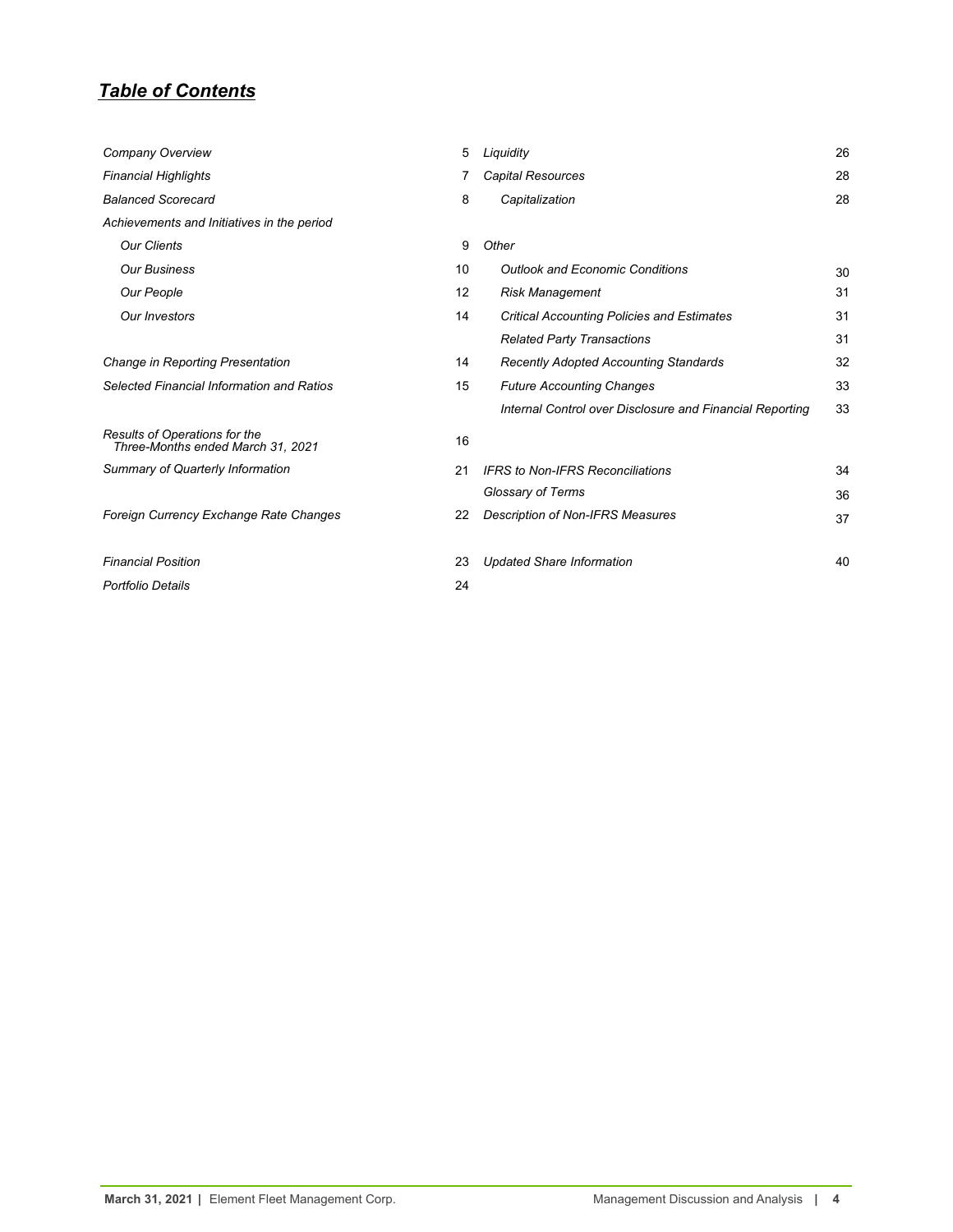## *Table of Contents*

| | |
|---|---|
| *Company Overview* | 5 |
| *Financial Highlights* | 7 |
| *Balanced Scorecard* | 8 |
| *Achievements and Initiatives in the period* | |
| *Our Clients* | 9 |
| *Our Business* | 10 |
| *Our People* | 12 |
| *Our Investors* | 14 |
| *Change in Reporting Presentation* | 14 |
| *Selected Financial Information and Ratios* | 15 |
| *Results of Operations for the Three-Months ended March 31, 2021* | 16 |
| *Summary of Quarterly Information* | 21 |
| *Foreign Currency Exchange Rate Changes* | 22 |
| *Financial Position* | 23 |
| *Portfolio Details* | 24 |
| *Liquidity* | 26 |
| *Capital Resources* | 28 |
| *Capitalization* | 28 |
| *Other* | |
| *Outlook and Economic Conditions* | 30 |
| *Risk Management* | 31 |
| *Critical Accounting Policies and Estimates* | 31 |
| *Related Party Transactions* | 31 |
| *Recently Adopted Accounting Standards* | 32 |
| *Future Accounting Changes* | 33 |
| *Internal Control over Disclosure and Financial Reporting* | 33 |
| *IFRS to Non-IFRS Reconciliations* | 34 |
| *Glossary of Terms* | 36 |
| *Description of Non-IFRS Measures* | 37 |
| *Updated Share Information* | 40 |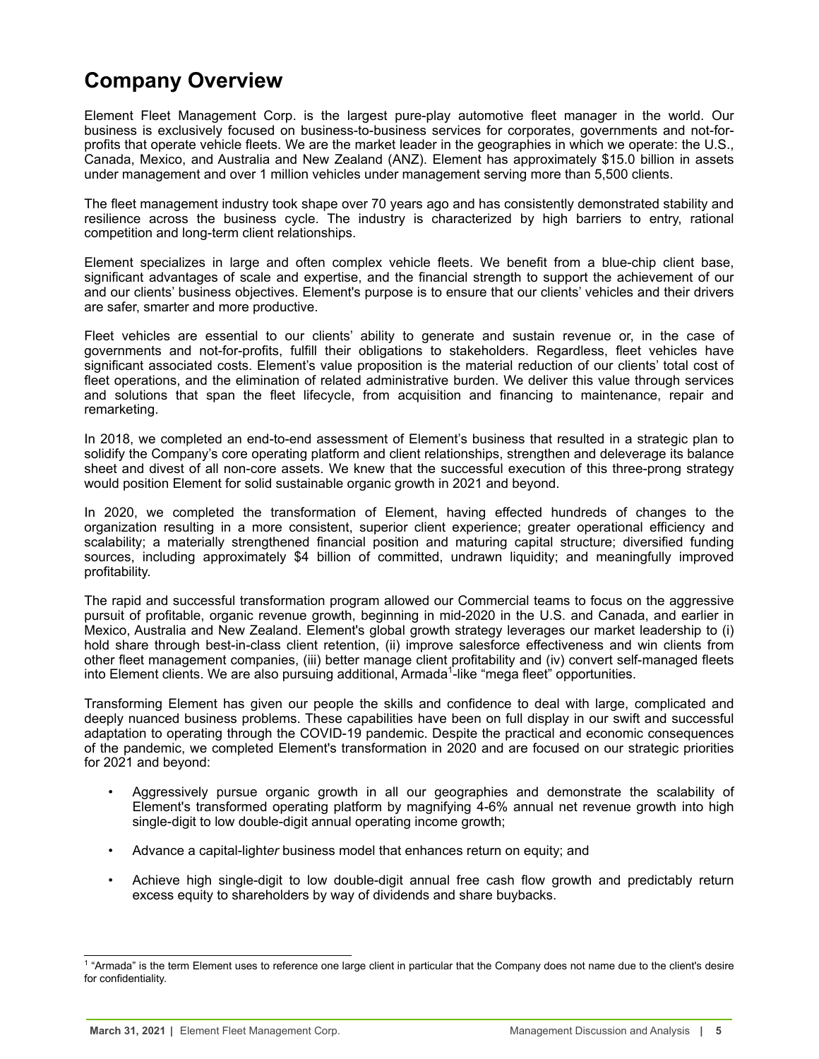# Company Overview

Element Fleet Management Corp. is the largest pure-play automotive fleet manager in the world. Our business is exclusively focused on business-to-business services for corporates, governments and not-for-profits that operate vehicle fleets. We are the market leader in the geographies in which we operate: the U.S., Canada, Mexico, and Australia and New Zealand (ANZ). Element has approximately $15.0 billion in assets under management and over 1 million vehicles under management serving more than 5,500 clients.

The fleet management industry took shape over 70 years ago and has consistently demonstrated stability and resilience across the business cycle. The industry is characterized by high barriers to entry, rational competition and long-term client relationships.

Element specializes in large and often complex vehicle fleets. We benefit from a blue-chip client base, significant advantages of scale and expertise, and the financial strength to support the achievement of our and our clients' business objectives. Element's purpose is to ensure that our clients' vehicles and their drivers are safer, smarter and more productive.

Fleet vehicles are essential to our clients' ability to generate and sustain revenue or, in the case of governments and not-for-profits, fulfill their obligations to stakeholders. Regardless, fleet vehicles have significant associated costs. Element's value proposition is the material reduction of our clients' total cost of fleet operations, and the elimination of related administrative burden. We deliver this value through services and solutions that span the fleet lifecycle, from acquisition and financing to maintenance, repair and remarketing.

In 2018, we completed an end-to-end assessment of Element's business that resulted in a strategic plan to solidify the Company's core operating platform and client relationships, strengthen and deleverage its balance sheet and divest of all non-core assets. We knew that the successful execution of this three-prong strategy would position Element for solid sustainable organic growth in 2021 and beyond.

In 2020, we completed the transformation of Element, having effected hundreds of changes to the organization resulting in a more consistent, superior client experience; greater operational efficiency and scalability; a materially strengthened financial position and maturing capital structure; diversified funding sources, including approximately $4 billion of committed, undrawn liquidity; and meaningfully improved profitability.

The rapid and successful transformation program allowed our Commercial teams to focus on the aggressive pursuit of profitable, organic revenue growth, beginning in mid-2020 in the U.S. and Canada, and earlier in Mexico, Australia and New Zealand. Element's global growth strategy leverages our market leadership to (i) hold share through best-in-class client retention, (ii) improve salesforce effectiveness and win clients from other fleet management companies, (iii) better manage client profitability and (iv) convert self-managed fleets into Element clients. We are also pursuing additional, Armada[1]-like "mega fleet" opportunities.

Transforming Element has given our people the skills and confidence to deal with large, complicated and deeply nuanced business problems. These capabilities have been on full display in our swift and successful adaptation to operating through the COVID-19 pandemic. Despite the practical and economic consequences of the pandemic, we completed Element's transformation in 2020 and are focused on our strategic priorities for 2021 and beyond:

- Aggressively pursue organic growth in all our geographies and demonstrate the scalability of Element's transformed operating platform by magnifying 4-6% annual net revenue growth into high single-digit to low double-digit annual operating income growth;
- Advance a capital-light*er* business model that enhances return on equity; and
- Achieve high single-digit to low double-digit annual free cash flow growth and predictably return excess equity to shareholders by way of dividends and share buybacks.

[1] "Armada" is the term Element uses to reference one large client in particular that the Company does not name due to the client's desire for confidentiality.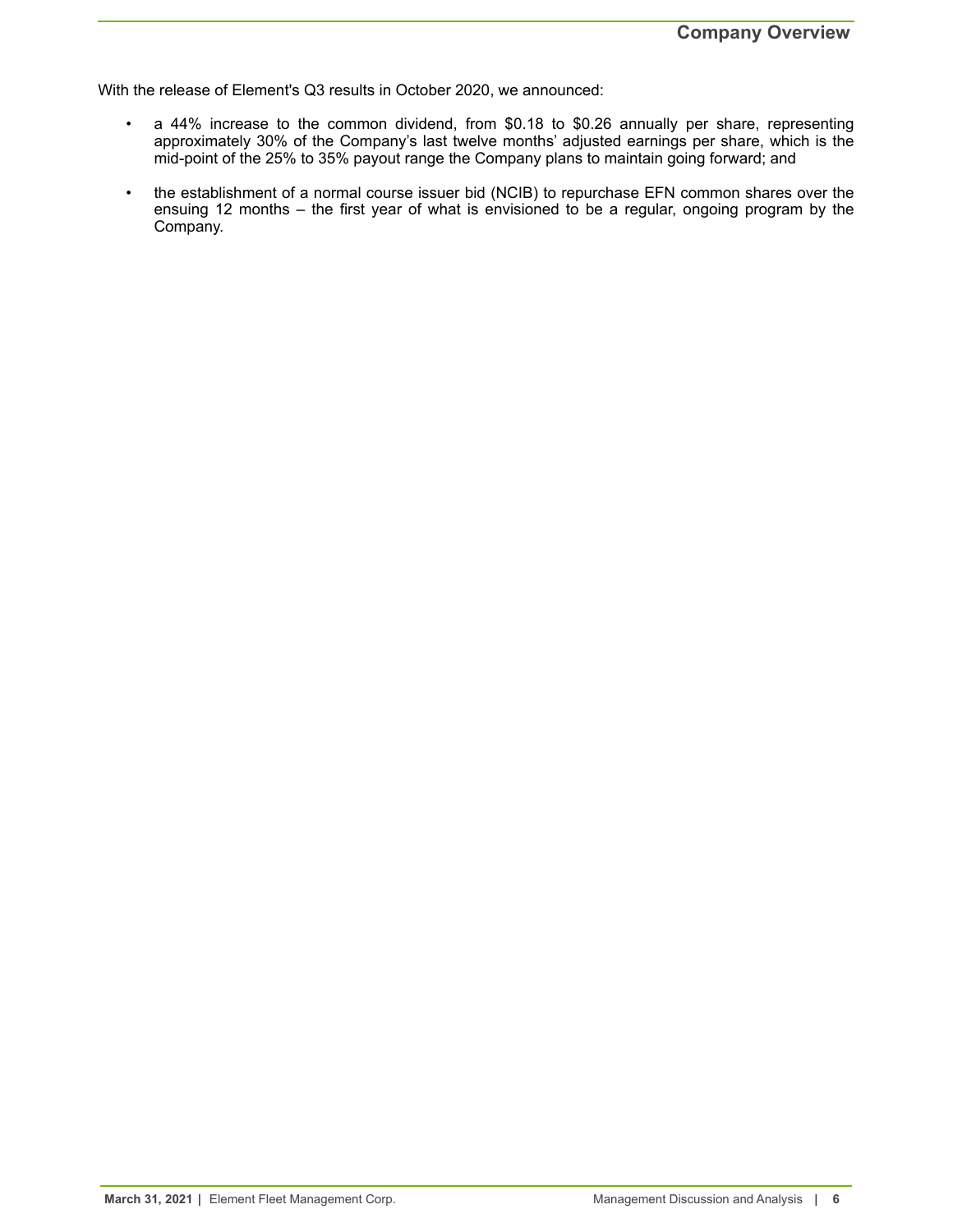With the release of Element's Q3 results in October 2020, we announced:

- a 44% increase to the common dividend, from $0.18 to $0.26 annually per share, representing approximately 30% of the Company's last twelve months' adjusted earnings per share, which is the mid-point of the 25% to 35% payout range the Company plans to maintain going forward; and
- the establishment of a normal course issuer bid (NCIB) to repurchase EFN common shares over the ensuing 12 months – the first year of what is envisioned to be a regular, ongoing program by the Company.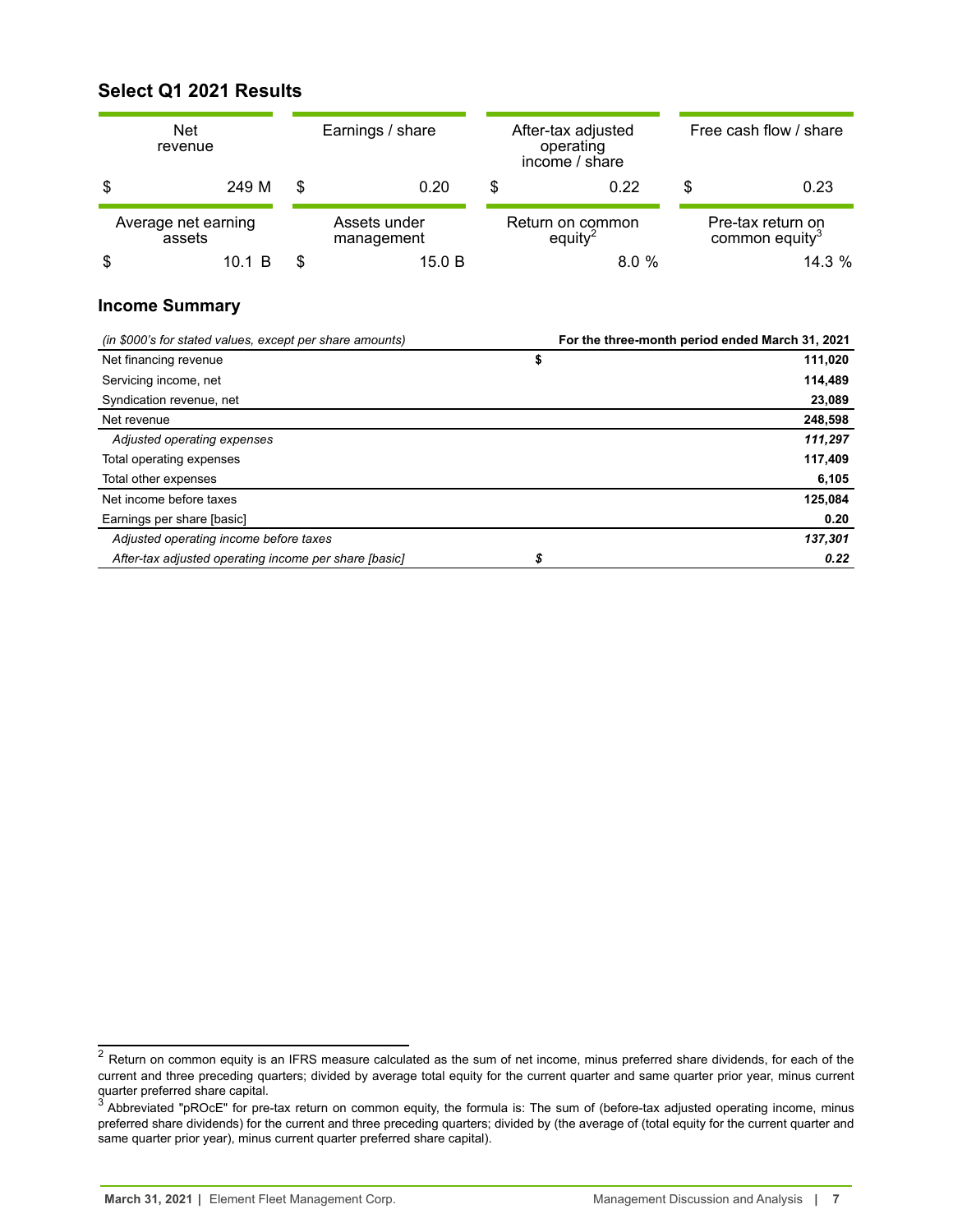## Select Q1 2021 Results

| Net revenue | Earnings / share | After-tax adjusted operating income / share | Free cash flow / share |
|---|---|---|---|
| $ 249 M | $ 0.20 | $ 0.22 | $ 0.23 |
| **Average net earning assets** | **Assets under management** | **Return on common equity[2]** | **Pre-tax return on common equity[3]** |
| $ 10.1 B | $ 15.0 B | 8.0 % | 14.3 % |

## Income Summary

| *(in $000's for stated values, except per share amounts)* | **For the three-month period ended March 31, 2021** |
|---|---|
| Net financing revenue | **$ 111,020** |
| Servicing income, net | **114,489** |
| Syndication revenue, net | **23,089** |
| Net revenue | **248,598** |
| *Adjusted operating expenses* | ***111,297*** |
| Total operating expenses | **117,409** |
| Total other expenses | **6,105** |
| Net income before taxes | **125,084** |
| Earnings per share [basic] | **0.20** |
| *Adjusted operating income before taxes* | ***137,301*** |
| *After-tax adjusted operating income per share [basic]* | ***$ 0.22*** |

---

[2] Return on common equity is an IFRS measure calculated as the sum of net income, minus preferred share dividends, for each of the current and three preceding quarters; divided by average total equity for the current quarter and same quarter prior year, minus current quarter preferred share capital.

[3] Abbreviated "pROcE" for pre-tax return on common equity, the formula is: The sum of (before-tax adjusted operating income, minus preferred share dividends) for the current and three preceding quarters; divided by (the average of (total equity for the current quarter and same quarter prior year), minus current quarter preferred share capital).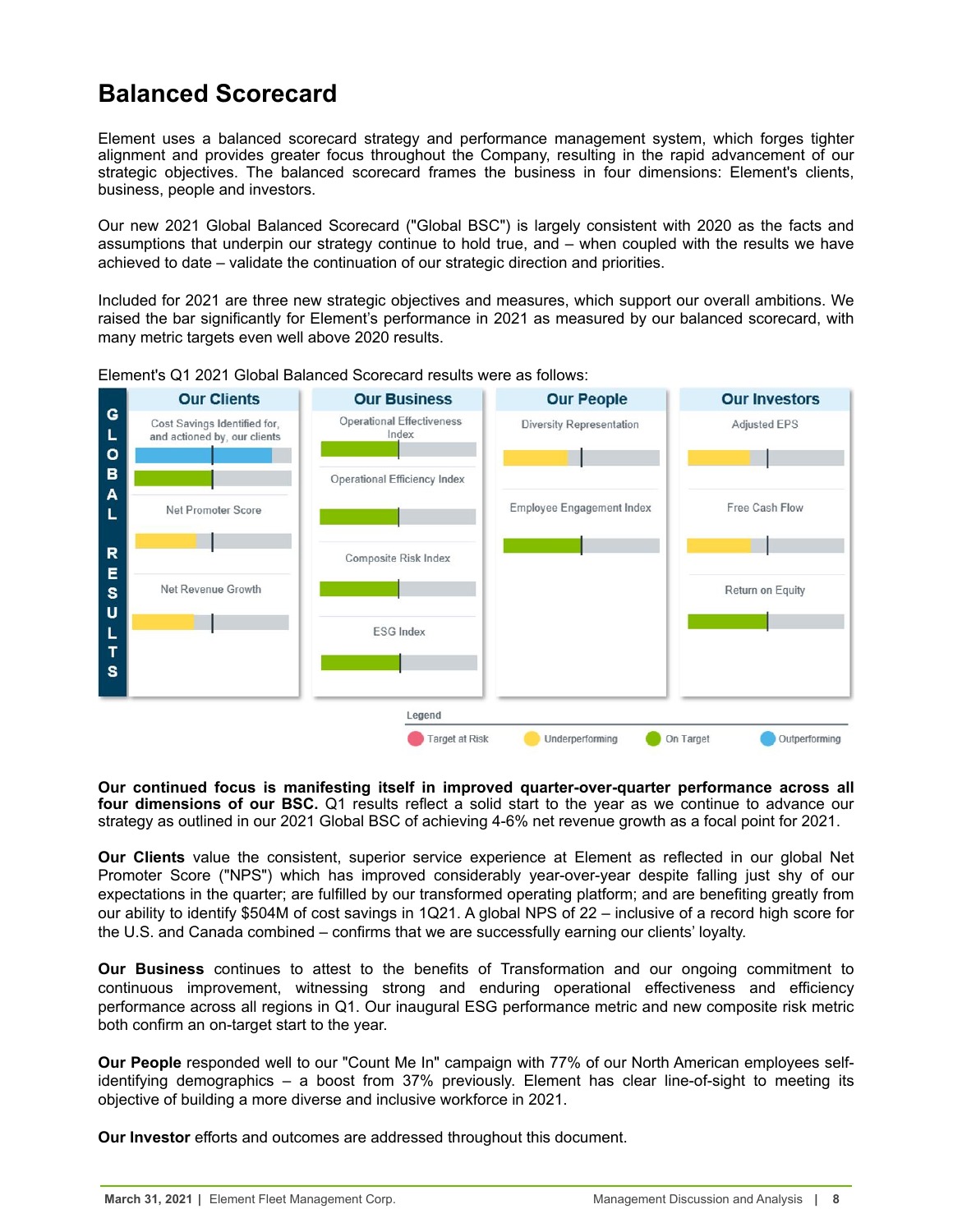## Balanced Scorecard

Element uses a balanced scorecard strategy and performance management system, which forges tighter alignment and provides greater focus throughout the Company, resulting in the rapid advancement of our strategic objectives. The balanced scorecard frames the business in four dimensions: Element's clients, business, people and investors.

Our new 2021 Global Balanced Scorecard ("Global BSC") is largely consistent with 2020 as the facts and assumptions that underpin our strategy continue to hold true, and – when coupled with the results we have achieved to date – validate the continuation of our strategic direction and priorities.

Included for 2021 are three new strategic objectives and measures, which support our overall ambitions. We raised the bar significantly for Element's performance in 2021 as measured by our balanced scorecard, with many metric targets even well above 2020 results.

Element's Q1 2021 Global Balanced Scorecard results were as follows:

**GLOBAL RESULTS**

| Our Clients | Our Business | Our People | Our Investors |
|---|---|---|---|
| Cost Savings Identified for, and actioned by, our clients: Outperforming (identified); On Target (actioned) | Operational Effectiveness Index: On Target | Diversity Representation: Underperforming | Adjusted EPS: Underperforming |
| Net Promoter Score: Underperforming | Operational Efficiency Index: On Target | Employee Engagement Index: On Target | Free Cash Flow: Underperforming |
| Net Revenue Growth: Underperforming | Composite Risk Index: On Target | | Return on Equity: On Target |
| | ESG Index: On Target | | |

Legend: Target at Risk; Underperforming; On Target; Outperforming

**Our continued focus is manifesting itself in improved quarter-over-quarter performance across all four dimensions of our BSC.** Q1 results reflect a solid start to the year as we continue to advance our strategy as outlined in our 2021 Global BSC of achieving 4-6% net revenue growth as a focal point for 2021.

**Our Clients** value the consistent, superior service experience at Element as reflected in our global Net Promoter Score ("NPS") which has improved considerably year-over-year despite falling just shy of our expectations in the quarter; are fulfilled by our transformed operating platform; and are benefiting greatly from our ability to identify $504M of cost savings in 1Q21. A global NPS of 22 – inclusive of a record high score for the U.S. and Canada combined – confirms that we are successfully earning our clients' loyalty.

**Our Business** continues to attest to the benefits of Transformation and our ongoing commitment to continuous improvement, witnessing strong and enduring operational effectiveness and efficiency performance across all regions in Q1. Our inaugural ESG performance metric and new composite risk metric both confirm an on-target start to the year.

**Our People** responded well to our "Count Me In" campaign with 77% of our North American employees self-identifying demographics – a boost from 37% previously. Element has clear line-of-sight to meeting its objective of building a more diverse and inclusive workforce in 2021.

**Our Investor** efforts and outcomes are addressed throughout this document.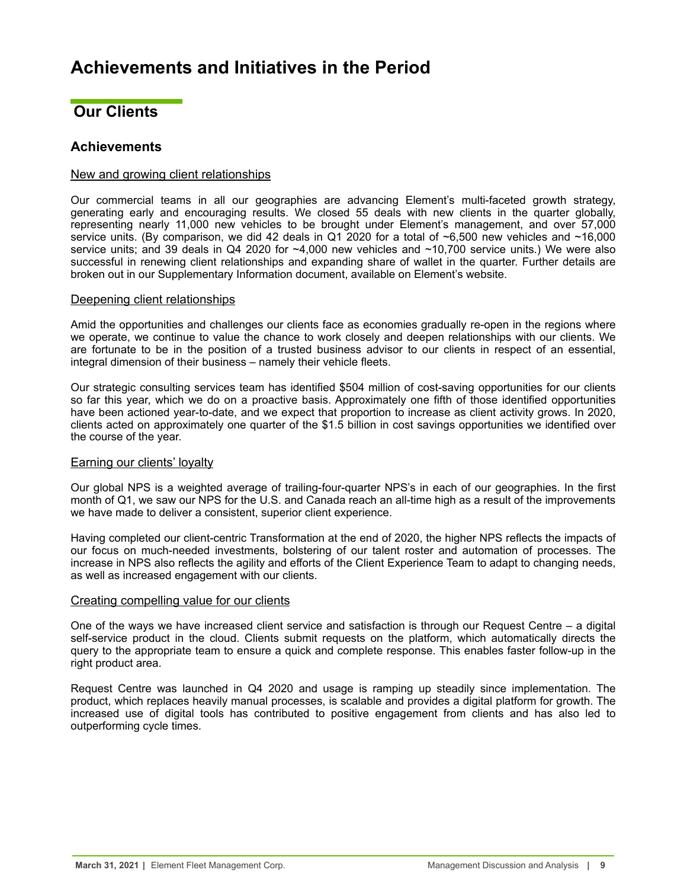# Achievements and Initiatives in the Period

## Our Clients

### Achievements

New and growing client relationships

Our commercial teams in all our geographies are advancing Element's multi-faceted growth strategy, generating early and encouraging results. We closed 55 deals with new clients in the quarter globally, representing nearly 11,000 new vehicles to be brought under Element's management, and over 57,000 service units. (By comparison, we did 42 deals in Q1 2020 for a total of ~6,500 new vehicles and ~16,000 service units; and 39 deals in Q4 2020 for ~4,000 new vehicles and ~10,700 service units.) We were also successful in renewing client relationships and expanding share of wallet in the quarter. Further details are broken out in our Supplementary Information document, available on Element's website.

Deepening client relationships

Amid the opportunities and challenges our clients face as economies gradually re-open in the regions where we operate, we continue to value the chance to work closely and deepen relationships with our clients. We are fortunate to be in the position of a trusted business advisor to our clients in respect of an essential, integral dimension of their business – namely their vehicle fleets.

Our strategic consulting services team has identified $504 million of cost-saving opportunities for our clients so far this year, which we do on a proactive basis. Approximately one fifth of those identified opportunities have been actioned year-to-date, and we expect that proportion to increase as client activity grows. In 2020, clients acted on approximately one quarter of the $1.5 billion in cost savings opportunities we identified over the course of the year.

Earning our clients' loyalty

Our global NPS is a weighted average of trailing-four-quarter NPS's in each of our geographies. In the first month of Q1, we saw our NPS for the U.S. and Canada reach an all-time high as a result of the improvements we have made to deliver a consistent, superior client experience.

Having completed our client-centric Transformation at the end of 2020, the higher NPS reflects the impacts of our focus on much-needed investments, bolstering of our talent roster and automation of processes. The increase in NPS also reflects the agility and efforts of the Client Experience Team to adapt to changing needs, as well as increased engagement with our clients.

Creating compelling value for our clients

One of the ways we have increased client service and satisfaction is through our Request Centre – a digital self-service product in the cloud. Clients submit requests on the platform, which automatically directs the query to the appropriate team to ensure a quick and complete response. This enables faster follow-up in the right product area.

Request Centre was launched in Q4 2020 and usage is ramping up steadily since implementation. The product, which replaces heavily manual processes, is scalable and provides a digital platform for growth. The increased use of digital tools has contributed to positive engagement from clients and has also led to outperforming cycle times.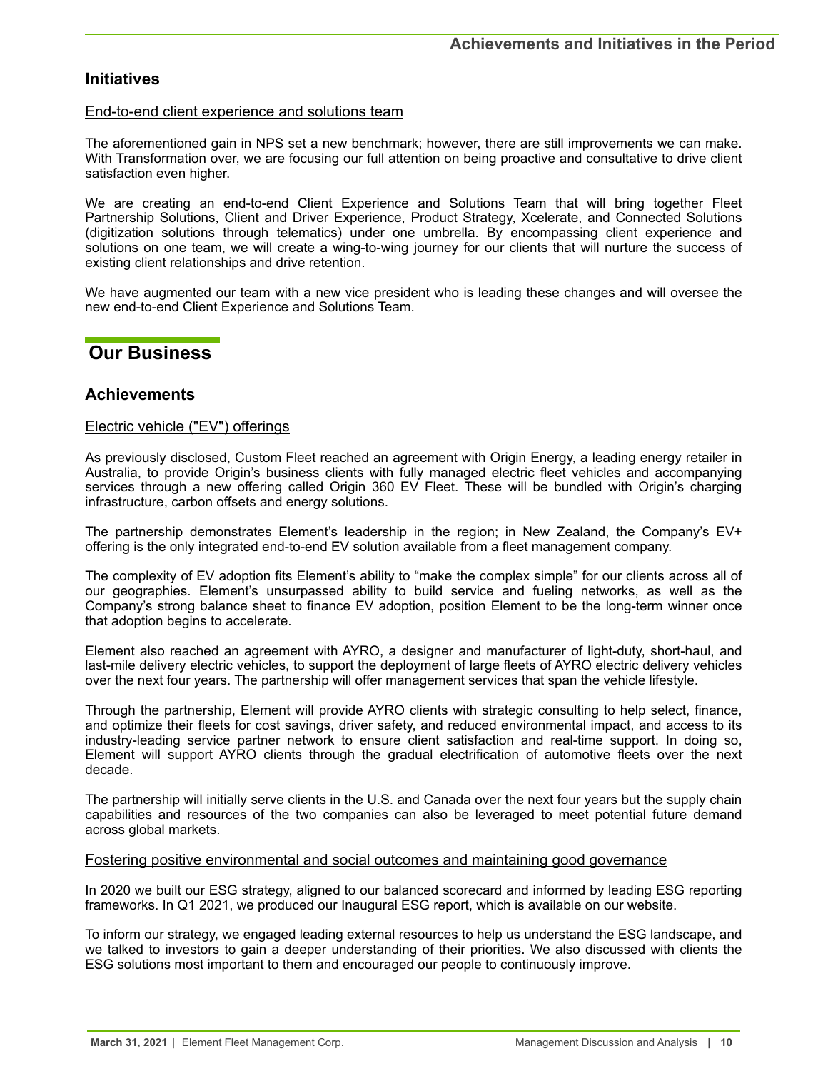### Initiatives

End-to-end client experience and solutions team

The aforementioned gain in NPS set a new benchmark; however, there are still improvements we can make. With Transformation over, we are focusing our full attention on being proactive and consultative to drive client satisfaction even higher.

We are creating an end-to-end Client Experience and Solutions Team that will bring together Fleet Partnership Solutions, Client and Driver Experience, Product Strategy, Xcelerate, and Connected Solutions (digitization solutions through telematics) under one umbrella. By encompassing client experience and solutions on one team, we will create a wing-to-wing journey for our clients that will nurture the success of existing client relationships and drive retention.

We have augmented our team with a new vice president who is leading these changes and will oversee the new end-to-end Client Experience and Solutions Team.

## Our Business

### Achievements

Electric vehicle ("EV") offerings

As previously disclosed, Custom Fleet reached an agreement with Origin Energy, a leading energy retailer in Australia, to provide Origin's business clients with fully managed electric fleet vehicles and accompanying services through a new offering called Origin 360 EV Fleet. These will be bundled with Origin's charging infrastructure, carbon offsets and energy solutions.

The partnership demonstrates Element's leadership in the region; in New Zealand, the Company's EV+ offering is the only integrated end-to-end EV solution available from a fleet management company.

The complexity of EV adoption fits Element's ability to "make the complex simple" for our clients across all of our geographies. Element's unsurpassed ability to build service and fueling networks, as well as the Company's strong balance sheet to finance EV adoption, position Element to be the long-term winner once that adoption begins to accelerate.

Element also reached an agreement with AYRO, a designer and manufacturer of light-duty, short-haul, and last-mile delivery electric vehicles, to support the deployment of large fleets of AYRO electric delivery vehicles over the next four years. The partnership will offer management services that span the vehicle lifestyle.

Through the partnership, Element will provide AYRO clients with strategic consulting to help select, finance, and optimize their fleets for cost savings, driver safety, and reduced environmental impact, and access to its industry-leading service partner network to ensure client satisfaction and real-time support. In doing so, Element will support AYRO clients through the gradual electrification of automotive fleets over the next decade.

The partnership will initially serve clients in the U.S. and Canada over the next four years but the supply chain capabilities and resources of the two companies can also be leveraged to meet potential future demand across global markets.

Fostering positive environmental and social outcomes and maintaining good governance

In 2020 we built our ESG strategy, aligned to our balanced scorecard and informed by leading ESG reporting frameworks. In Q1 2021, we produced our Inaugural ESG report, which is available on our website.

To inform our strategy, we engaged leading external resources to help us understand the ESG landscape, and we talked to investors to gain a deeper understanding of their priorities. We also discussed with clients the ESG solutions most important to them and encouraged our people to continuously improve.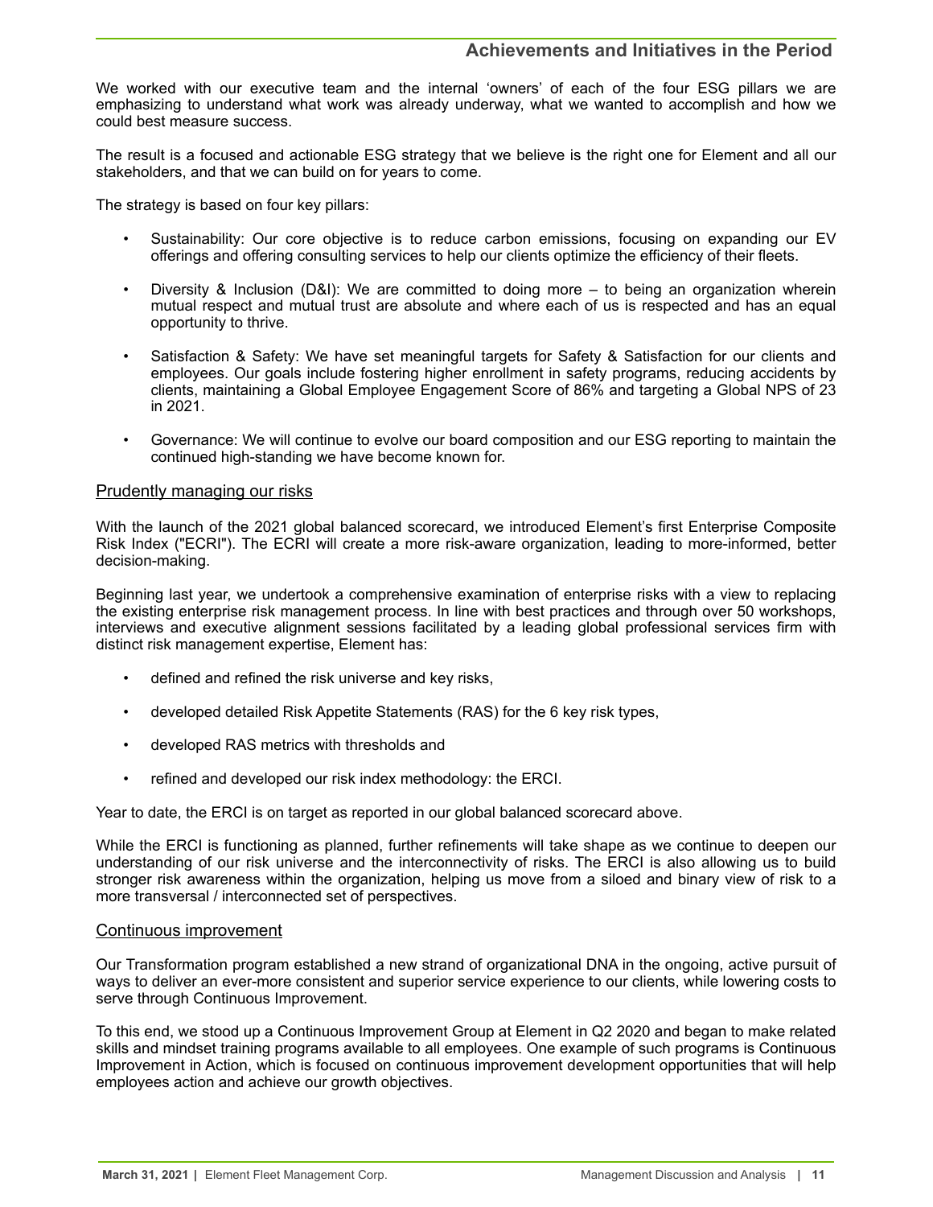## Achievements and Initiatives in the Period

We worked with our executive team and the internal 'owners' of each of the four ESG pillars we are emphasizing to understand what work was already underway, what we wanted to accomplish and how we could best measure success.

The result is a focused and actionable ESG strategy that we believe is the right one for Element and all our stakeholders, and that we can build on for years to come.

The strategy is based on four key pillars:

- Sustainability: Our core objective is to reduce carbon emissions, focusing on expanding our EV offerings and offering consulting services to help our clients optimize the efficiency of their fleets.
- Diversity & Inclusion (D&I): We are committed to doing more – to being an organization wherein mutual respect and mutual trust are absolute and where each of us is respected and has an equal opportunity to thrive.
- Satisfaction & Safety: We have set meaningful targets for Safety & Satisfaction for our clients and employees. Our goals include fostering higher enrollment in safety programs, reducing accidents by clients, maintaining a Global Employee Engagement Score of 86% and targeting a Global NPS of 23 in 2021.
- Governance: We will continue to evolve our board composition and our ESG reporting to maintain the continued high-standing we have become known for.

### Prudently managing our risks

With the launch of the 2021 global balanced scorecard, we introduced Element's first Enterprise Composite Risk Index ("ECRI"). The ECRI will create a more risk-aware organization, leading to more-informed, better decision-making.

Beginning last year, we undertook a comprehensive examination of enterprise risks with a view to replacing the existing enterprise risk management process. In line with best practices and through over 50 workshops, interviews and executive alignment sessions facilitated by a leading global professional services firm with distinct risk management expertise, Element has:

- defined and refined the risk universe and key risks,
- developed detailed Risk Appetite Statements (RAS) for the 6 key risk types,
- developed RAS metrics with thresholds and
- refined and developed our risk index methodology: the ERCI.

Year to date, the ERCI is on target as reported in our global balanced scorecard above.

While the ERCI is functioning as planned, further refinements will take shape as we continue to deepen our understanding of our risk universe and the interconnectivity of risks. The ERCI is also allowing us to build stronger risk awareness within the organization, helping us move from a siloed and binary view of risk to a more transversal / interconnected set of perspectives.

### Continuous improvement

Our Transformation program established a new strand of organizational DNA in the ongoing, active pursuit of ways to deliver an ever-more consistent and superior service experience to our clients, while lowering costs to serve through Continuous Improvement.

To this end, we stood up a Continuous Improvement Group at Element in Q2 2020 and began to make related skills and mindset training programs available to all employees. One example of such programs is Continuous Improvement in Action, which is focused on continuous improvement development opportunities that will help employees action and achieve our growth objectives.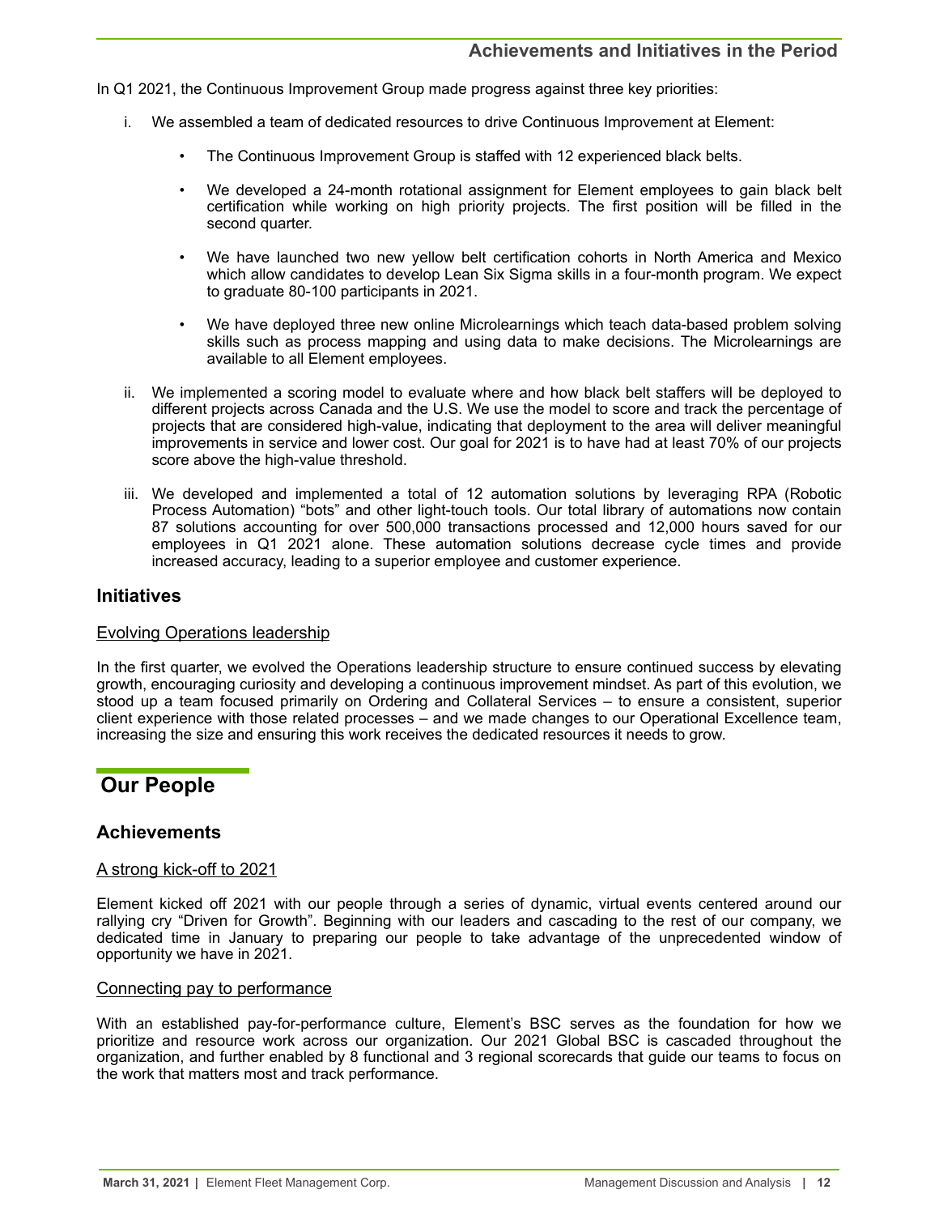### Achievements and Initiatives in the Period

In Q1 2021, the Continuous Improvement Group made progress against three key priorities:

i. We assembled a team of dedicated resources to drive Continuous Improvement at Element:

   - The Continuous Improvement Group is staffed with 12 experienced black belts.
   - We developed a 24-month rotational assignment for Element employees to gain black belt certification while working on high priority projects. The first position will be filled in the second quarter.
   - We have launched two new yellow belt certification cohorts in North America and Mexico which allow candidates to develop Lean Six Sigma skills in a four-month program. We expect to graduate 80-100 participants in 2021.
   - We have deployed three new online Microlearnings which teach data-based problem solving skills such as process mapping and using data to make decisions. The Microlearnings are available to all Element employees.

ii. We implemented a scoring model to evaluate where and how black belt staffers will be deployed to different projects across Canada and the U.S. We use the model to score and track the percentage of projects that are considered high-value, indicating that deployment to the area will deliver meaningful improvements in service and lower cost. Our goal for 2021 is to have had at least 70% of our projects score above the high-value threshold.

iii. We developed and implemented a total of 12 automation solutions by leveraging RPA (Robotic Process Automation) "bots" and other light-touch tools. Our total library of automations now contain 87 solutions accounting for over 500,000 transactions processed and 12,000 hours saved for our employees in Q1 2021 alone. These automation solutions decrease cycle times and provide increased accuracy, leading to a superior employee and customer experience.

### Initiatives

Evolving Operations leadership

In the first quarter, we evolved the Operations leadership structure to ensure continued success by elevating growth, encouraging curiosity and developing a continuous improvement mindset. As part of this evolution, we stood up a team focused primarily on Ordering and Collateral Services – to ensure a consistent, superior client experience with those related processes – and we made changes to our Operational Excellence team, increasing the size and ensuring this work receives the dedicated resources it needs to grow.

## Our People

### Achievements

A strong kick-off to 2021

Element kicked off 2021 with our people through a series of dynamic, virtual events centered around our rallying cry "Driven for Growth". Beginning with our leaders and cascading to the rest of our company, we dedicated time in January to preparing our people to take advantage of the unprecedented window of opportunity we have in 2021.

Connecting pay to performance

With an established pay-for-performance culture, Element's BSC serves as the foundation for how we prioritize and resource work across our organization. Our 2021 Global BSC is cascaded throughout the organization, and further enabled by 8 functional and 3 regional scorecards that guide our teams to focus on the work that matters most and track performance.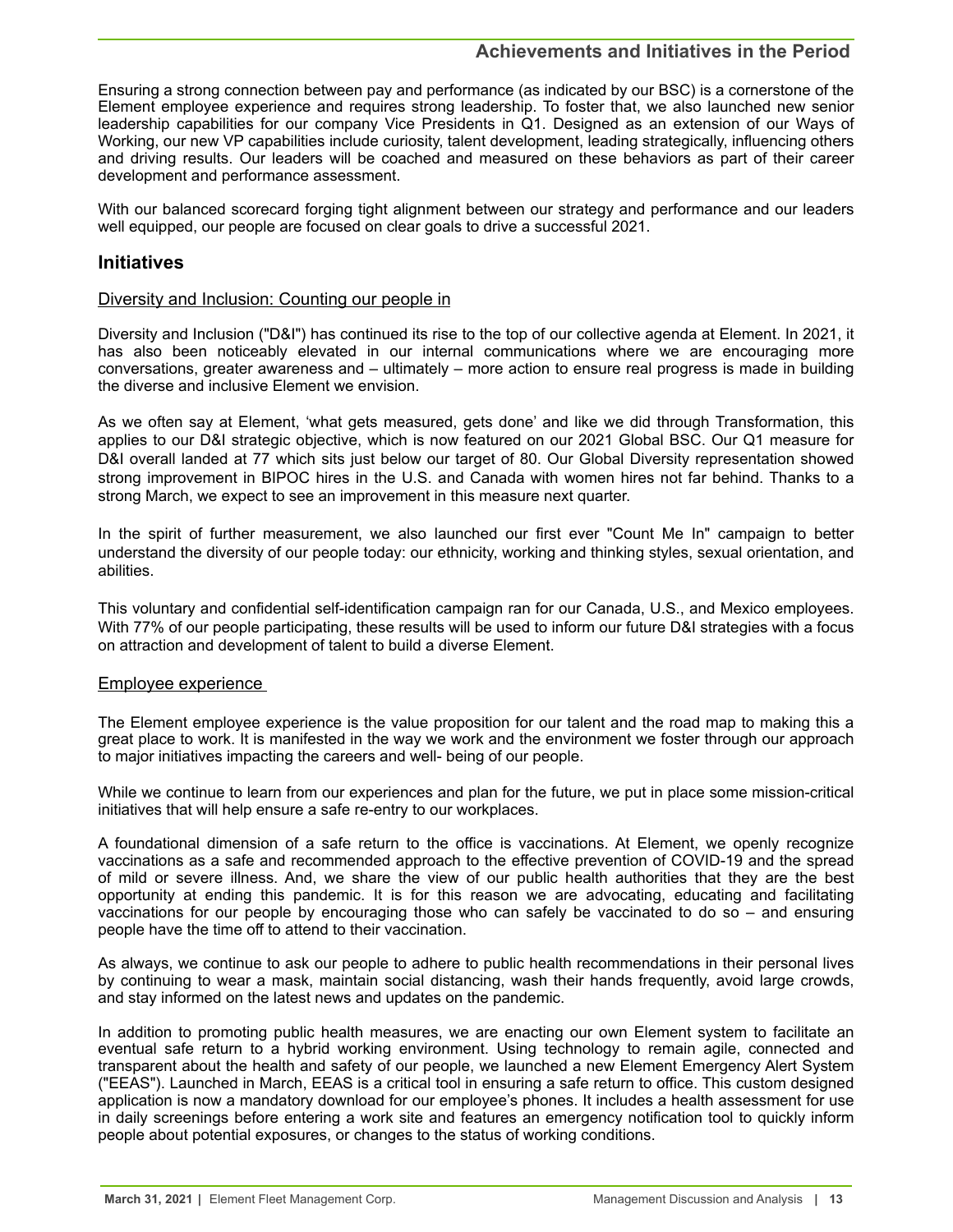Ensuring a strong connection between pay and performance (as indicated by our BSC) is a cornerstone of the Element employee experience and requires strong leadership. To foster that, we also launched new senior leadership capabilities for our company Vice Presidents in Q1. Designed as an extension of our Ways of Working, our new VP capabilities include curiosity, talent development, leading strategically, influencing others and driving results. Our leaders will be coached and measured on these behaviors as part of their career development and performance assessment.

With our balanced scorecard forging tight alignment between our strategy and performance and our leaders well equipped, our people are focused on clear goals to drive a successful 2021.

## Initiatives

### Diversity and Inclusion: Counting our people in

Diversity and Inclusion ("D&I") has continued its rise to the top of our collective agenda at Element. In 2021, it has also been noticeably elevated in our internal communications where we are encouraging more conversations, greater awareness and – ultimately – more action to ensure real progress is made in building the diverse and inclusive Element we envision.

As we often say at Element, 'what gets measured, gets done' and like we did through Transformation, this applies to our D&I strategic objective, which is now featured on our 2021 Global BSC. Our Q1 measure for D&I overall landed at 77 which sits just below our target of 80. Our Global Diversity representation showed strong improvement in BIPOC hires in the U.S. and Canada with women hires not far behind. Thanks to a strong March, we expect to see an improvement in this measure next quarter.

In the spirit of further measurement, we also launched our first ever "Count Me In" campaign to better understand the diversity of our people today: our ethnicity, working and thinking styles, sexual orientation, and abilities.

This voluntary and confidential self-identification campaign ran for our Canada, U.S., and Mexico employees. With 77% of our people participating, these results will be used to inform our future D&I strategies with a focus on attraction and development of talent to build a diverse Element.

### Employee experience

The Element employee experience is the value proposition for our talent and the road map to making this a great place to work. It is manifested in the way we work and the environment we foster through our approach to major initiatives impacting the careers and well- being of our people.

While we continue to learn from our experiences and plan for the future, we put in place some mission-critical initiatives that will help ensure a safe re-entry to our workplaces.

A foundational dimension of a safe return to the office is vaccinations. At Element, we openly recognize vaccinations as a safe and recommended approach to the effective prevention of COVID-19 and the spread of mild or severe illness. And, we share the view of our public health authorities that they are the best opportunity at ending this pandemic. It is for this reason we are advocating, educating and facilitating vaccinations for our people by encouraging those who can safely be vaccinated to do so – and ensuring people have the time off to attend to their vaccination.

As always, we continue to ask our people to adhere to public health recommendations in their personal lives by continuing to wear a mask, maintain social distancing, wash their hands frequently, avoid large crowds, and stay informed on the latest news and updates on the pandemic.

In addition to promoting public health measures, we are enacting our own Element system to facilitate an eventual safe return to a hybrid working environment. Using technology to remain agile, connected and transparent about the health and safety of our people, we launched a new Element Emergency Alert System ("EEAS"). Launched in March, EEAS is a critical tool in ensuring a safe return to office. This custom designed application is now a mandatory download for our employee's phones. It includes a health assessment for use in daily screenings before entering a work site and features an emergency notification tool to quickly inform people about potential exposures, or changes to the status of working conditions.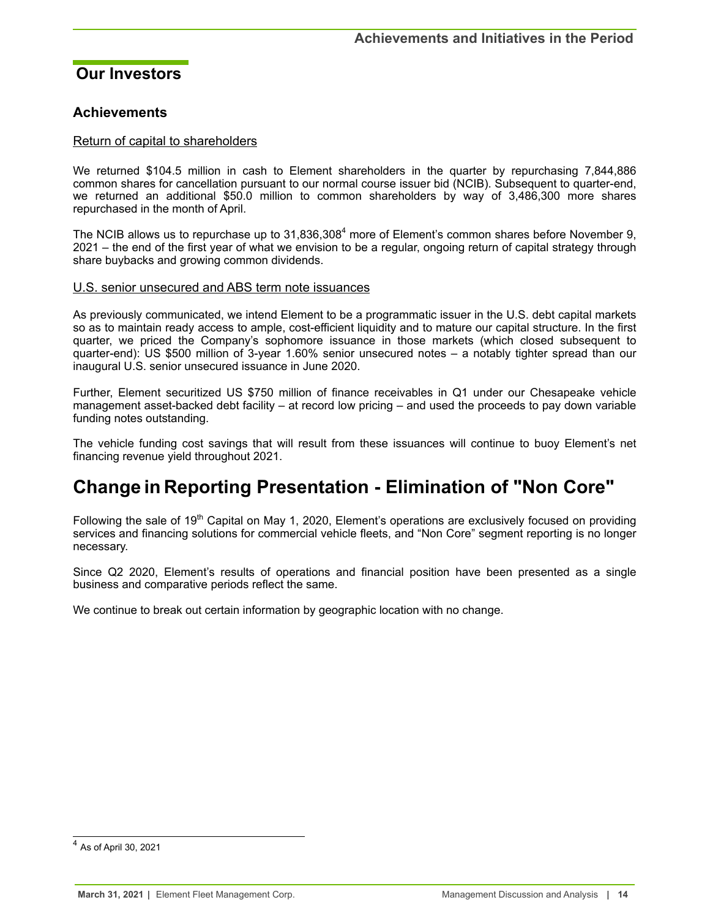## Our Investors

### Achievements

Return of capital to shareholders

We returned $104.5 million in cash to Element shareholders in the quarter by repurchasing 7,844,886 common shares for cancellation pursuant to our normal course issuer bid (NCIB). Subsequent to quarter-end, we returned an additional $50.0 million to common shareholders by way of 3,486,300 more shares repurchased in the month of April.

The NCIB allows us to repurchase up to 31,836,308[4] more of Element's common shares before November 9, 2021 – the end of the first year of what we envision to be a regular, ongoing return of capital strategy through share buybacks and growing common dividends.

U.S. senior unsecured and ABS term note issuances

As previously communicated, we intend Element to be a programmatic issuer in the U.S. debt capital markets so as to maintain ready access to ample, cost-efficient liquidity and to mature our capital structure. In the first quarter, we priced the Company's sophomore issuance in those markets (which closed subsequent to quarter-end): US $500 million of 3-year 1.60% senior unsecured notes – a notably tighter spread than our inaugural U.S. senior unsecured issuance in June 2020.

Further, Element securitized US $750 million of finance receivables in Q1 under our Chesapeake vehicle management asset-backed debt facility – at record low pricing – and used the proceeds to pay down variable funding notes outstanding.

The vehicle funding cost savings that will result from these issuances will continue to buoy Element's net financing revenue yield throughout 2021.

# Change in Reporting Presentation - Elimination of "Non Core"

Following the sale of 19th Capital on May 1, 2020, Element's operations are exclusively focused on providing services and financing solutions for commercial vehicle fleets, and "Non Core" segment reporting is no longer necessary.

Since Q2 2020, Element's results of operations and financial position have been presented as a single business and comparative periods reflect the same.

We continue to break out certain information by geographic location with no change.

[4] As of April 30, 2021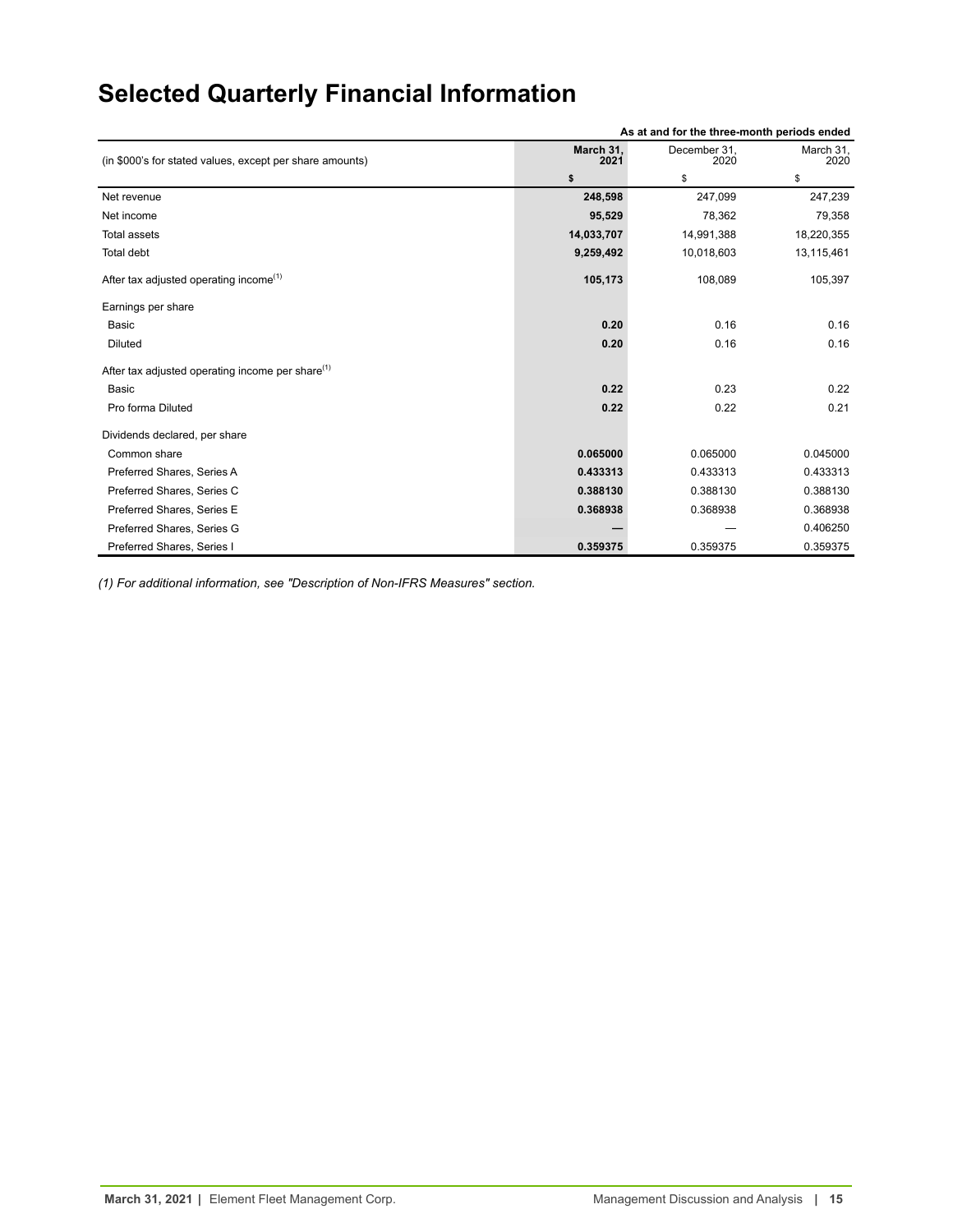# Selected Quarterly Financial Information

| (in $000's for stated values, except per share amounts) | As at and for the three-month periods ended | | |
|---|---|---|---|
| | **March 31, 2021** | December 31, 2020 | March 31, 2020 |
| | **$** | $ | $ |
| Net revenue | **248,598** | 247,099 | 247,239 |
| Net income | **95,529** | 78,362 | 79,358 |
| Total assets | **14,033,707** | 14,991,388 | 18,220,355 |
| Total debt | **9,259,492** | 10,018,603 | 13,115,461 |
| After tax adjusted operating income(1) | **105,173** | 108,089 | 105,397 |
| Earnings per share | | | |
| Basic | **0.20** | 0.16 | 0.16 |
| Diluted | **0.20** | 0.16 | 0.16 |
| After tax adjusted operating income per share(1) | | | |
| Basic | **0.22** | 0.23 | 0.22 |
| Pro forma Diluted | **0.22** | 0.22 | 0.21 |
| Dividends declared, per share | | | |
| Common share | **0.065000** | 0.065000 | 0.045000 |
| Preferred Shares, Series A | **0.433313** | 0.433313 | 0.433313 |
| Preferred Shares, Series C | **0.388130** | 0.388130 | 0.388130 |
| Preferred Shares, Series E | **0.368938** | 0.368938 | 0.368938 |
| Preferred Shares, Series G | **—** | — | 0.406250 |
| Preferred Shares, Series I | **0.359375** | 0.359375 | 0.359375 |

*(1) For additional information, see "Description of Non-IFRS Measures" section.*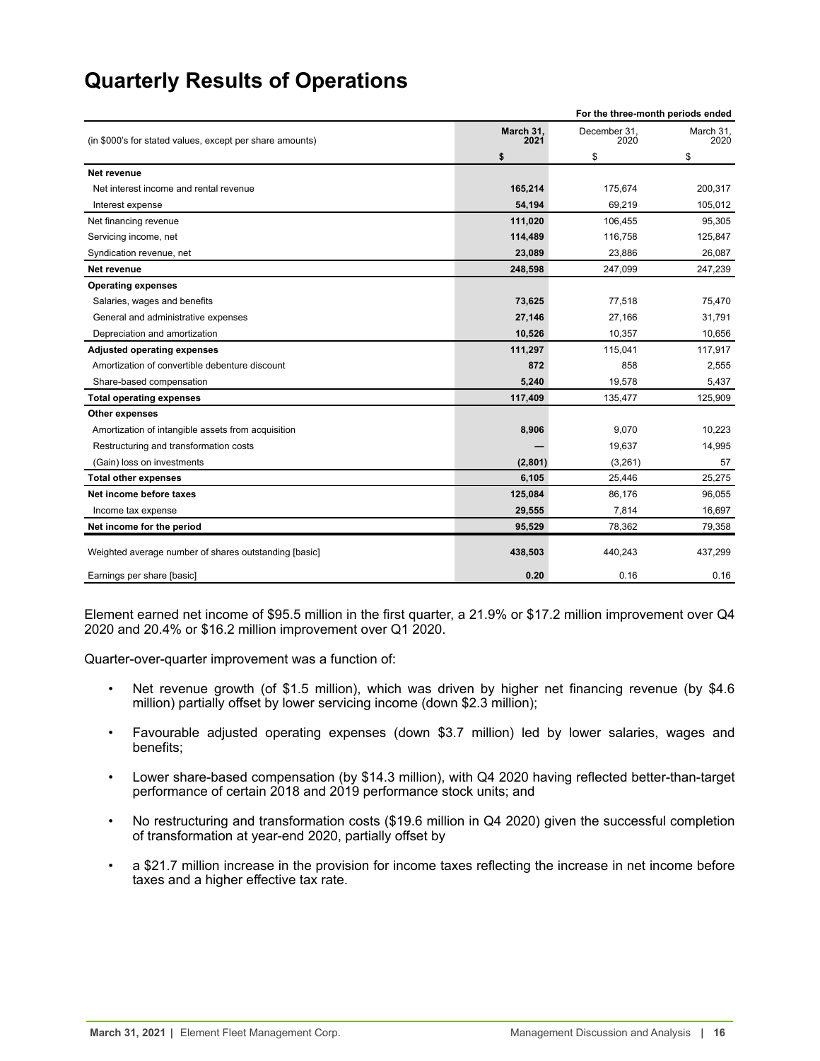# Quarterly Results of Operations

| (in $000's for stated values, except per share amounts) | For the three-month periods ended March 31, 2021 | December 31, 2020 | March 31, 2020 |
|---|---|---|---|
| | **$** | $ | $ |
| **Net revenue** | | | |
| Net interest income and rental revenue | **165,214** | 175,674 | 200,317 |
| Interest expense | **54,194** | 69,219 | 105,012 |
| Net financing revenue | **111,020** | 106,455 | 95,305 |
| Servicing income, net | **114,489** | 116,758 | 125,847 |
| Syndication revenue, net | **23,089** | 23,886 | 26,087 |
| **Net revenue** | **248,598** | 247,099 | 247,239 |
| **Operating expenses** | | | |
| Salaries, wages and benefits | **73,625** | 77,518 | 75,470 |
| General and administrative expenses | **27,146** | 27,166 | 31,791 |
| Depreciation and amortization | **10,526** | 10,357 | 10,656 |
| **Adjusted operating expenses** | **111,297** | 115,041 | 117,917 |
| Amortization of convertible debenture discount | **872** | 858 | 2,555 |
| Share-based compensation | **5,240** | 19,578 | 5,437 |
| **Total operating expenses** | **117,409** | 135,477 | 125,909 |
| **Other expenses** | | | |
| Amortization of intangible assets from acquisition | **8,906** | 9,070 | 10,223 |
| Restructuring and transformation costs | **—** | 19,637 | 14,995 |
| (Gain) loss on investments | **(2,801)** | (3,261) | 57 |
| **Total other expenses** | **6,105** | 25,446 | 25,275 |
| **Net income before taxes** | **125,084** | 86,176 | 96,055 |
| Income tax expense | **29,555** | 7,814 | 16,697 |
| **Net income for the period** | **95,529** | 78,362 | 79,358 |
| Weighted average number of shares outstanding [basic] | **438,503** | 440,243 | 437,299 |
| Earnings per share [basic] | **0.20** | 0.16 | 0.16 |

Element earned net income of $95.5 million in the first quarter, a 21.9% or $17.2 million improvement over Q4 2020 and 20.4% or $16.2 million improvement over Q1 2020.

Quarter-over-quarter improvement was a function of:

- Net revenue growth (of $1.5 million), which was driven by higher net financing revenue (by $4.6 million) partially offset by lower servicing income (down $2.3 million);
- Favourable adjusted operating expenses (down $3.7 million) led by lower salaries, wages and benefits;
- Lower share-based compensation (by $14.3 million), with Q4 2020 having reflected better-than-target performance of certain 2018 and 2019 performance stock units; and
- No restructuring and transformation costs ($19.6 million in Q4 2020) given the successful completion of transformation at year-end 2020, partially offset by
- a $21.7 million increase in the provision for income taxes reflecting the increase in net income before taxes and a higher effective tax rate.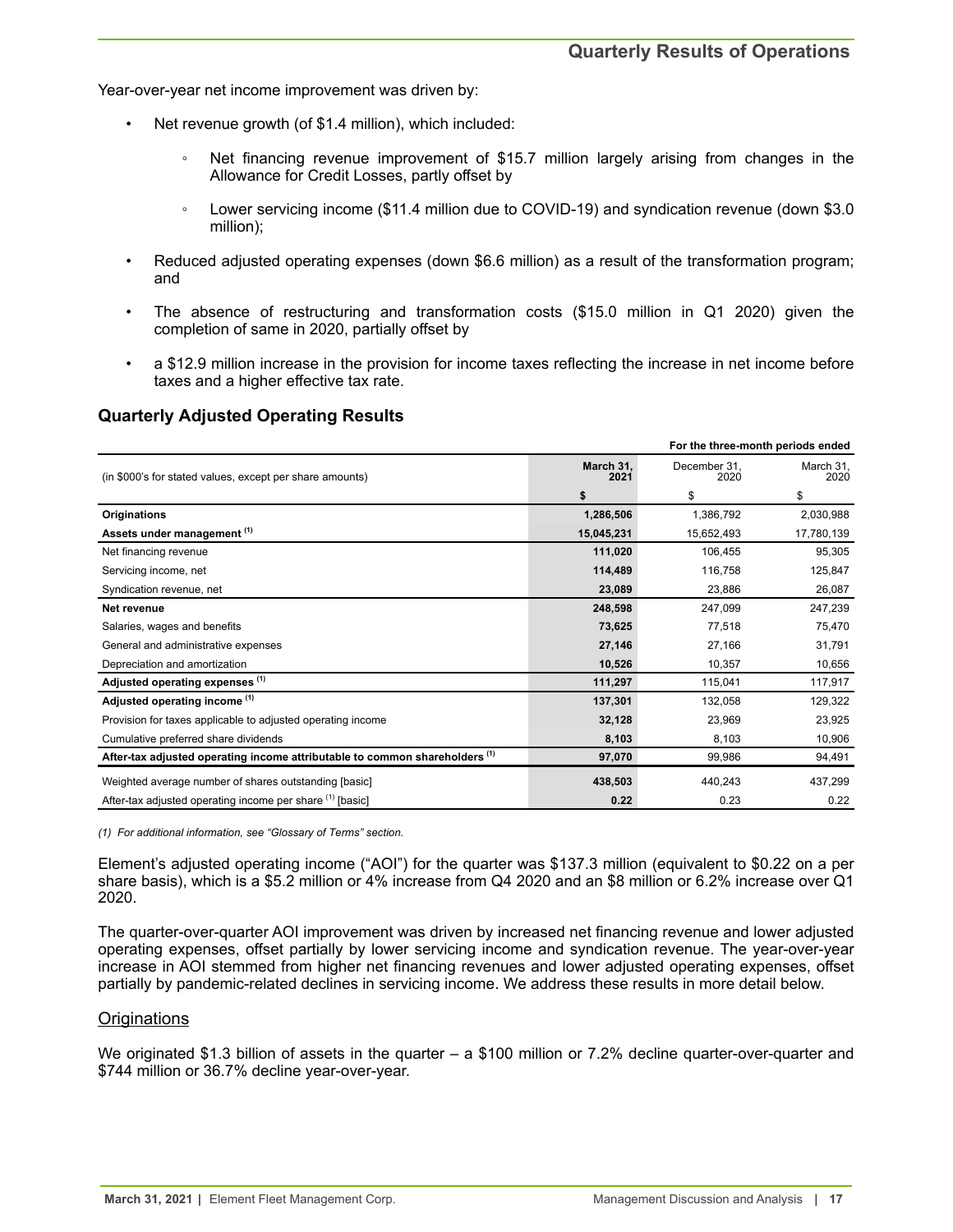## Quarterly Results of Operations

Year-over-year net income improvement was driven by:

- Net revenue growth (of $1.4 million), which included:
  - Net financing revenue improvement of $15.7 million largely arising from changes in the Allowance for Credit Losses, partly offset by
  - Lower servicing income ($11.4 million due to COVID-19) and syndication revenue (down $3.0 million);
- Reduced adjusted operating expenses (down $6.6 million) as a result of the transformation program; and
- The absence of restructuring and transformation costs ($15.0 million in Q1 2020) given the completion of same in 2020, partially offset by
- a $12.9 million increase in the provision for income taxes reflecting the increase in net income before taxes and a higher effective tax rate.

### Quarterly Adjusted Operating Results

| (in $000's for stated values, except per share amounts) | For the three-month periods ended March 31, 2021 | December 31, 2020 | March 31, 2020 |
|---|---|---|---|
| | **$** | $ | $ |
| **Originations** | **1,286,506** | 1,386,792 | 2,030,988 |
| **Assets under management** [(1)] | **15,045,231** | 15,652,493 | 17,780,139 |
| Net financing revenue | **111,020** | 106,455 | 95,305 |
| Servicing income, net | **114,489** | 116,758 | 125,847 |
| Syndication revenue, net | **23,089** | 23,886 | 26,087 |
| **Net revenue** | **248,598** | 247,099 | 247,239 |
| Salaries, wages and benefits | **73,625** | 77,518 | 75,470 |
| General and administrative expenses | **27,146** | 27,166 | 31,791 |
| Depreciation and amortization | **10,526** | 10,357 | 10,656 |
| **Adjusted operating expenses** [(1)] | **111,297** | 115,041 | 117,917 |
| **Adjusted operating income** [(1)] | **137,301** | 132,058 | 129,322 |
| Provision for taxes applicable to adjusted operating income | **32,128** | 23,969 | 23,925 |
| Cumulative preferred share dividends | **8,103** | 8,103 | 10,906 |
| **After-tax adjusted operating income attributable to common shareholders** [(1)] | **97,070** | 99,986 | 94,491 |
| Weighted average number of shares outstanding [basic] | **438,503** | 440,243 | 437,299 |
| After-tax adjusted operating income per share [(1)] [basic] | **0.22** | 0.23 | 0.22 |

*(1) For additional information, see "Glossary of Terms" section.*

Element's adjusted operating income ("AOI") for the quarter was $137.3 million (equivalent to $0.22 on a per share basis), which is a $5.2 million or 4% increase from Q4 2020 and an $8 million or 6.2% increase over Q1 2020.

The quarter-over-quarter AOI improvement was driven by increased net financing revenue and lower adjusted operating expenses, offset partially by lower servicing income and syndication revenue. The year-over-year increase in AOI stemmed from higher net financing revenues and lower adjusted operating expenses, offset partially by pandemic-related declines in servicing income. We address these results in more detail below.

#### Originations

We originated $1.3 billion of assets in the quarter – a $100 million or 7.2% decline quarter-over-quarter and $744 million or 36.7% decline year-over-year.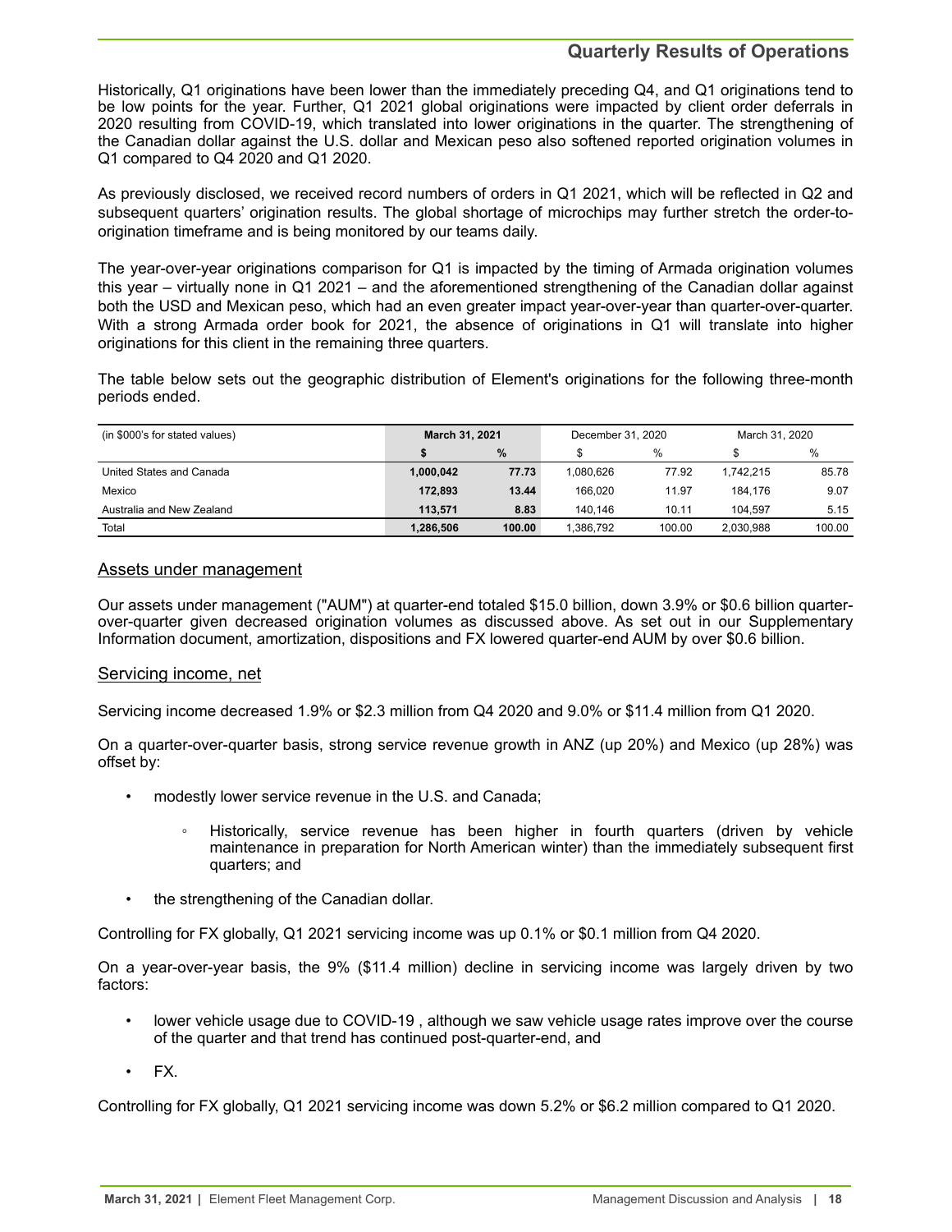## Quarterly Results of Operations

Historically, Q1 originations have been lower than the immediately preceding Q4, and Q1 originations tend to be low points for the year. Further, Q1 2021 global originations were impacted by client order deferrals in 2020 resulting from COVID-19, which translated into lower originations in the quarter. The strengthening of the Canadian dollar against the U.S. dollar and Mexican peso also softened reported origination volumes in Q1 compared to Q4 2020 and Q1 2020.

As previously disclosed, we received record numbers of orders in Q1 2021, which will be reflected in Q2 and subsequent quarters' origination results. The global shortage of microchips may further stretch the order-to-origination timeframe and is being monitored by our teams daily.

The year-over-year originations comparison for Q1 is impacted by the timing of Armada origination volumes this year – virtually none in Q1 2021 – and the aforementioned strengthening of the Canadian dollar against both the USD and Mexican peso, which had an even greater impact year-over-year than quarter-over-quarter. With a strong Armada order book for 2021, the absence of originations in Q1 will translate into higher originations for this client in the remaining three quarters.

The table below sets out the geographic distribution of Element's originations for the following three-month periods ended.

| (in $000's for stated values) | **March 31, 2021** | | December 31, 2020 | | March 31, 2020 | |
|---|---|---|---|---|---|---|
| | **$** | **%** | $ | % | $ | % |
| United States and Canada | **1,000,042** | **77.73** | 1,080,626 | 77.92 | 1,742,215 | 85.78 |
| Mexico | **172,893** | **13.44** | 166,020 | 11.97 | 184,176 | 9.07 |
| Australia and New Zealand | **113,571** | **8.83** | 140,146 | 10.11 | 104,597 | 5.15 |
| Total | **1,286,506** | **100.00** | 1,386,792 | 100.00 | 2,030,988 | 100.00 |

### Assets under management

Our assets under management ("AUM") at quarter-end totaled $15.0 billion, down 3.9% or $0.6 billion quarter-over-quarter given decreased origination volumes as discussed above. As set out in our Supplementary Information document, amortization, dispositions and FX lowered quarter-end AUM by over $0.6 billion.

### Servicing income, net

Servicing income decreased 1.9% or $2.3 million from Q4 2020 and 9.0% or $11.4 million from Q1 2020.

On a quarter-over-quarter basis, strong service revenue growth in ANZ (up 20%) and Mexico (up 28%) was offset by:

- modestly lower service revenue in the U.S. and Canada;
  - Historically, service revenue has been higher in fourth quarters (driven by vehicle maintenance in preparation for North American winter) than the immediately subsequent first quarters; and
- the strengthening of the Canadian dollar.

Controlling for FX globally, Q1 2021 servicing income was up 0.1% or $0.1 million from Q4 2020.

On a year-over-year basis, the 9% ($11.4 million) decline in servicing income was largely driven by two factors:

- lower vehicle usage due to COVID-19 , although we saw vehicle usage rates improve over the course of the quarter and that trend has continued post-quarter-end, and
- FX.

Controlling for FX globally, Q1 2021 servicing income was down 5.2% or $6.2 million compared to Q1 2020.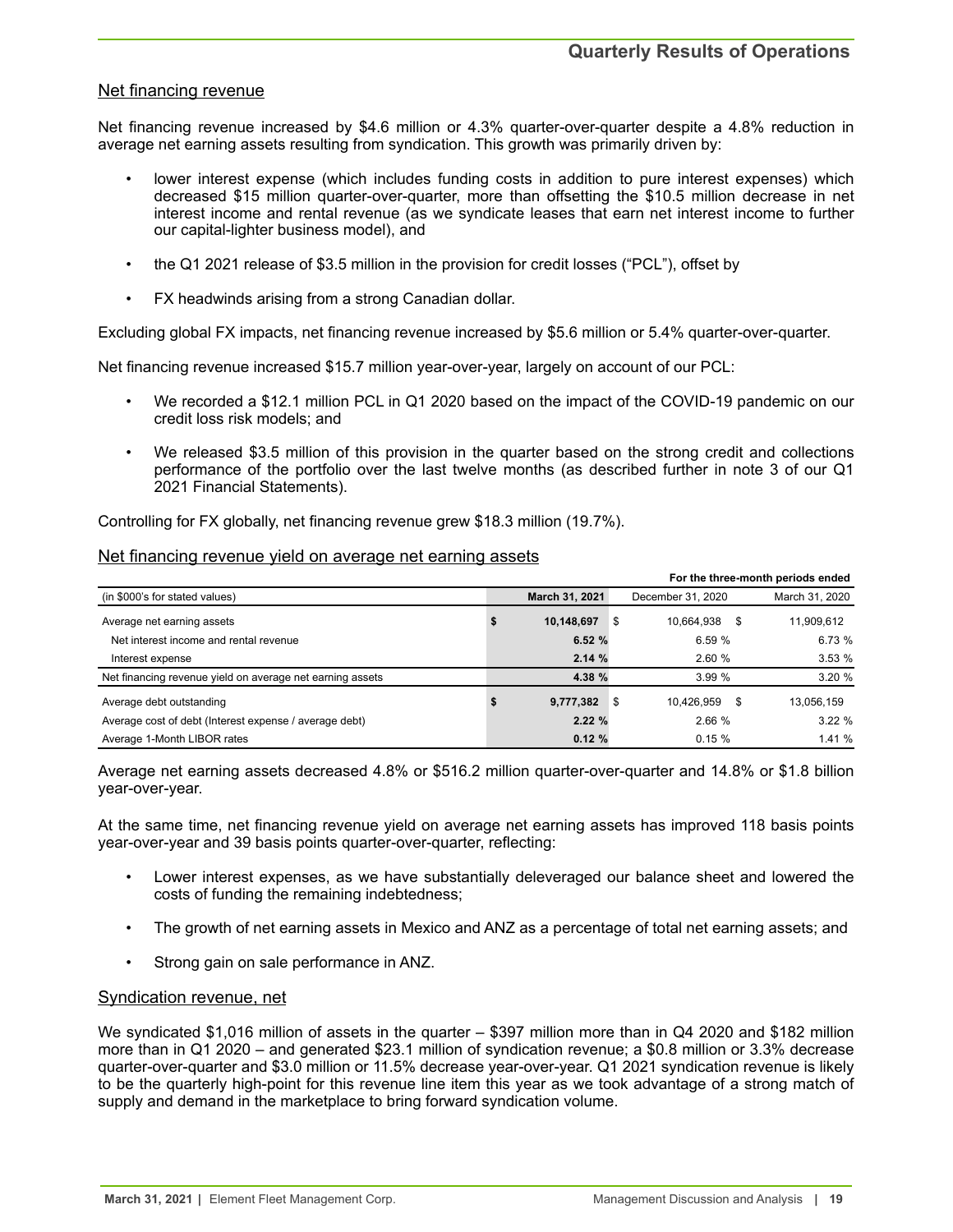## Net financing revenue

Net financing revenue increased by $4.6 million or 4.3% quarter-over-quarter despite a 4.8% reduction in average net earning assets resulting from syndication. This growth was primarily driven by:

- lower interest expense (which includes funding costs in addition to pure interest expenses) which decreased $15 million quarter-over-quarter, more than offsetting the $10.5 million decrease in net interest income and rental revenue (as we syndicate leases that earn net interest income to further our capital-lighter business model), and
- the Q1 2021 release of $3.5 million in the provision for credit losses ("PCL"), offset by
- FX headwinds arising from a strong Canadian dollar.

Excluding global FX impacts, net financing revenue increased by $5.6 million or 5.4% quarter-over-quarter.

Net financing revenue increased $15.7 million year-over-year, largely on account of our PCL:

- We recorded a $12.1 million PCL in Q1 2020 based on the impact of the COVID-19 pandemic on our credit loss risk models; and
- We released $3.5 million of this provision in the quarter based on the strong credit and collections performance of the portfolio over the last twelve months (as described further in note 3 of our Q1 2021 Financial Statements).

Controlling for FX globally, net financing revenue grew $18.3 million (19.7%).

## Net financing revenue yield on average net earning assets

| | For the three-month periods ended | | |
|---|---|---|---|
| (in $000's for stated values) | **March 31, 2021** | December 31, 2020 | March 31, 2020 |
| Average net earning assets | **$ 10,148,697** | $ 10,664,938 | $ 11,909,612 |
| Net interest income and rental revenue | **6.52 %** | 6.59 % | 6.73 % |
| Interest expense | **2.14 %** | 2.60 % | 3.53 % |
| Net financing revenue yield on average net earning assets | **4.38 %** | 3.99 % | 3.20 % |
| Average debt outstanding | **$ 9,777,382** | $ 10,426,959 | $ 13,056,159 |
| Average cost of debt (Interest expense / average debt) | **2.22 %** | 2.66 % | 3.22 % |
| Average 1-Month LIBOR rates | **0.12 %** | 0.15 % | 1.41 % |

Average net earning assets decreased 4.8% or $516.2 million quarter-over-quarter and 14.8% or $1.8 billion year-over-year.

At the same time, net financing revenue yield on average net earning assets has improved 118 basis points year-over-year and 39 basis points quarter-over-quarter, reflecting:

- Lower interest expenses, as we have substantially deleveraged our balance sheet and lowered the costs of funding the remaining indebtedness;
- The growth of net earning assets in Mexico and ANZ as a percentage of total net earning assets; and
- Strong gain on sale performance in ANZ.

## Syndication revenue, net

We syndicated $1,016 million of assets in the quarter – $397 million more than in Q4 2020 and $182 million more than in Q1 2020 – and generated $23.1 million of syndication revenue; a $0.8 million or 3.3% decrease quarter-over-quarter and $3.0 million or 11.5% decrease year-over-year. Q1 2021 syndication revenue is likely to be the quarterly high-point for this revenue line item this year as we took advantage of a strong match of supply and demand in the marketplace to bring forward syndication volume.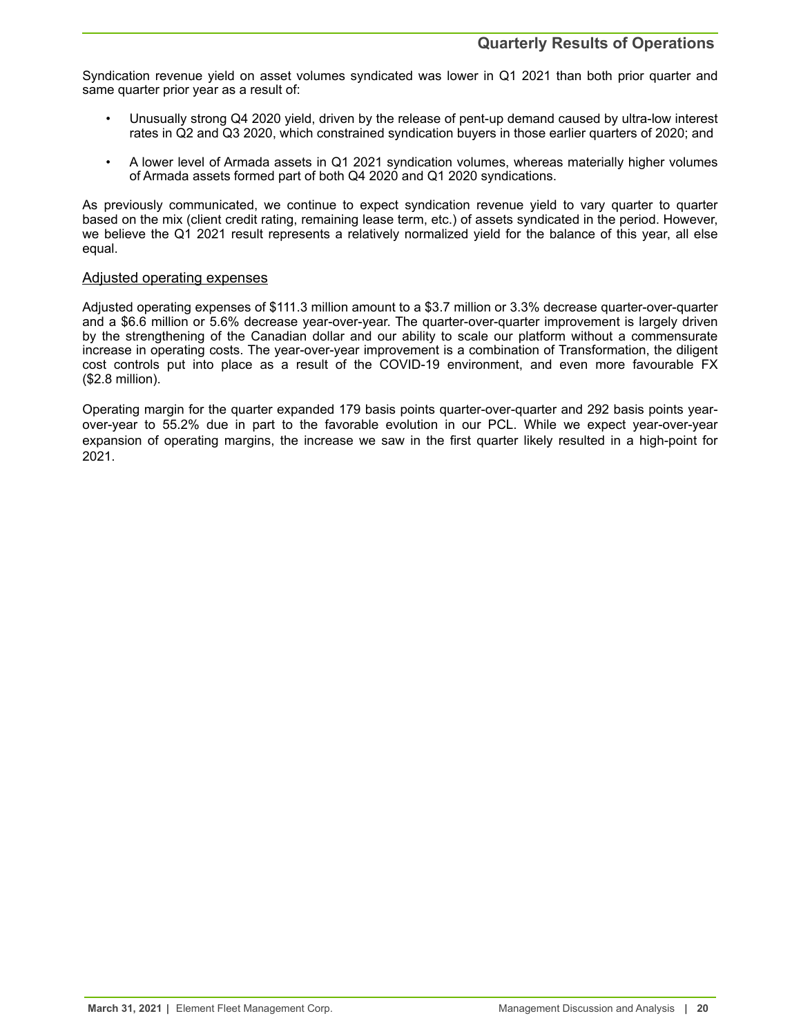Syndication revenue yield on asset volumes syndicated was lower in Q1 2021 than both prior quarter and same quarter prior year as a result of:

- Unusually strong Q4 2020 yield, driven by the release of pent-up demand caused by ultra-low interest rates in Q2 and Q3 2020, which constrained syndication buyers in those earlier quarters of 2020; and
- A lower level of Armada assets in Q1 2021 syndication volumes, whereas materially higher volumes of Armada assets formed part of both Q4 2020 and Q1 2020 syndications.

As previously communicated, we continue to expect syndication revenue yield to vary quarter to quarter based on the mix (client credit rating, remaining lease term, etc.) of assets syndicated in the period. However, we believe the Q1 2021 result represents a relatively normalized yield for the balance of this year, all else equal.

## Adjusted operating expenses

Adjusted operating expenses of $111.3 million amount to a $3.7 million or 3.3% decrease quarter-over-quarter and a $6.6 million or 5.6% decrease year-over-year. The quarter-over-quarter improvement is largely driven by the strengthening of the Canadian dollar and our ability to scale our platform without a commensurate increase in operating costs. The year-over-year improvement is a combination of Transformation, the diligent cost controls put into place as a result of the COVID-19 environment, and even more favourable FX ($2.8 million).

Operating margin for the quarter expanded 179 basis points quarter-over-quarter and 292 basis points year-over-year to 55.2% due in part to the favorable evolution in our PCL. While we expect year-over-year expansion of operating margins, the increase we saw in the first quarter likely resulted in a high-point for 2021.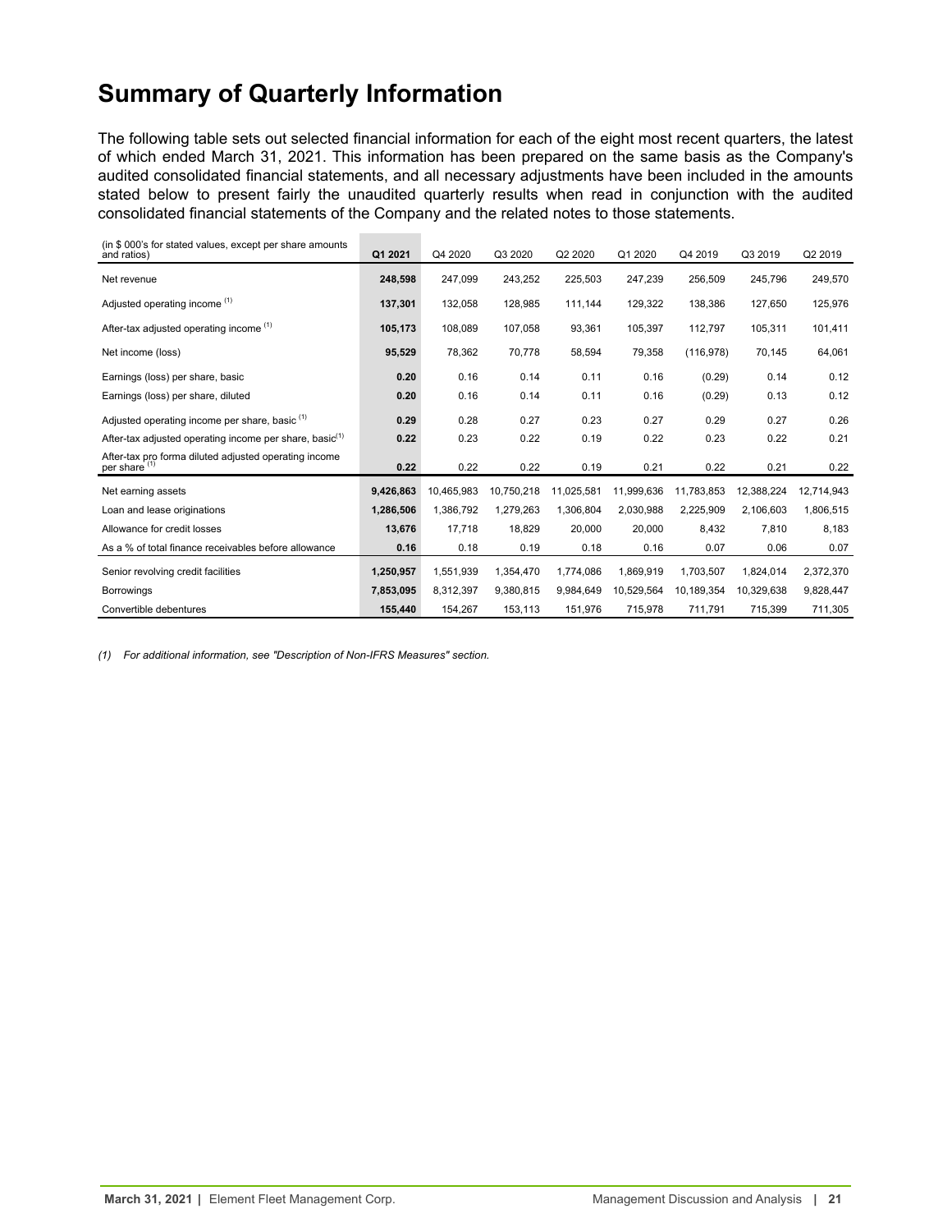# Summary of Quarterly Information

The following table sets out selected financial information for each of the eight most recent quarters, the latest of which ended March 31, 2021. This information has been prepared on the same basis as the Company's audited consolidated financial statements, and all necessary adjustments have been included in the amounts stated below to present fairly the unaudited quarterly results when read in conjunction with the audited consolidated financial statements of the Company and the related notes to those statements.

| (in $ 000's for stated values, except per share amounts and ratios) | **Q1 2021** | Q4 2020 | Q3 2020 | Q2 2020 | Q1 2020 | Q4 2019 | Q3 2019 | Q2 2019 |
|---|---|---|---|---|---|---|---|---|
| Net revenue | **248,598** | 247,099 | 243,252 | 225,503 | 247,239 | 256,509 | 245,796 | 249,570 |
| Adjusted operating income [1] | **137,301** | 132,058 | 128,985 | 111,144 | 129,322 | 138,386 | 127,650 | 125,976 |
| After-tax adjusted operating income [1] | **105,173** | 108,089 | 107,058 | 93,361 | 105,397 | 112,797 | 105,311 | 101,411 |
| Net income (loss) | **95,529** | 78,362 | 70,778 | 58,594 | 79,358 | (116,978) | 70,145 | 64,061 |
| Earnings (loss) per share, basic | **0.20** | 0.16 | 0.14 | 0.11 | 0.16 | (0.29) | 0.14 | 0.12 |
| Earnings (loss) per share, diluted | **0.20** | 0.16 | 0.14 | 0.11 | 0.16 | (0.29) | 0.13 | 0.12 |
| Adjusted operating income per share, basic [1] | **0.29** | 0.28 | 0.27 | 0.23 | 0.27 | 0.29 | 0.27 | 0.26 |
| After-tax adjusted operating income per share, basic[1] | **0.22** | 0.23 | 0.22 | 0.19 | 0.22 | 0.23 | 0.22 | 0.21 |
| After-tax pro forma diluted adjusted operating income per share [1] | **0.22** | 0.22 | 0.22 | 0.19 | 0.21 | 0.22 | 0.21 | 0.22 |
| Net earning assets | **9,426,863** | 10,465,983 | 10,750,218 | 11,025,581 | 11,999,636 | 11,783,853 | 12,388,224 | 12,714,943 |
| Loan and lease originations | **1,286,506** | 1,386,792 | 1,279,263 | 1,306,804 | 2,030,988 | 2,225,909 | 2,106,603 | 1,806,515 |
| Allowance for credit losses | **13,676** | 17,718 | 18,829 | 20,000 | 20,000 | 8,432 | 7,810 | 8,183 |
| As a % of total finance receivables before allowance | **0.16** | 0.18 | 0.19 | 0.18 | 0.16 | 0.07 | 0.06 | 0.07 |
| Senior revolving credit facilities | **1,250,957** | 1,551,939 | 1,354,470 | 1,774,086 | 1,869,919 | 1,703,507 | 1,824,014 | 2,372,370 |
| Borrowings | **7,853,095** | 8,312,397 | 9,380,815 | 9,984,649 | 10,529,564 | 10,189,354 | 10,329,638 | 9,828,447 |
| Convertible debentures | **155,440** | 154,267 | 153,113 | 151,976 | 715,978 | 711,791 | 715,399 | 711,305 |

*(1) For additional information, see "Description of Non-IFRS Measures" section.*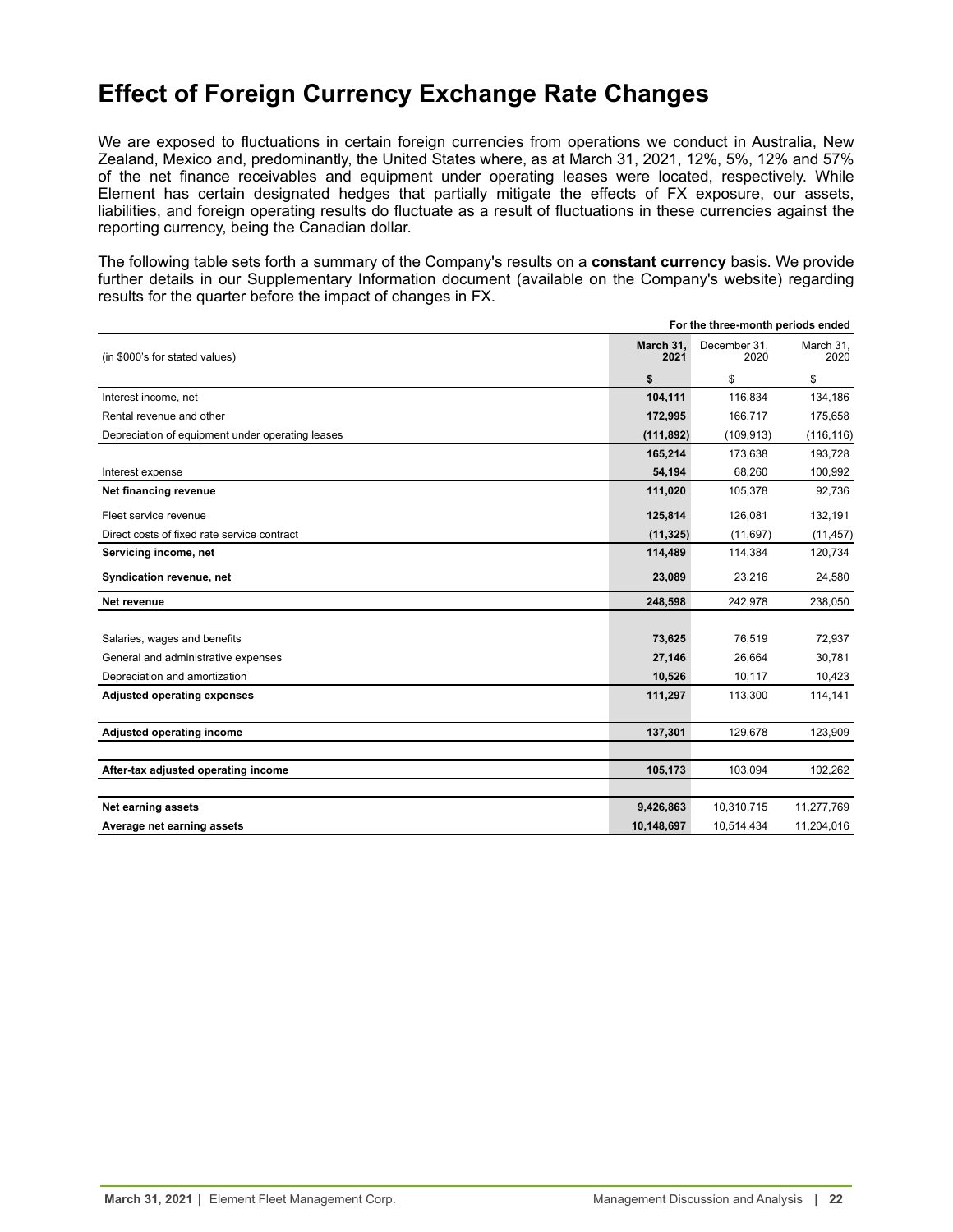# Effect of Foreign Currency Exchange Rate Changes

We are exposed to fluctuations in certain foreign currencies from operations we conduct in Australia, New Zealand, Mexico and, predominantly, the United States where, as at March 31, 2021, 12%, 5%, 12% and 57% of the net finance receivables and equipment under operating leases were located, respectively. While Element has certain designated hedges that partially mitigate the effects of FX exposure, our assets, liabilities, and foreign operating results do fluctuate as a result of fluctuations in these currencies against the reporting currency, being the Canadian dollar.

The following table sets forth a summary of the Company's results on a **constant currency** basis. We provide further details in our Supplementary Information document (available on the Company's website) regarding results for the quarter before the impact of changes in FX.

| | For the three-month periods ended | | |
|---|---|---|---|
| (in $000's for stated values) | **March 31, 2021** | December 31, 2020 | March 31, 2020 |
| | **$** | $ | $ |
| Interest income, net | **104,111** | 116,834 | 134,186 |
| Rental revenue and other | **172,995** | 166,717 | 175,658 |
| Depreciation of equipment under operating leases | **(111,892)** | (109,913) | (116,116) |
| | **165,214** | 173,638 | 193,728 |
| Interest expense | **54,194** | 68,260 | 100,992 |
| **Net financing revenue** | **111,020** | 105,378 | 92,736 |
| Fleet service revenue | **125,814** | 126,081 | 132,191 |
| Direct costs of fixed rate service contract | **(11,325)** | (11,697) | (11,457) |
| **Servicing income, net** | **114,489** | 114,384 | 120,734 |
| **Syndication revenue, net** | **23,089** | 23,216 | 24,580 |
| **Net revenue** | **248,598** | 242,978 | 238,050 |
| Salaries, wages and benefits | **73,625** | 76,519 | 72,937 |
| General and administrative expenses | **27,146** | 26,664 | 30,781 |
| Depreciation and amortization | **10,526** | 10,117 | 10,423 |
| **Adjusted operating expenses** | **111,297** | 113,300 | 114,141 |
| **Adjusted operating income** | **137,301** | 129,678 | 123,909 |
| **After-tax adjusted operating income** | **105,173** | 103,094 | 102,262 |
| **Net earning assets** | **9,426,863** | 10,310,715 | 11,277,769 |
| **Average net earning assets** | **10,148,697** | 10,514,434 | 11,204,016 |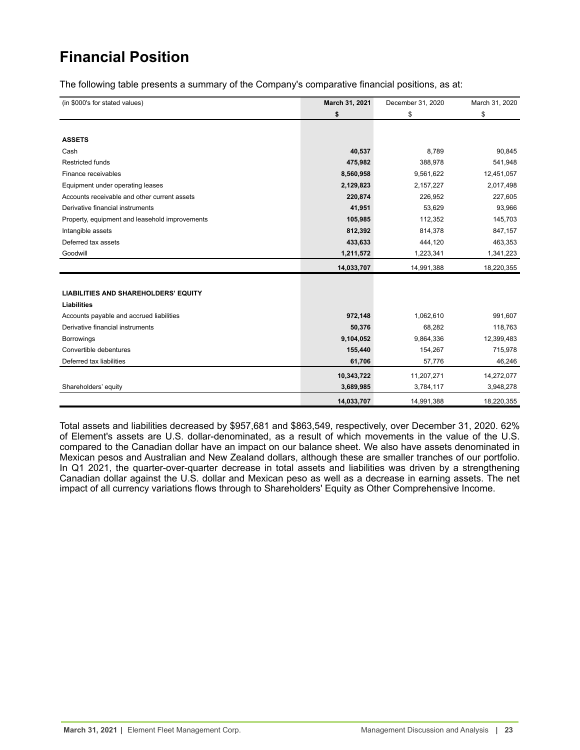# Financial Position

The following table presents a summary of the Company's comparative financial positions, as at:

| (in $000's for stated values) | **March 31, 2021** | December 31, 2020 | March 31, 2020 |
|---|---|---|---|
| | **$** | $ | $ |
| **ASSETS** | | | |
| Cash | **40,537** | 8,789 | 90,845 |
| Restricted funds | **475,982** | 388,978 | 541,948 |
| Finance receivables | **8,560,958** | 9,561,622 | 12,451,057 |
| Equipment under operating leases | **2,129,823** | 2,157,227 | 2,017,498 |
| Accounts receivable and other current assets | **220,874** | 226,952 | 227,605 |
| Derivative financial instruments | **41,951** | 53,629 | 93,966 |
| Property, equipment and leasehold improvements | **105,985** | 112,352 | 145,703 |
| Intangible assets | **812,392** | 814,378 | 847,157 |
| Deferred tax assets | **433,633** | 444,120 | 463,353 |
| Goodwill | **1,211,572** | 1,223,341 | 1,341,223 |
| | **14,033,707** | 14,991,388 | 18,220,355 |
| **LIABILITIES AND SHAREHOLDERS' EQUITY** | | | |
| **Liabilities** | | | |
| Accounts payable and accrued liabilities | **972,148** | 1,062,610 | 991,607 |
| Derivative financial instruments | **50,376** | 68,282 | 118,763 |
| Borrowings | **9,104,052** | 9,864,336 | 12,399,483 |
| Convertible debentures | **155,440** | 154,267 | 715,978 |
| Deferred tax liabilities | **61,706** | 57,776 | 46,246 |
| | **10,343,722** | 11,207,271 | 14,272,077 |
| Shareholders' equity | **3,689,985** | 3,784,117 | 3,948,278 |
| | **14,033,707** | 14,991,388 | 18,220,355 |

Total assets and liabilities decreased by $957,681 and $863,549, respectively, over December 31, 2020. 62% of Element's assets are U.S. dollar-denominated, as a result of which movements in the value of the U.S. compared to the Canadian dollar have an impact on our balance sheet. We also have assets denominated in Mexican pesos and Australian and New Zealand dollars, although these are smaller tranches of our portfolio. In Q1 2021, the quarter-over-quarter decrease in total assets and liabilities was driven by a strengthening Canadian dollar against the U.S. dollar and Mexican peso as well as a decrease in earning assets. The net impact of all currency variations flows through to Shareholders' Equity as Other Comprehensive Income.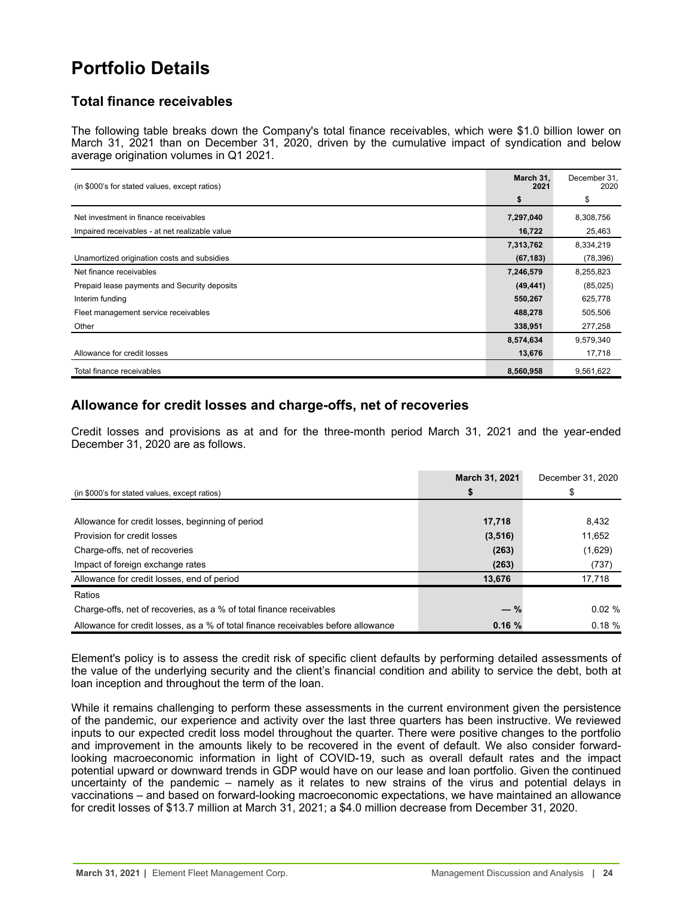# Portfolio Details

## Total finance receivables

The following table breaks down the Company's total finance receivables, which were $1.0 billion lower on March 31, 2021 than on December 31, 2020, driven by the cumulative impact of syndication and below average origination volumes in Q1 2021.

| (in $000's for stated values, except ratios) | **March 31, 2021** | December 31, 2020 |
|---|---|---|
| | **$** | $ |
| Net investment in finance receivables | **7,297,040** | 8,308,756 |
| Impaired receivables - at net realizable value | **16,722** | 25,463 |
| | **7,313,762** | 8,334,219 |
| Unamortized origination costs and subsidies | **(67,183)** | (78,396) |
| Net finance receivables | **7,246,579** | 8,255,823 |
| Prepaid lease payments and Security deposits | **(49,441)** | (85,025) |
| Interim funding | **550,267** | 625,778 |
| Fleet management service receivables | **488,278** | 505,506 |
| Other | **338,951** | 277,258 |
| | **8,574,634** | 9,579,340 |
| Allowance for credit losses | **13,676** | 17,718 |
| Total finance receivables | **8,560,958** | 9,561,622 |

## Allowance for credit losses and charge-offs, net of recoveries

Credit losses and provisions as at and for the three-month period March 31, 2021 and the year-ended December 31, 2020 are as follows.

| (in $000's for stated values, except ratios) | **March 31, 2021** | December 31, 2020 |
|---|---|---|
| | **$** | $ |
| Allowance for credit losses, beginning of period | **17,718** | 8,432 |
| Provision for credit losses | **(3,516)** | 11,652 |
| Charge-offs, net of recoveries | **(263)** | (1,629) |
| Impact of foreign exchange rates | **(263)** | (737) |
| Allowance for credit losses, end of period | **13,676** | 17,718 |
| Ratios | | |
| Charge-offs, net of recoveries, as a % of total finance receivables | **— %** | 0.02 % |
| Allowance for credit losses, as a % of total finance receivables before allowance | **0.16 %** | 0.18 % |

Element's policy is to assess the credit risk of specific client defaults by performing detailed assessments of the value of the underlying security and the client's financial condition and ability to service the debt, both at loan inception and throughout the term of the loan.

While it remains challenging to perform these assessments in the current environment given the persistence of the pandemic, our experience and activity over the last three quarters has been instructive. We reviewed inputs to our expected credit loss model throughout the quarter. There were positive changes to the portfolio and improvement in the amounts likely to be recovered in the event of default. We also consider forward-looking macroeconomic information in light of COVID-19, such as overall default rates and the impact potential upward or downward trends in GDP would have on our lease and loan portfolio. Given the continued uncertainty of the pandemic – namely as it relates to new strains of the virus and potential delays in vaccinations – and based on forward-looking macroeconomic expectations, we have maintained an allowance for credit losses of $13.7 million at March 31, 2021; a $4.0 million decrease from December 31, 2020.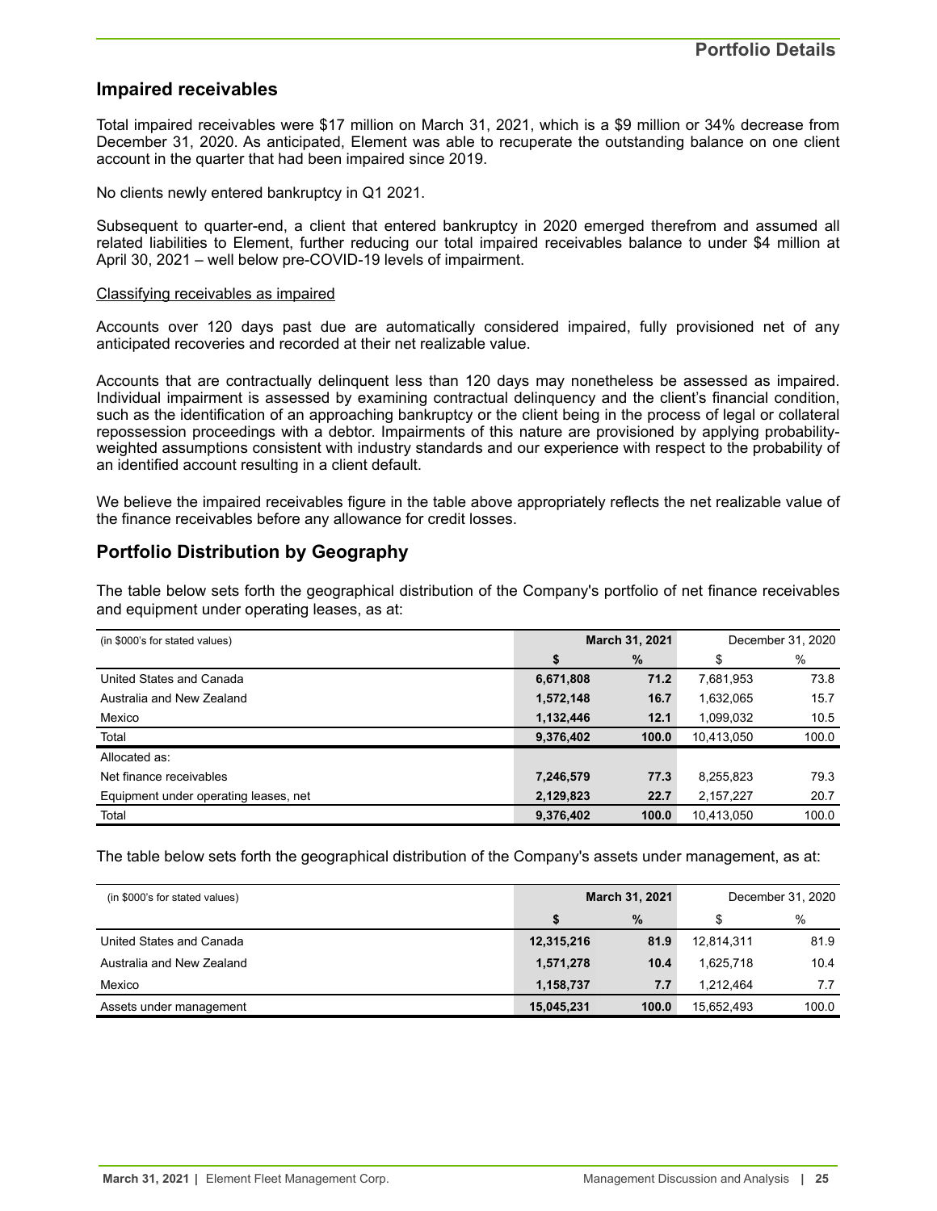## Impaired receivables

Total impaired receivables were $17 million on March 31, 2021, which is a $9 million or 34% decrease from December 31, 2020. As anticipated, Element was able to recuperate the outstanding balance on one client account in the quarter that had been impaired since 2019.

No clients newly entered bankruptcy in Q1 2021.

Subsequent to quarter-end, a client that entered bankruptcy in 2020 emerged therefrom and assumed all related liabilities to Element, further reducing our total impaired receivables balance to under $4 million at April 30, 2021 – well below pre-COVID-19 levels of impairment.

Classifying receivables as impaired

Accounts over 120 days past due are automatically considered impaired, fully provisioned net of any anticipated recoveries and recorded at their net realizable value.

Accounts that are contractually delinquent less than 120 days may nonetheless be assessed as impaired. Individual impairment is assessed by examining contractual delinquency and the client's financial condition, such as the identification of an approaching bankruptcy or the client being in the process of legal or collateral repossession proceedings with a debtor. Impairments of this nature are provisioned by applying probability-weighted assumptions consistent with industry standards and our experience with respect to the probability of an identified account resulting in a client default.

We believe the impaired receivables figure in the table above appropriately reflects the net realizable value of the finance receivables before any allowance for credit losses.

## Portfolio Distribution by Geography

The table below sets forth the geographical distribution of the Company's portfolio of net finance receivables and equipment under operating leases, as at:

| (in $000's for stated values) | **March 31, 2021** | | December 31, 2020 | |
|---|---|---|---|---|
| | **$** | **%** | $ | % |
| United States and Canada | **6,671,808** | **71.2** | 7,681,953 | 73.8 |
| Australia and New Zealand | **1,572,148** | **16.7** | 1,632,065 | 15.7 |
| Mexico | **1,132,446** | **12.1** | 1,099,032 | 10.5 |
| Total | **9,376,402** | **100.0** | 10,413,050 | 100.0 |
| Allocated as: | | | | |
| Net finance receivables | **7,246,579** | **77.3** | 8,255,823 | 79.3 |
| Equipment under operating leases, net | **2,129,823** | **22.7** | 2,157,227 | 20.7 |
| Total | **9,376,402** | **100.0** | 10,413,050 | 100.0 |

The table below sets forth the geographical distribution of the Company's assets under management, as at:

| (in $000's for stated values) | **March 31, 2021** | | December 31, 2020 | |
|---|---|---|---|---|
| | **$** | **%** | $ | % |
| United States and Canada | **12,315,216** | **81.9** | 12,814,311 | 81.9 |
| Australia and New Zealand | **1,571,278** | **10.4** | 1,625,718 | 10.4 |
| Mexico | **1,158,737** | **7.7** | 1,212,464 | 7.7 |
| Assets under management | **15,045,231** | **100.0** | 15,652,493 | 100.0 |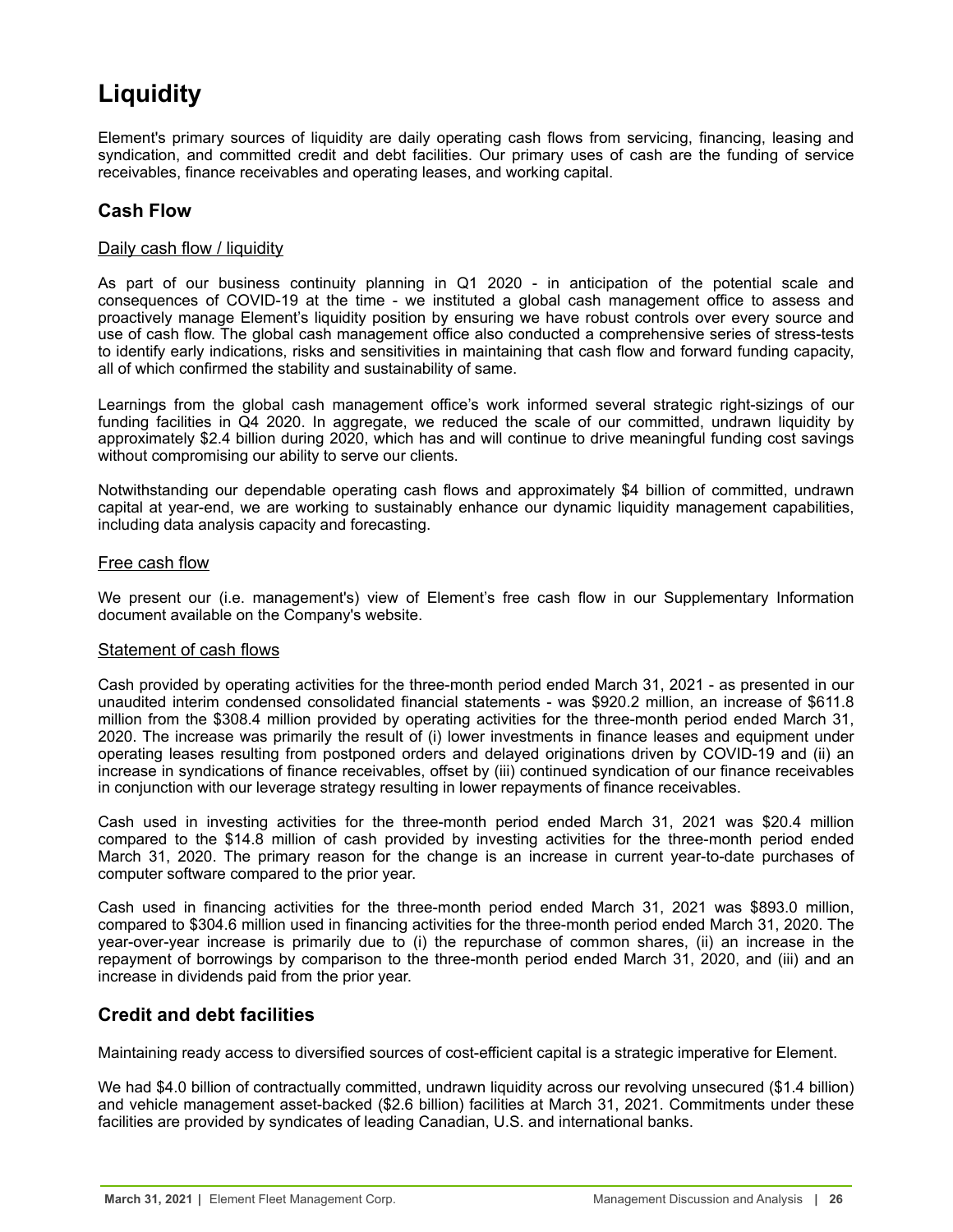# Liquidity

Element's primary sources of liquidity are daily operating cash flows from servicing, financing, leasing and syndication, and committed credit and debt facilities. Our primary uses of cash are the funding of service receivables, finance receivables and operating leases, and working capital.

## Cash Flow

### Daily cash flow / liquidity

As part of our business continuity planning in Q1 2020 - in anticipation of the potential scale and consequences of COVID-19 at the time - we instituted a global cash management office to assess and proactively manage Element's liquidity position by ensuring we have robust controls over every source and use of cash flow. The global cash management office also conducted a comprehensive series of stress-tests to identify early indications, risks and sensitivities in maintaining that cash flow and forward funding capacity, all of which confirmed the stability and sustainability of same.

Learnings from the global cash management office's work informed several strategic right-sizings of our funding facilities in Q4 2020. In aggregate, we reduced the scale of our committed, undrawn liquidity by approximately $2.4 billion during 2020, which has and will continue to drive meaningful funding cost savings without compromising our ability to serve our clients.

Notwithstanding our dependable operating cash flows and approximately $4 billion of committed, undrawn capital at year-end, we are working to sustainably enhance our dynamic liquidity management capabilities, including data analysis capacity and forecasting.

### Free cash flow

We present our (i.e. management's) view of Element's free cash flow in our Supplementary Information document available on the Company's website.

### Statement of cash flows

Cash provided by operating activities for the three-month period ended March 31, 2021 - as presented in our unaudited interim condensed consolidated financial statements - was $920.2 million, an increase of $611.8 million from the $308.4 million provided by operating activities for the three-month period ended March 31, 2020. The increase was primarily the result of (i) lower investments in finance leases and equipment under operating leases resulting from postponed orders and delayed originations driven by COVID-19 and (ii) an increase in syndications of finance receivables, offset by (iii) continued syndication of our finance receivables in conjunction with our leverage strategy resulting in lower repayments of finance receivables.

Cash used in investing activities for the three-month period ended March 31, 2021 was $20.4 million compared to the $14.8 million of cash provided by investing activities for the three-month period ended March 31, 2020. The primary reason for the change is an increase in current year-to-date purchases of computer software compared to the prior year.

Cash used in financing activities for the three-month period ended March 31, 2021 was $893.0 million, compared to $304.6 million used in financing activities for the three-month period ended March 31, 2020. The year-over-year increase is primarily due to (i) the repurchase of common shares, (ii) an increase in the repayment of borrowings by comparison to the three-month period ended March 31, 2020, and (iii) and an increase in dividends paid from the prior year.

## Credit and debt facilities

Maintaining ready access to diversified sources of cost-efficient capital is a strategic imperative for Element.

We had $4.0 billion of contractually committed, undrawn liquidity across our revolving unsecured ($1.4 billion) and vehicle management asset-backed ($2.6 billion) facilities at March 31, 2021. Commitments under these facilities are provided by syndicates of leading Canadian, U.S. and international banks.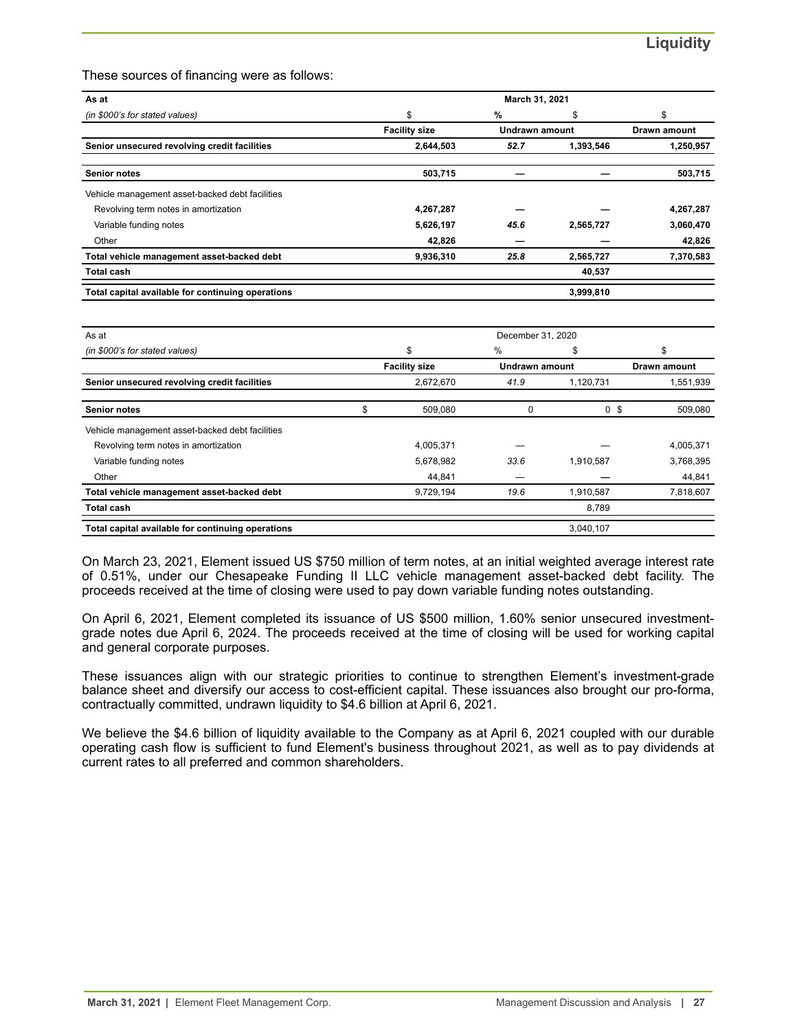## Liquidity

These sources of financing were as follows:

| As at | March 31, 2021 | | | |
|---|---|---|---|---|
| *(in $000's for stated values)* | $ | % | $ | $ |
| | **Facility size** | **Undrawn amount** | | **Drawn amount** |
| **Senior unsecured revolving credit facilities** | **2,644,503** | ***52.7*** | **1,393,546** | **1,250,957** |
| **Senior notes** | **503,715** | **—** | **—** | **503,715** |
| Vehicle management asset-backed debt facilities | | | | |
| Revolving term notes in amortization | **4,267,287** | **—** | **—** | **4,267,287** |
| Variable funding notes | **5,626,197** | ***45.6*** | **2,565,727** | **3,060,470** |
| Other | **42,826** | **—** | **—** | **42,826** |
| **Total vehicle management asset-backed debt** | **9,936,310** | ***25.8*** | **2,565,727** | **7,370,583** |
| **Total cash** | | | **40,537** | |
| **Total capital available for continuing operations** | | | **3,999,810** | |

| As at | December 31, 2020 | | | |
|---|---|---|---|---|
| *(in $000's for stated values)* | $ | % | $ | $ |
| | **Facility size** | **Undrawn amount** | | **Drawn amount** |
| **Senior unsecured revolving credit facilities** | 2,672,670 | *41.9* | 1,120,731 | 1,551,939 |
| **Senior notes** | $ 509,080 | 0 | 0 | $ 509,080 |
| Vehicle management asset-backed debt facilities | | | | |
| Revolving term notes in amortization | 4,005,371 | — | — | 4,005,371 |
| Variable funding notes | 5,678,982 | *33.6* | 1,910,587 | 3,768,395 |
| Other | 44,841 | — | — | 44,841 |
| **Total vehicle management asset-backed debt** | 9,729,194 | *19.6* | 1,910,587 | 7,818,607 |
| **Total cash** | | | 8,789 | |
| **Total capital available for continuing operations** | | | 3,040,107 | |

On March 23, 2021, Element issued US $750 million of term notes, at an initial weighted average interest rate of 0.51%, under our Chesapeake Funding II LLC vehicle management asset-backed debt facility. The proceeds received at the time of closing were used to pay down variable funding notes outstanding.

On April 6, 2021, Element completed its issuance of US $500 million, 1.60% senior unsecured investment-grade notes due April 6, 2024. The proceeds received at the time of closing will be used for working capital and general corporate purposes.

These issuances align with our strategic priorities to continue to strengthen Element's investment-grade balance sheet and diversify our access to cost-efficient capital. These issuances also brought our pro-forma, contractually committed, undrawn liquidity to $4.6 billion at April 6, 2021.

We believe the $4.6 billion of liquidity available to the Company as at April 6, 2021 coupled with our durable operating cash flow is sufficient to fund Element's business throughout 2021, as well as to pay dividends at current rates to all preferred and common shareholders.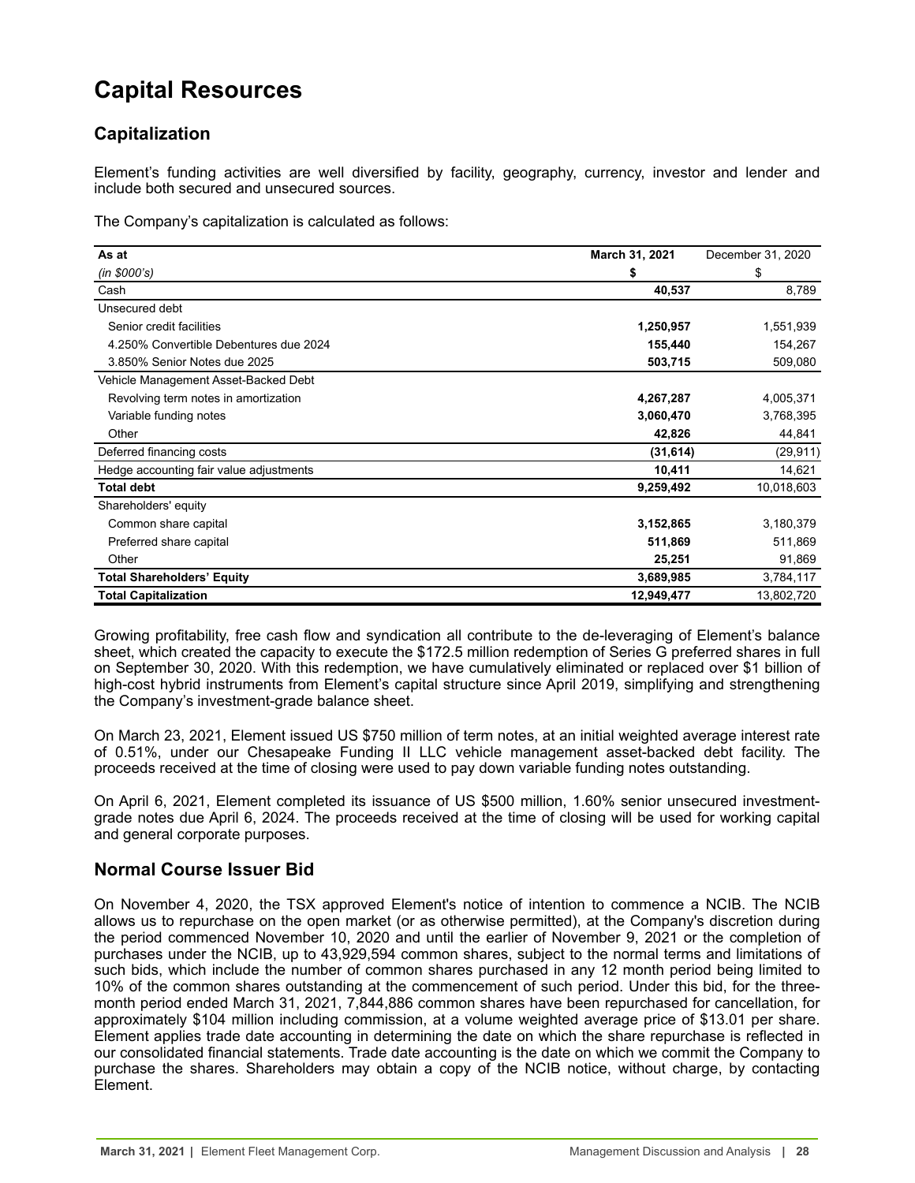# Capital Resources

## Capitalization

Element's funding activities are well diversified by facility, geography, currency, investor and lender and include both secured and unsecured sources.

The Company's capitalization is calculated as follows:

| As at | March 31, 2021 | December 31, 2020 |
|---|---|---|
| *(in $000's)* | **$** | $ |
| Cash | **40,537** | 8,789 |
| Unsecured debt | | |
| Senior credit facilities | **1,250,957** | 1,551,939 |
| 4.250% Convertible Debentures due 2024 | **155,440** | 154,267 |
| 3.850% Senior Notes due 2025 | **503,715** | 509,080 |
| Vehicle Management Asset-Backed Debt | | |
| Revolving term notes in amortization | **4,267,287** | 4,005,371 |
| Variable funding notes | **3,060,470** | 3,768,395 |
| Other | **42,826** | 44,841 |
| Deferred financing costs | **(31,614)** | (29,911) |
| Hedge accounting fair value adjustments | **10,411** | 14,621 |
| **Total debt** | **9,259,492** | 10,018,603 |
| Shareholders' equity | | |
| Common share capital | **3,152,865** | 3,180,379 |
| Preferred share capital | **511,869** | 511,869 |
| Other | **25,251** | 91,869 |
| **Total Shareholders' Equity** | **3,689,985** | 3,784,117 |
| **Total Capitalization** | **12,949,477** | 13,802,720 |

Growing profitability, free cash flow and syndication all contribute to the de-leveraging of Element's balance sheet, which created the capacity to execute the $172.5 million redemption of Series G preferred shares in full on September 30, 2020. With this redemption, we have cumulatively eliminated or replaced over $1 billion of high-cost hybrid instruments from Element's capital structure since April 2019, simplifying and strengthening the Company's investment-grade balance sheet.

On March 23, 2021, Element issued US $750 million of term notes, at an initial weighted average interest rate of 0.51%, under our Chesapeake Funding II LLC vehicle management asset-backed debt facility. The proceeds received at the time of closing were used to pay down variable funding notes outstanding.

On April 6, 2021, Element completed its issuance of US $500 million, 1.60% senior unsecured investment-grade notes due April 6, 2024. The proceeds received at the time of closing will be used for working capital and general corporate purposes.

## Normal Course Issuer Bid

On November 4, 2020, the TSX approved Element's notice of intention to commence a NCIB. The NCIB allows us to repurchase on the open market (or as otherwise permitted), at the Company's discretion during the period commenced November 10, 2020 and until the earlier of November 9, 2021 or the completion of purchases under the NCIB, up to 43,929,594 common shares, subject to the normal terms and limitations of such bids, which include the number of common shares purchased in any 12 month period being limited to 10% of the common shares outstanding at the commencement of such period. Under this bid, for the three-month period ended March 31, 2021, 7,844,886 common shares have been repurchased for cancellation, for approximately $104 million including commission, at a volume weighted average price of $13.01 per share. Element applies trade date accounting in determining the date on which the share repurchase is reflected in our consolidated financial statements. Trade date accounting is the date on which we commit the Company to purchase the shares. Shareholders may obtain a copy of the NCIB notice, without charge, by contacting Element.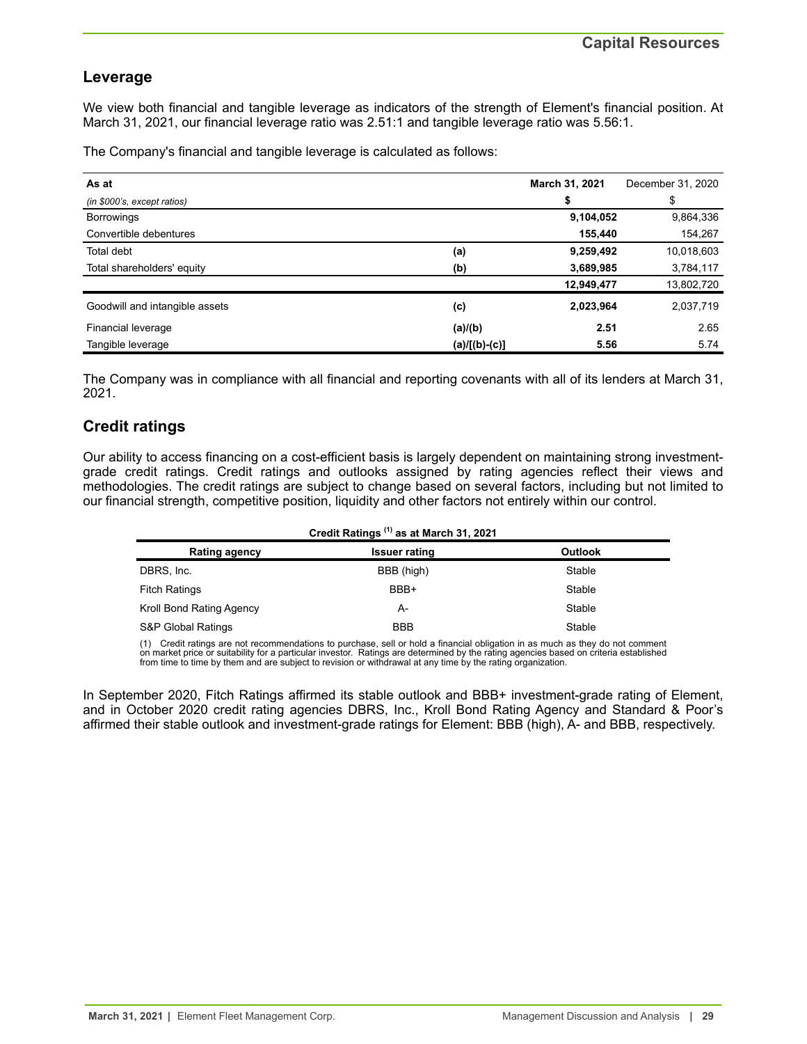## Capital Resources

## Leverage

We view both financial and tangible leverage as indicators of the strength of Element's financial position. At March 31, 2021, our financial leverage ratio was 2.51:1 and tangible leverage ratio was 5.56:1.

The Company's financial and tangible leverage is calculated as follows:

| As at | | March 31, 2021 | December 31, 2020 |
|---|---|---|---|
| *(in $000's, except ratios)* | | **$** | $ |
| Borrowings | | **9,104,052** | 9,864,336 |
| Convertible debentures | | **155,440** | 154,267 |
| Total debt | **(a)** | **9,259,492** | 10,018,603 |
| Total shareholders' equity | **(b)** | **3,689,985** | 3,784,117 |
| | | **12,949,477** | 13,802,720 |
| Goodwill and intangible assets | **(c)** | **2,023,964** | 2,037,719 |
| Financial leverage | **(a)/(b)** | **2.51** | 2.65 |
| Tangible leverage | **(a)/[(b)-(c)]** | **5.56** | 5.74 |

The Company was in compliance with all financial and reporting covenants with all of its lenders at March 31, 2021.

## Credit ratings

Our ability to access financing on a cost-efficient basis is largely dependent on maintaining strong investment-grade credit ratings. Credit ratings and outlooks assigned by rating agencies reflect their views and methodologies. The credit ratings are subject to change based on several factors, including but not limited to our financial strength, competitive position, liquidity and other factors not entirely within our control.

**Credit Ratings [(1)] as at March 31, 2021**

| Rating agency | Issuer rating | Outlook |
|---|---|---|
| DBRS, Inc. | BBB (high) | Stable |
| Fitch Ratings | BBB+ | Stable |
| Kroll Bond Rating Agency | A- | Stable |
| S&P Global Ratings | BBB | Stable |

(1) Credit ratings are not recommendations to purchase, sell or hold a financial obligation in as much as they do not comment on market price or suitability for a particular investor. Ratings are determined by the rating agencies based on criteria established from time to time by them and are subject to revision or withdrawal at any time by the rating organization.

In September 2020, Fitch Ratings affirmed its stable outlook and BBB+ investment-grade rating of Element, and in October 2020 credit rating agencies DBRS, Inc., Kroll Bond Rating Agency and Standard & Poor's affirmed their stable outlook and investment-grade ratings for Element: BBB (high), A- and BBB, respectively.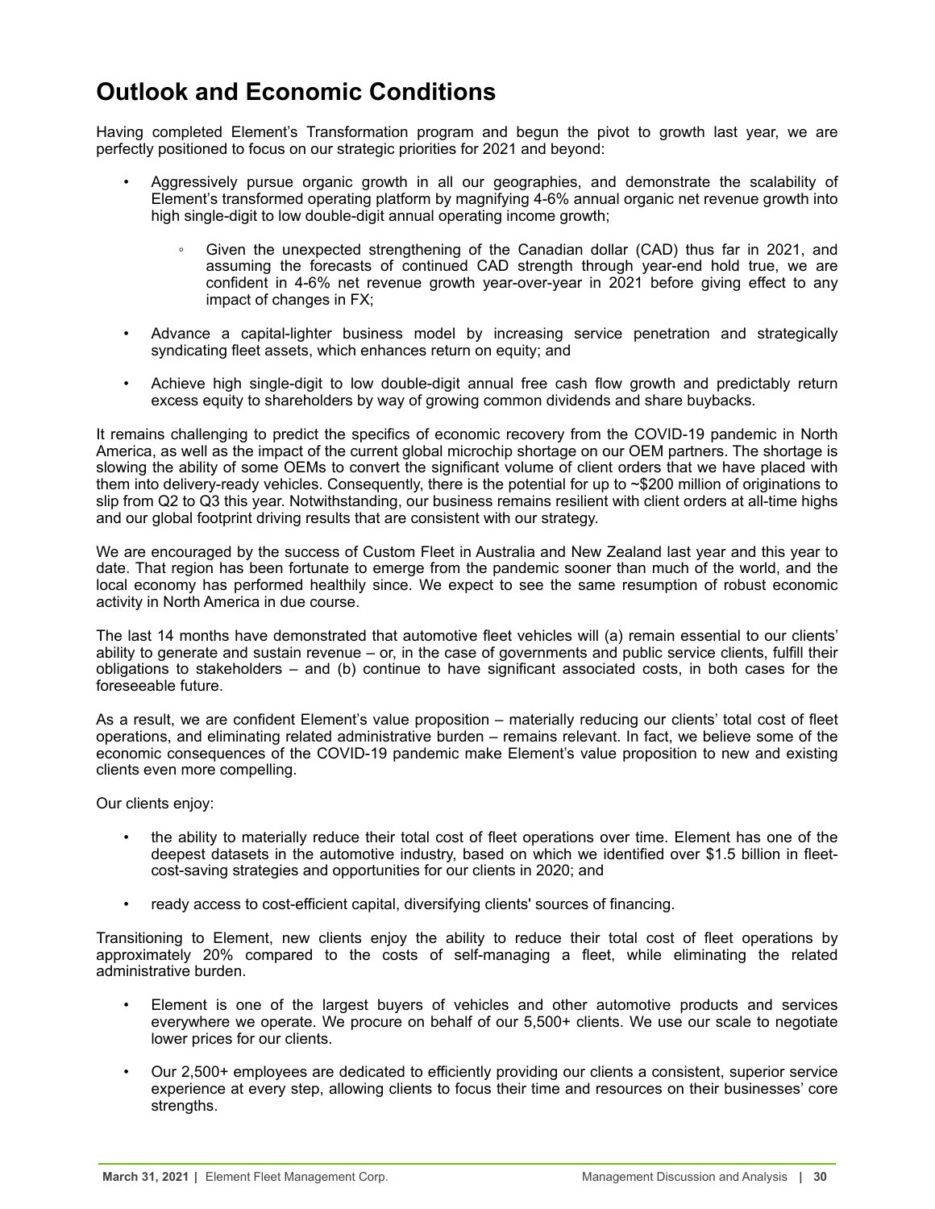# Outlook and Economic Conditions

Having completed Element's Transformation program and begun the pivot to growth last year, we are perfectly positioned to focus on our strategic priorities for 2021 and beyond:

- Aggressively pursue organic growth in all our geographies, and demonstrate the scalability of Element's transformed operating platform by magnifying 4-6% annual organic net revenue growth into high single-digit to low double-digit annual operating income growth;
    - Given the unexpected strengthening of the Canadian dollar (CAD) thus far in 2021, and assuming the forecasts of continued CAD strength through year-end hold true, we are confident in 4-6% net revenue growth year-over-year in 2021 before giving effect to any impact of changes in FX;
- Advance a capital-lighter business model by increasing service penetration and strategically syndicating fleet assets, which enhances return on equity; and
- Achieve high single-digit to low double-digit annual free cash flow growth and predictably return excess equity to shareholders by way of growing common dividends and share buybacks.

It remains challenging to predict the specifics of economic recovery from the COVID-19 pandemic in North America, as well as the impact of the current global microchip shortage on our OEM partners. The shortage is slowing the ability of some OEMs to convert the significant volume of client orders that we have placed with them into delivery-ready vehicles. Consequently, there is the potential for up to ~$200 million of originations to slip from Q2 to Q3 this year. Notwithstanding, our business remains resilient with client orders at all-time highs and our global footprint driving results that are consistent with our strategy.

We are encouraged by the success of Custom Fleet in Australia and New Zealand last year and this year to date. That region has been fortunate to emerge from the pandemic sooner than much of the world, and the local economy has performed healthily since. We expect to see the same resumption of robust economic activity in North America in due course.

The last 14 months have demonstrated that automotive fleet vehicles will (a) remain essential to our clients' ability to generate and sustain revenue – or, in the case of governments and public service clients, fulfill their obligations to stakeholders – and (b) continue to have significant associated costs, in both cases for the foreseeable future.

As a result, we are confident Element's value proposition – materially reducing our clients' total cost of fleet operations, and eliminating related administrative burden – remains relevant. In fact, we believe some of the economic consequences of the COVID-19 pandemic make Element's value proposition to new and existing clients even more compelling.

Our clients enjoy:

- the ability to materially reduce their total cost of fleet operations over time. Element has one of the deepest datasets in the automotive industry, based on which we identified over $1.5 billion in fleet-cost-saving strategies and opportunities for our clients in 2020; and
- ready access to cost-efficient capital, diversifying clients' sources of financing.

Transitioning to Element, new clients enjoy the ability to reduce their total cost of fleet operations by approximately 20% compared to the costs of self-managing a fleet, while eliminating the related administrative burden.

- Element is one of the largest buyers of vehicles and other automotive products and services everywhere we operate. We procure on behalf of our 5,500+ clients. We use our scale to negotiate lower prices for our clients.
- Our 2,500+ employees are dedicated to efficiently providing our clients a consistent, superior service experience at every step, allowing clients to focus their time and resources on their businesses' core strengths.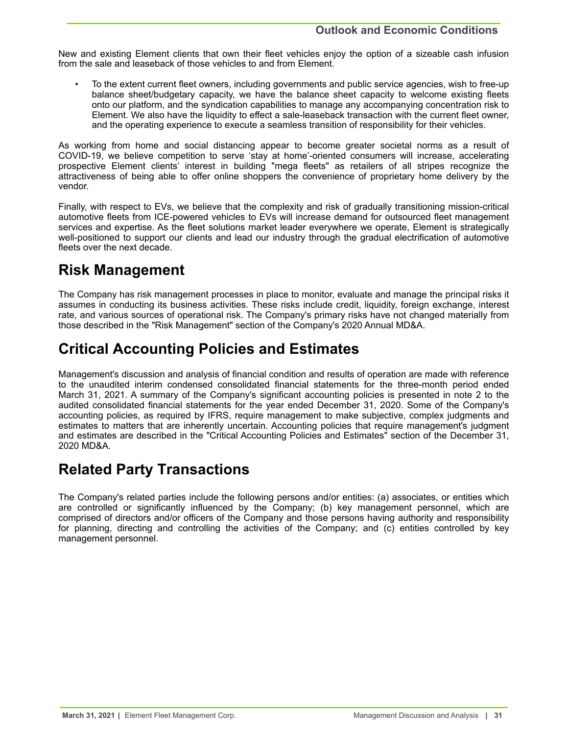New and existing Element clients that own their fleet vehicles enjoy the option of a sizeable cash infusion from the sale and leaseback of those vehicles to and from Element.

- To the extent current fleet owners, including governments and public service agencies, wish to free-up balance sheet/budgetary capacity, we have the balance sheet capacity to welcome existing fleets onto our platform, and the syndication capabilities to manage any accompanying concentration risk to Element. We also have the liquidity to effect a sale-leaseback transaction with the current fleet owner, and the operating experience to execute a seamless transition of responsibility for their vehicles.

As working from home and social distancing appear to become greater societal norms as a result of COVID-19, we believe competition to serve 'stay at home'-oriented consumers will increase, accelerating prospective Element clients' interest in building "mega fleets" as retailers of all stripes recognize the attractiveness of being able to offer online shoppers the convenience of proprietary home delivery by the vendor.

Finally, with respect to EVs, we believe that the complexity and risk of gradually transitioning mission-critical automotive fleets from ICE-powered vehicles to EVs will increase demand for outsourced fleet management services and expertise. As the fleet solutions market leader everywhere we operate, Element is strategically well-positioned to support our clients and lead our industry through the gradual electrification of automotive fleets over the next decade.

# Risk Management

The Company has risk management processes in place to monitor, evaluate and manage the principal risks it assumes in conducting its business activities. These risks include credit, liquidity, foreign exchange, interest rate, and various sources of operational risk. The Company's primary risks have not changed materially from those described in the "Risk Management" section of the Company's 2020 Annual MD&A.

# Critical Accounting Policies and Estimates

Management's discussion and analysis of financial condition and results of operation are made with reference to the unaudited interim condensed consolidated financial statements for the three-month period ended March 31, 2021. A summary of the Company's significant accounting policies is presented in note 2 to the audited consolidated financial statements for the year ended December 31, 2020. Some of the Company's accounting policies, as required by IFRS, require management to make subjective, complex judgments and estimates to matters that are inherently uncertain. Accounting policies that require management's judgment and estimates are described in the "Critical Accounting Policies and Estimates" section of the December 31, 2020 MD&A.

# Related Party Transactions

The Company's related parties include the following persons and/or entities: (a) associates, or entities which are controlled or significantly influenced by the Company; (b) key management personnel, which are comprised of directors and/or officers of the Company and those persons having authority and responsibility for planning, directing and controlling the activities of the Company; and (c) entities controlled by key management personnel.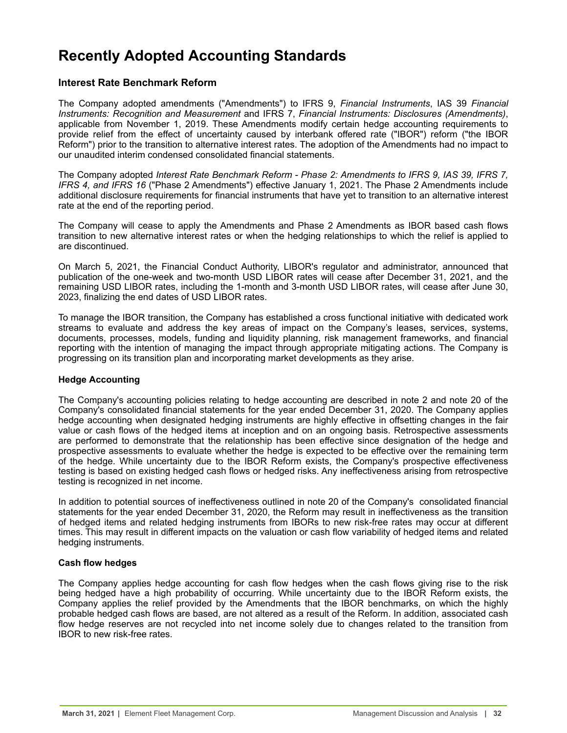# Recently Adopted Accounting Standards

### Interest Rate Benchmark Reform

The Company adopted amendments ("Amendments") to IFRS 9, *Financial Instruments*, IAS 39 *Financial Instruments: Recognition and Measurement* and IFRS 7, *Financial Instruments: Disclosures (Amendments)*, applicable from November 1, 2019. These Amendments modify certain hedge accounting requirements to provide relief from the effect of uncertainty caused by interbank offered rate ("IBOR") reform ("the IBOR Reform") prior to the transition to alternative interest rates. The adoption of the Amendments had no impact to our unaudited interim condensed consolidated financial statements.

The Company adopted *Interest Rate Benchmark Reform - Phase 2: Amendments to IFRS 9, IAS 39, IFRS 7, IFRS 4, and IFRS 16* ("Phase 2 Amendments") effective January 1, 2021. The Phase 2 Amendments include additional disclosure requirements for financial instruments that have yet to transition to an alternative interest rate at the end of the reporting period.

The Company will cease to apply the Amendments and Phase 2 Amendments as IBOR based cash flows transition to new alternative interest rates or when the hedging relationships to which the relief is applied to are discontinued.

On March 5, 2021, the Financial Conduct Authority, LIBOR's regulator and administrator, announced that publication of the one-week and two-month USD LIBOR rates will cease after December 31, 2021, and the remaining USD LIBOR rates, including the 1-month and 3-month USD LIBOR rates, will cease after June 30, 2023, finalizing the end dates of USD LIBOR rates.

To manage the IBOR transition, the Company has established a cross functional initiative with dedicated work streams to evaluate and address the key areas of impact on the Company's leases, services, systems, documents, processes, models, funding and liquidity planning, risk management frameworks, and financial reporting with the intention of managing the impact through appropriate mitigating actions. The Company is progressing on its transition plan and incorporating market developments as they arise.

#### Hedge Accounting

The Company's accounting policies relating to hedge accounting are described in note 2 and note 20 of the Company's consolidated financial statements for the year ended December 31, 2020. The Company applies hedge accounting when designated hedging instruments are highly effective in offsetting changes in the fair value or cash flows of the hedged items at inception and on an ongoing basis. Retrospective assessments are performed to demonstrate that the relationship has been effective since designation of the hedge and prospective assessments to evaluate whether the hedge is expected to be effective over the remaining term of the hedge. While uncertainty due to the IBOR Reform exists, the Company's prospective effectiveness testing is based on existing hedged cash flows or hedged risks. Any ineffectiveness arising from retrospective testing is recognized in net income.

In addition to potential sources of ineffectiveness outlined in note 20 of the Company's consolidated financial statements for the year ended December 31, 2020, the Reform may result in ineffectiveness as the transition of hedged items and related hedging instruments from IBORs to new risk-free rates may occur at different times. This may result in different impacts on the valuation or cash flow variability of hedged items and related hedging instruments.

#### Cash flow hedges

The Company applies hedge accounting for cash flow hedges when the cash flows giving rise to the risk being hedged have a high probability of occurring. While uncertainty due to the IBOR Reform exists, the Company applies the relief provided by the Amendments that the IBOR benchmarks, on which the highly probable hedged cash flows are based, are not altered as a result of the Reform. In addition, associated cash flow hedge reserves are not recycled into net income solely due to changes related to the transition from IBOR to new risk-free rates.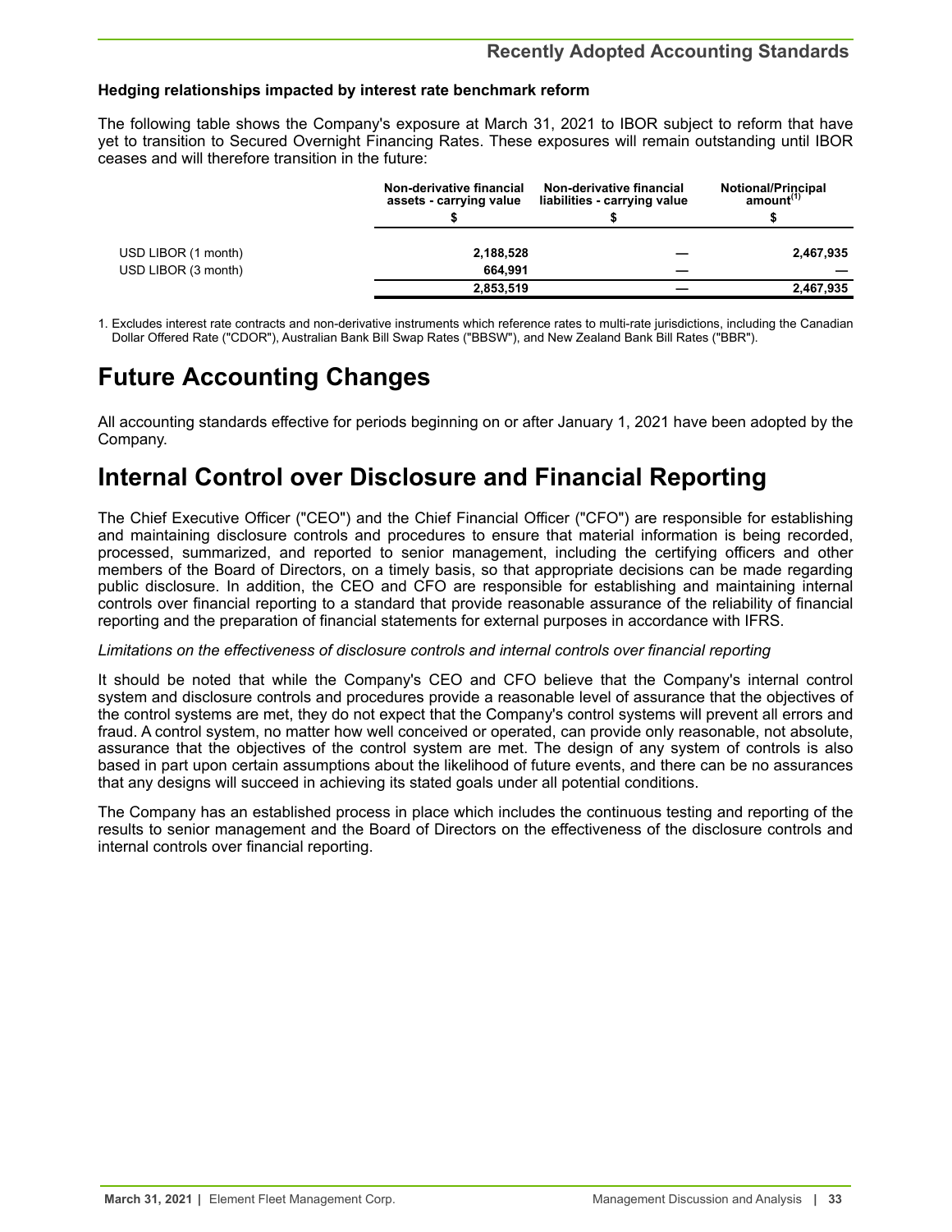### Hedging relationships impacted by interest rate benchmark reform

The following table shows the Company's exposure at March 31, 2021 to IBOR subject to reform that have yet to transition to Secured Overnight Financing Rates. These exposures will remain outstanding until IBOR ceases and will therefore transition in the future:

| | Non-derivative financial assets - carrying value | Non-derivative financial liabilities - carrying value | Notional/Principal amount[1] |
|---|---|---|---|
| | $ | $ | $ |
| USD LIBOR (1 month) | 2,188,528 | — | 2,467,935 |
| USD LIBOR (3 month) | 664,991 | — | — |
| | **2,853,519** | **—** | **2,467,935** |

1. Excludes interest rate contracts and non-derivative instruments which reference rates to multi-rate jurisdictions, including the Canadian Dollar Offered Rate ("CDOR"), Australian Bank Bill Swap Rates ("BBSW"), and New Zealand Bank Bill Rates ("BBR").

# Future Accounting Changes

All accounting standards effective for periods beginning on or after January 1, 2021 have been adopted by the Company.

# Internal Control over Disclosure and Financial Reporting

The Chief Executive Officer ("CEO") and the Chief Financial Officer ("CFO") are responsible for establishing and maintaining disclosure controls and procedures to ensure that material information is being recorded, processed, summarized, and reported to senior management, including the certifying officers and other members of the Board of Directors, on a timely basis, so that appropriate decisions can be made regarding public disclosure. In addition, the CEO and CFO are responsible for establishing and maintaining internal controls over financial reporting to a standard that provide reasonable assurance of the reliability of financial reporting and the preparation of financial statements for external purposes in accordance with IFRS.

*Limitations on the effectiveness of disclosure controls and internal controls over financial reporting*

It should be noted that while the Company's CEO and CFO believe that the Company's internal control system and disclosure controls and procedures provide a reasonable level of assurance that the objectives of the control systems are met, they do not expect that the Company's control systems will prevent all errors and fraud. A control system, no matter how well conceived or operated, can provide only reasonable, not absolute, assurance that the objectives of the control system are met. The design of any system of controls is also based in part upon certain assumptions about the likelihood of future events, and there can be no assurances that any designs will succeed in achieving its stated goals under all potential conditions.

The Company has an established process in place which includes the continuous testing and reporting of the results to senior management and the Board of Directors on the effectiveness of the disclosure controls and internal controls over financial reporting.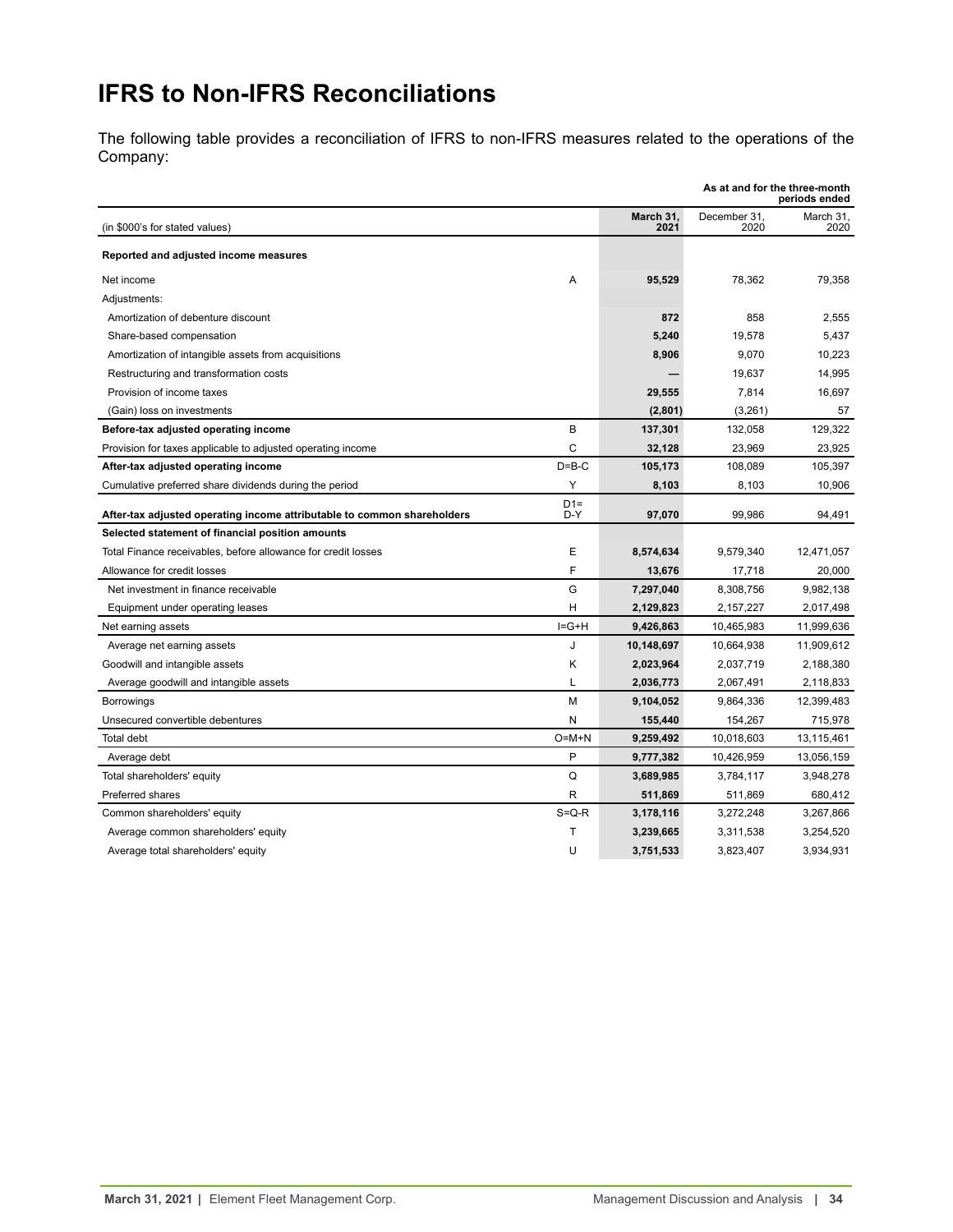# IFRS to Non-IFRS Reconciliations

The following table provides a reconciliation of IFRS to non-IFRS measures related to the operations of the Company:

| (in $000's for stated values) | | As at and for the three-month periods ended | | |
|---|---|---|---|---|
| | | **March 31, 2021** | December 31, 2020 | March 31, 2020 |
| **Reported and adjusted income measures** | | | | |
| Net income | A | **95,529** | 78,362 | 79,358 |
| Adjustments: | | | | |
| Amortization of debenture discount | | **872** | 858 | 2,555 |
| Share-based compensation | | **5,240** | 19,578 | 5,437 |
| Amortization of intangible assets from acquisitions | | **8,906** | 9,070 | 10,223 |
| Restructuring and transformation costs | | **—** | 19,637 | 14,995 |
| Provision of income taxes | | **29,555** | 7,814 | 16,697 |
| (Gain) loss on investments | | **(2,801)** | (3,261) | 57 |
| **Before-tax adjusted operating income** | B | **137,301** | 132,058 | 129,322 |
| Provision for taxes applicable to adjusted operating income | C | **32,128** | 23,969 | 23,925 |
| **After-tax adjusted operating income** | D=B-C | **105,173** | 108,089 | 105,397 |
| Cumulative preferred share dividends during the period | Y | **8,103** | 8,103 | 10,906 |
| **After-tax adjusted operating income attributable to common shareholders** | D1= D-Y | **97,070** | 99,986 | 94,491 |
| **Selected statement of financial position amounts** | | | | |
| Total Finance receivables, before allowance for credit losses | E | **8,574,634** | 9,579,340 | 12,471,057 |
| Allowance for credit losses | F | **13,676** | 17,718 | 20,000 |
| Net investment in finance receivable | G | **7,297,040** | 8,308,756 | 9,982,138 |
| Equipment under operating leases | H | **2,129,823** | 2,157,227 | 2,017,498 |
| Net earning assets | I=G+H | **9,426,863** | 10,465,983 | 11,999,636 |
| Average net earning assets | J | **10,148,697** | 10,664,938 | 11,909,612 |
| Goodwill and intangible assets | K | **2,023,964** | 2,037,719 | 2,188,380 |
| Average goodwill and intangible assets | L | **2,036,773** | 2,067,491 | 2,118,833 |
| Borrowings | M | **9,104,052** | 9,864,336 | 12,399,483 |
| Unsecured convertible debentures | N | **155,440** | 154,267 | 715,978 |
| Total debt | O=M+N | **9,259,492** | 10,018,603 | 13,115,461 |
| Average debt | P | **9,777,382** | 10,426,959 | 13,056,159 |
| Total shareholders' equity | Q | **3,689,985** | 3,784,117 | 3,948,278 |
| Preferred shares | R | **511,869** | 511,869 | 680,412 |
| Common shareholders' equity | S=Q-R | **3,178,116** | 3,272,248 | 3,267,866 |
| Average common shareholders' equity | T | **3,239,665** | 3,311,538 | 3,254,520 |
| Average total shareholders' equity | U | **3,751,533** | 3,823,407 | 3,934,931 |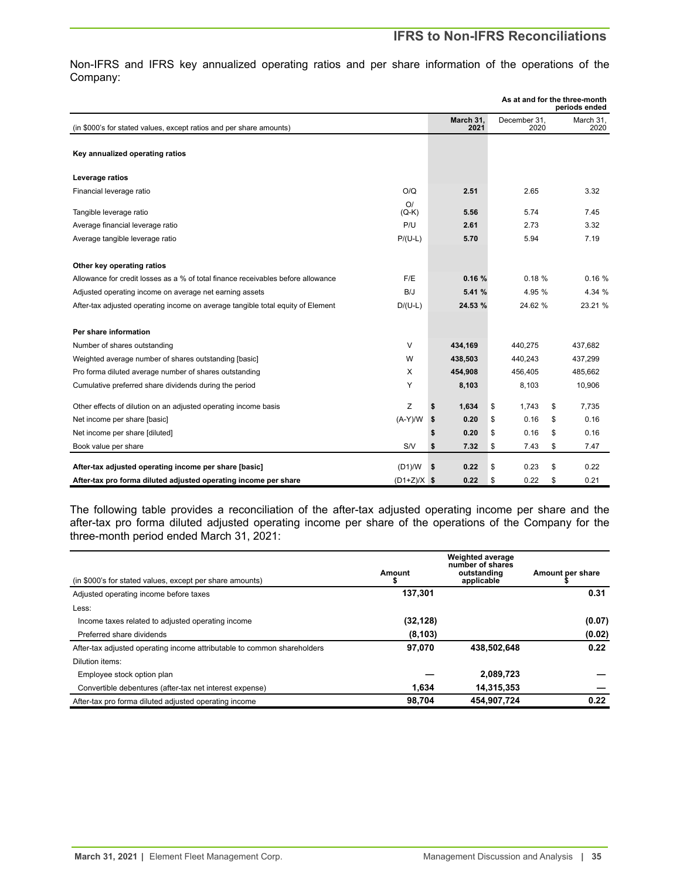## IFRS to Non-IFRS Reconciliations

Non-IFRS and IFRS key annualized operating ratios and per share information of the operations of the Company:

| (in $000's for stated values, except ratios and per share amounts) | | As at and for the three-month periods ended March 31, 2021 | December 31, 2020 | March 31, 2020 |
|---|---|---|---|---|
| **Key annualized operating ratios** | | | | |
| **Leverage ratios** | | | | |
| Financial leverage ratio | O/Q | **2.51** | 2.65 | 3.32 |
| Tangible leverage ratio | O/(Q-K) | **5.56** | 5.74 | 7.45 |
| Average financial leverage ratio | P/U | **2.61** | 2.73 | 3.32 |
| Average tangible leverage ratio | P/(U-L) | **5.70** | 5.94 | 7.19 |
| **Other key operating ratios** | | | | |
| Allowance for credit losses as a % of total finance receivables before allowance | F/E | **0.16 %** | 0.18 % | 0.16 % |
| Adjusted operating income on average net earning assets | B/J | **5.41 %** | 4.95 % | 4.34 % |
| After-tax adjusted operating income on average tangible total equity of Element | D/(U-L) | **24.53 %** | 24.62 % | 23.21 % |
| **Per share information** | | | | |
| Number of shares outstanding | V | **434,169** | 440,275 | 437,682 |
| Weighted average number of shares outstanding [basic] | W | **438,503** | 440,243 | 437,299 |
| Pro forma diluted average number of shares outstanding | X | **454,908** | 456,405 | 485,662 |
| Cumulative preferred share dividends during the period | Y | **8,103** | 8,103 | 10,906 |
| Other effects of dilution on an adjusted operating income basis | Z | **$ 1,634** | $ 1,743 | $ 7,735 |
| Net income per share [basic] | (A-Y)/W | **$ 0.20** | $ 0.16 | $ 0.16 |
| Net income per share [diluted] | | **$ 0.20** | $ 0.16 | $ 0.16 |
| Book value per share | S/V | **$ 7.32** | $ 7.43 | $ 7.47 |
| **After-tax adjusted operating income per share [basic]** | (D1)/W | **$ 0.22** | $ 0.23 | $ 0.22 |
| **After-tax pro forma diluted adjusted operating income per share** | (D1+Z)/X | **$ 0.22** | $ 0.22 | $ 0.21 |

The following table provides a reconciliation of the after-tax adjusted operating income per share and the after-tax pro forma diluted adjusted operating income per share of the operations of the Company for the three-month period ended March 31, 2021:

| (in $000's for stated values, except per share amounts) | Amount $ | Weighted average number of shares outstanding applicable | Amount per share $ |
|---|---|---|---|
| Adjusted operating income before taxes | **137,301** | | **0.31** |
| Less: | | | |
| Income taxes related to adjusted operating income | **(32,128)** | | **(0.07)** |
| Preferred share dividends | **(8,103)** | | **(0.02)** |
| After-tax adjusted operating income attributable to common shareholders | **97,070** | **438,502,648** | **0.22** |
| Dilution items: | | | |
| Employee stock option plan | **—** | **2,089,723** | **—** |
| Convertible debentures (after-tax net interest expense) | **1,634** | **14,315,353** | **—** |
| After-tax pro forma diluted adjusted operating income | **98,704** | **454,907,724** | **0.22** |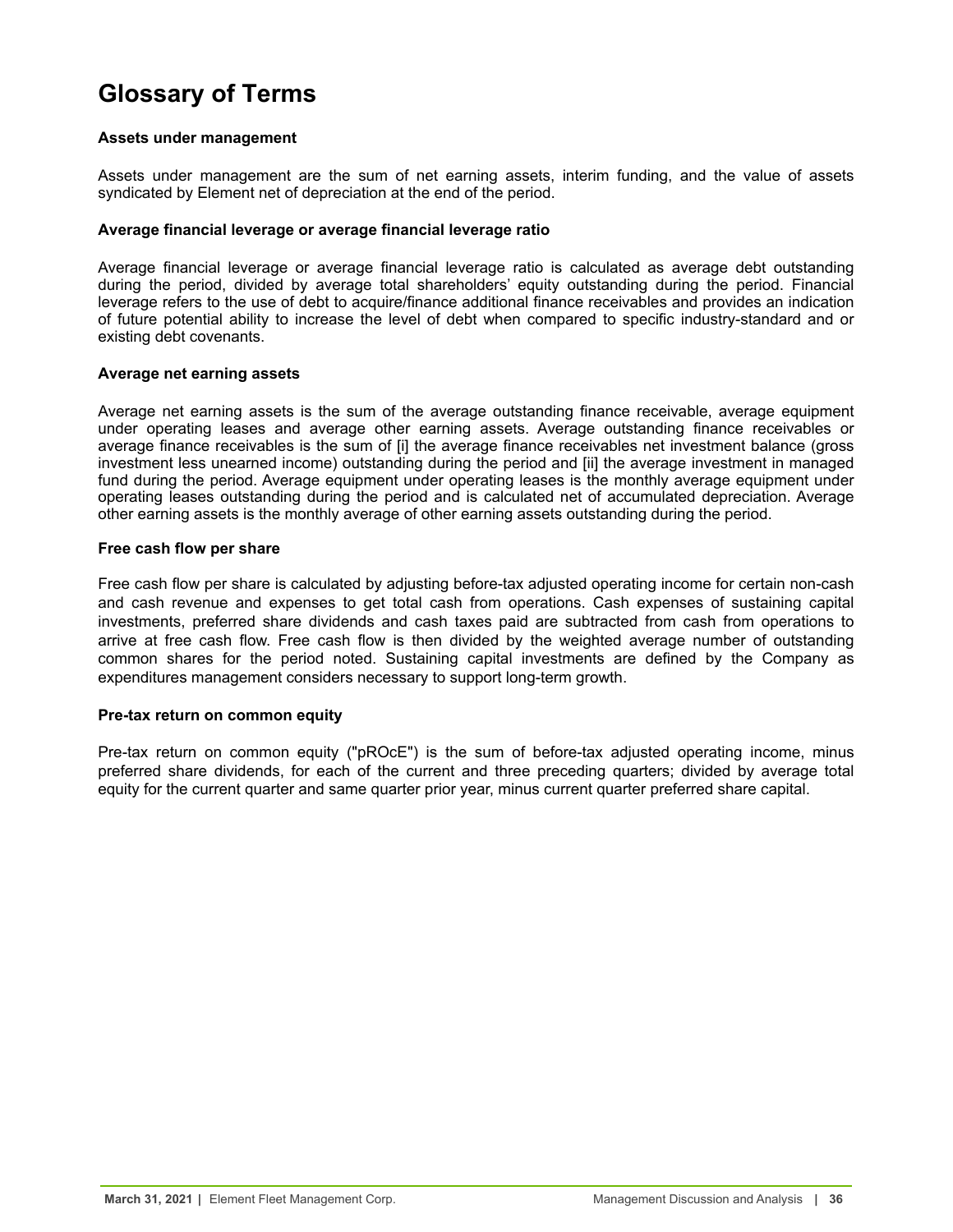# Glossary of Terms

**Assets under management**

Assets under management are the sum of net earning assets, interim funding, and the value of assets syndicated by Element net of depreciation at the end of the period.

**Average financial leverage or average financial leverage ratio**

Average financial leverage or average financial leverage ratio is calculated as average debt outstanding during the period, divided by average total shareholders' equity outstanding during the period. Financial leverage refers to the use of debt to acquire/finance additional finance receivables and provides an indication of future potential ability to increase the level of debt when compared to specific industry-standard and or existing debt covenants.

**Average net earning assets**

Average net earning assets is the sum of the average outstanding finance receivable, average equipment under operating leases and average other earning assets. Average outstanding finance receivables or average finance receivables is the sum of [i] the average finance receivables net investment balance (gross investment less unearned income) outstanding during the period and [ii] the average investment in managed fund during the period. Average equipment under operating leases is the monthly average equipment under operating leases outstanding during the period and is calculated net of accumulated depreciation. Average other earning assets is the monthly average of other earning assets outstanding during the period.

**Free cash flow per share**

Free cash flow per share is calculated by adjusting before-tax adjusted operating income for certain non-cash and cash revenue and expenses to get total cash from operations. Cash expenses of sustaining capital investments, preferred share dividends and cash taxes paid are subtracted from cash from operations to arrive at free cash flow. Free cash flow is then divided by the weighted average number of outstanding common shares for the period noted. Sustaining capital investments are defined by the Company as expenditures management considers necessary to support long-term growth.

**Pre-tax return on common equity**

Pre-tax return on common equity ("pROcE") is the sum of before-tax adjusted operating income, minus preferred share dividends, for each of the current and three preceding quarters; divided by average total equity for the current quarter and same quarter prior year, minus current quarter preferred share capital.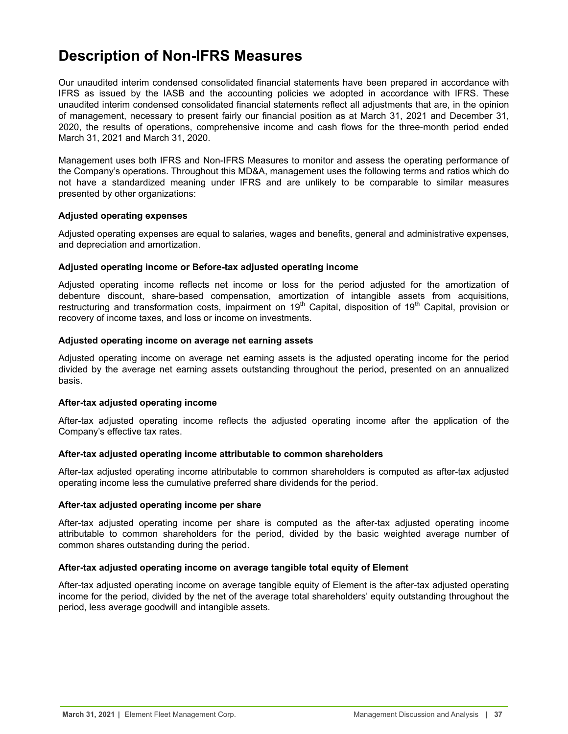# Description of Non-IFRS Measures

Our unaudited interim condensed consolidated financial statements have been prepared in accordance with IFRS as issued by the IASB and the accounting policies we adopted in accordance with IFRS. These unaudited interim condensed consolidated financial statements reflect all adjustments that are, in the opinion of management, necessary to present fairly our financial position as at March 31, 2021 and December 31, 2020, the results of operations, comprehensive income and cash flows for the three-month period ended March 31, 2021 and March 31, 2020.

Management uses both IFRS and Non-IFRS Measures to monitor and assess the operating performance of the Company's operations. Throughout this MD&A, management uses the following terms and ratios which do not have a standardized meaning under IFRS and are unlikely to be comparable to similar measures presented by other organizations:

**Adjusted operating expenses**

Adjusted operating expenses are equal to salaries, wages and benefits, general and administrative expenses, and depreciation and amortization.

**Adjusted operating income or Before-tax adjusted operating income**

Adjusted operating income reflects net income or loss for the period adjusted for the amortization of debenture discount, share-based compensation, amortization of intangible assets from acquisitions, restructuring and transformation costs, impairment on 19th Capital, disposition of 19th Capital, provision or recovery of income taxes, and loss or income on investments.

**Adjusted operating income on average net earning assets**

Adjusted operating income on average net earning assets is the adjusted operating income for the period divided by the average net earning assets outstanding throughout the period, presented on an annualized basis.

**After-tax adjusted operating income**

After-tax adjusted operating income reflects the adjusted operating income after the application of the Company's effective tax rates.

**After-tax adjusted operating income attributable to common shareholders**

After-tax adjusted operating income attributable to common shareholders is computed as after-tax adjusted operating income less the cumulative preferred share dividends for the period.

**After-tax adjusted operating income per share**

After-tax adjusted operating income per share is computed as the after-tax adjusted operating income attributable to common shareholders for the period, divided by the basic weighted average number of common shares outstanding during the period.

**After-tax adjusted operating income on average tangible total equity of Element**

After-tax adjusted operating income on average tangible equity of Element is the after-tax adjusted operating income for the period, divided by the net of the average total shareholders' equity outstanding throughout the period, less average goodwill and intangible assets.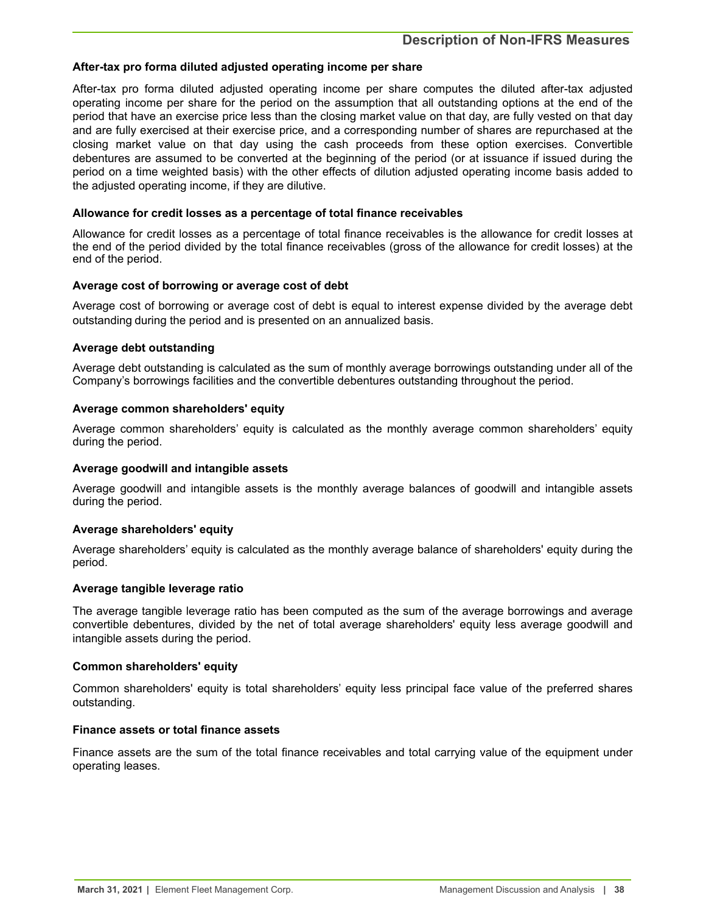## Description of Non-IFRS Measures

### After-tax pro forma diluted adjusted operating income per share

After-tax pro forma diluted adjusted operating income per share computes the diluted after-tax adjusted operating income per share for the period on the assumption that all outstanding options at the end of the period that have an exercise price less than the closing market value on that day, are fully vested on that day and are fully exercised at their exercise price, and a corresponding number of shares are repurchased at the closing market value on that day using the cash proceeds from these option exercises. Convertible debentures are assumed to be converted at the beginning of the period (or at issuance if issued during the period on a time weighted basis) with the other effects of dilution adjusted operating income basis added to the adjusted operating income, if they are dilutive.

### Allowance for credit losses as a percentage of total finance receivables

Allowance for credit losses as a percentage of total finance receivables is the allowance for credit losses at the end of the period divided by the total finance receivables (gross of the allowance for credit losses) at the end of the period.

### Average cost of borrowing or average cost of debt

Average cost of borrowing or average cost of debt is equal to interest expense divided by the average debt outstanding during the period and is presented on an annualized basis.

### Average debt outstanding

Average debt outstanding is calculated as the sum of monthly average borrowings outstanding under all of the Company's borrowings facilities and the convertible debentures outstanding throughout the period.

### Average common shareholders' equity

Average common shareholders' equity is calculated as the monthly average common shareholders' equity during the period.

### Average goodwill and intangible assets

Average goodwill and intangible assets is the monthly average balances of goodwill and intangible assets during the period.

### Average shareholders' equity

Average shareholders' equity is calculated as the monthly average balance of shareholders' equity during the period.

### Average tangible leverage ratio

The average tangible leverage ratio has been computed as the sum of the average borrowings and average convertible debentures, divided by the net of total average shareholders' equity less average goodwill and intangible assets during the period.

### Common shareholders' equity

Common shareholders' equity is total shareholders' equity less principal face value of the preferred shares outstanding.

### Finance assets or total finance assets

Finance assets are the sum of the total finance receivables and total carrying value of the equipment under operating leases.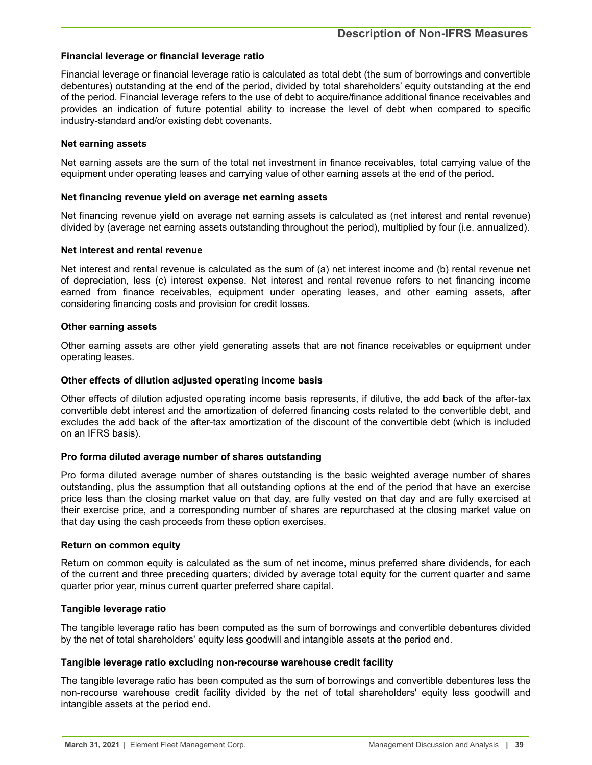#### Financial leverage or financial leverage ratio

Financial leverage or financial leverage ratio is calculated as total debt (the sum of borrowings and convertible debentures) outstanding at the end of the period, divided by total shareholders' equity outstanding at the end of the period. Financial leverage refers to the use of debt to acquire/finance additional finance receivables and provides an indication of future potential ability to increase the level of debt when compared to specific industry-standard and/or existing debt covenants.

#### Net earning assets

Net earning assets are the sum of the total net investment in finance receivables, total carrying value of the equipment under operating leases and carrying value of other earning assets at the end of the period.

#### Net financing revenue yield on average net earning assets

Net financing revenue yield on average net earning assets is calculated as (net interest and rental revenue) divided by (average net earning assets outstanding throughout the period), multiplied by four (i.e. annualized).

#### Net interest and rental revenue

Net interest and rental revenue is calculated as the sum of (a) net interest income and (b) rental revenue net of depreciation, less (c) interest expense. Net interest and rental revenue refers to net financing income earned from finance receivables, equipment under operating leases, and other earning assets, after considering financing costs and provision for credit losses.

#### Other earning assets

Other earning assets are other yield generating assets that are not finance receivables or equipment under operating leases.

#### Other effects of dilution adjusted operating income basis

Other effects of dilution adjusted operating income basis represents, if dilutive, the add back of the after-tax convertible debt interest and the amortization of deferred financing costs related to the convertible debt, and excludes the add back of the after-tax amortization of the discount of the convertible debt (which is included on an IFRS basis).

#### Pro forma diluted average number of shares outstanding

Pro forma diluted average number of shares outstanding is the basic weighted average number of shares outstanding, plus the assumption that all outstanding options at the end of the period that have an exercise price less than the closing market value on that day, are fully vested on that day and are fully exercised at their exercise price, and a corresponding number of shares are repurchased at the closing market value on that day using the cash proceeds from these option exercises.

#### Return on common equity

Return on common equity is calculated as the sum of net income, minus preferred share dividends, for each of the current and three preceding quarters; divided by average total equity for the current quarter and same quarter prior year, minus current quarter preferred share capital.

#### Tangible leverage ratio

The tangible leverage ratio has been computed as the sum of borrowings and convertible debentures divided by the net of total shareholders' equity less goodwill and intangible assets at the period end.

#### Tangible leverage ratio excluding non-recourse warehouse credit facility

The tangible leverage ratio has been computed as the sum of borrowings and convertible debentures less the non-recourse warehouse credit facility divided by the net of total shareholders' equity less goodwill and intangible assets at the period end.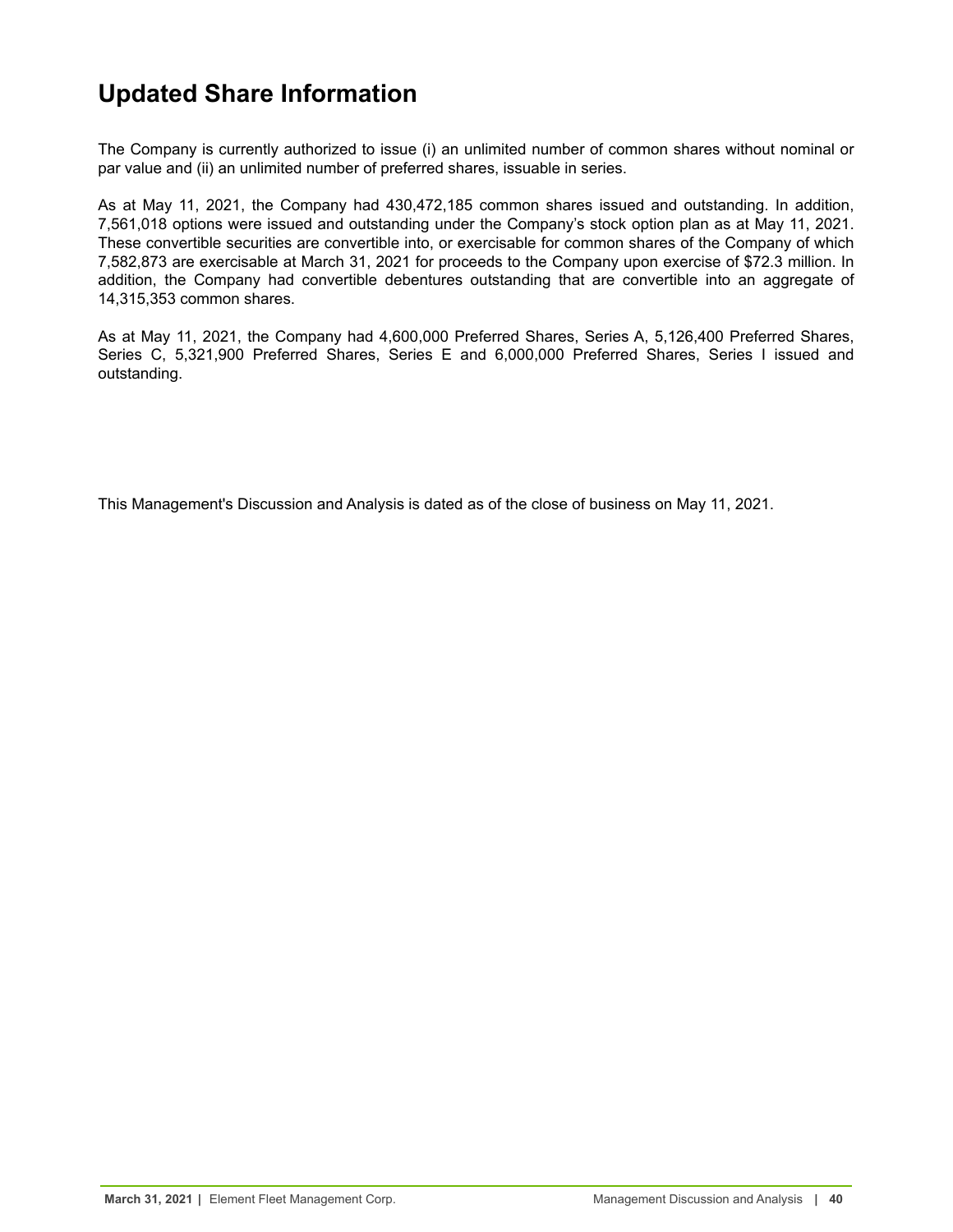# Updated Share Information

The Company is currently authorized to issue (i) an unlimited number of common shares without nominal or par value and (ii) an unlimited number of preferred shares, issuable in series.

As at May 11, 2021, the Company had 430,472,185 common shares issued and outstanding. In addition, 7,561,018 options were issued and outstanding under the Company's stock option plan as at May 11, 2021. These convertible securities are convertible into, or exercisable for common shares of the Company of which 7,582,873 are exercisable at March 31, 2021 for proceeds to the Company upon exercise of $72.3 million. In addition, the Company had convertible debentures outstanding that are convertible into an aggregate of 14,315,353 common shares.

As at May 11, 2021, the Company had 4,600,000 Preferred Shares, Series A, 5,126,400 Preferred Shares, Series C, 5,321,900 Preferred Shares, Series E and 6,000,000 Preferred Shares, Series I issued and outstanding.

This Management's Discussion and Analysis is dated as of the close of business on May 11, 2021.